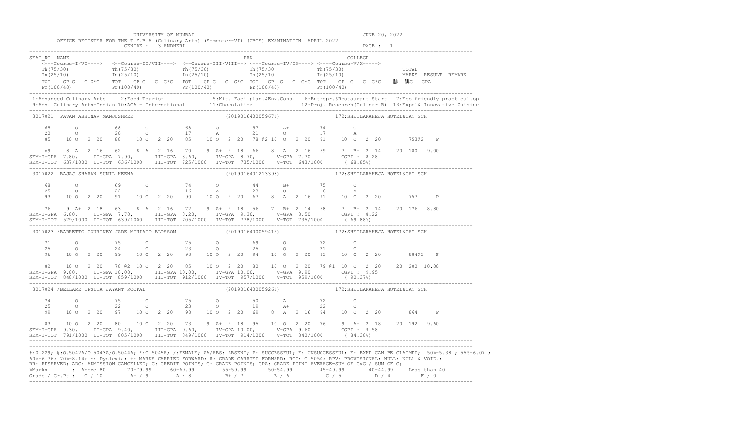UNIVERSITY OF MUMBAI

JUNE 20, 2022

OFFICE REGISTER FOR THE T.Y.B.A (Culinary Arts) (Semester-VI) (CBCS) EXAMINATION APRIL 2022

CENTRE : 3 ANDHERI

```
SEAT_NO  NAME                                                              PRN                                    COLLEGE
    <---Course-I/VI----> <--Course-II/VII----> <--Course-III/VIII--> <---Course-IV/IX----> <----Course-V/X----->
    Th(75/30)            Th(75/30)             Th(75/30)             Th(75/30)             Th(75/30)                  TOTAL
    In(25/10)            In(25/10)             In(25/10)             In(25/10)             In(25/10)                  MARKS  RESULT  REMARK
    TOT   GP G  C G*C   TOT   GP G  C G*C   TOT   GP G  C G*C  TOT   GP G  C G*C  TOT   GP G  C G*C     䞊  䞊G  GPA
    Pr(100/40)          Pr(100/40)          Pr(100/40)          Pr(100/40)          Pr(100/40)
-----------------------------------------------------------------------------------------------------------------------------------
 1:Advanced Culinary Arts    2:Food Tourism              5:Kit. Faci.plan.&Env.Cons.  6:Entrepr.&Restaurant Start  7:Eco friendly pract.cul.op
 9:Adv. Culinary Arts-Indian 10:ACA - International      11:Chocolatier               12:Proj. Research(Culinar B)  13:Expml& Innovative Cuisine
-----------------------------------------------------------------------------------------------------------------------------------
3017021  PAVAN ABHINAV MANJUSHREE                               (2019016400059671)              172:SHEILARAHEJA HOTEL&CAT SCH

    65       O           68       O           68       O           57       A+          74       O
    20       O           20       O           17       A           21       O           17       A
    85    10 O  2  20    88    10 O  2  20    85    10 O  2  20    78 @2 10 O  2  20    91    10 O  2  20         753@2   P

    69     8 A  2  16    62     8 A  2  16    70     9 A+ 2  18    66     8 A  2  16    59     7 B+ 2  14    20  180  9.00
SEM-I-GPA  7.80,    II-GPA  7.90,     III-GPA  8.60,    IV-GPA  8.70,     V-GPA  7.70       CGPI :  8.28
SEM-I-TOT  637/1000  II-TOT  636/1000   III-TOT  725/1000  IV-TOT  735/1000   V-TOT  643/1000      ( 68.85%)
-----------------------------------------------------------------------------------------------------------------------------------
3017022  BAJAJ SHARAN SUNIL HEENA                               (2019016401213393)              172:SHEILARAHEJA HOTEL&CAT SCH

    68       O           69       O           74       O           44       B+          75       O
    25       O           22       O           16       A           23       O           16       A
    93    10 O  2  20    91    10 O  2  20    90    10 O  2  20    67     8 A  2  16    91    10 O  2  20         757     P

    76     9 A+ 2  18    63     8 A  2  16    72     9 A+ 2  18    56     7 B+ 2  14    58     7 B+ 2  14    20  176  8.80
SEM-I-GPA  6.80,    II-GPA  7.70,     III-GPA  8.20,    IV-GPA  9.30,     V-GPA  8.50       CGPI :  8.22
SEM-I-TOT  579/1000  II-TOT  639/1000   III-TOT  705/1000  IV-TOT  778/1000   V-TOT  735/1000      ( 69.88%)
-----------------------------------------------------------------------------------------------------------------------------------
3017023 /BARRETTO COURTNEY JADE MINIATO BLOSSOM                 (2019016400059415)              172:SHEILARAHEJA HOTEL&CAT SCH

    71       O           75       O           75       O           69       O           72       O
    25       O           24       O           23       O           25       O           21       O
    96    10 O  2  20    99    10 O  2  20    98    10 O  2  20    94    10 O  2  20    93    10 O  2  20         884@3   P

    82    10 O  2  20    78 @2 10 O  2  20    85    10 O  2  20    80    10 O  2  20    79 @1 10 O  2  20    20  200 10.00
SEM-I-GPA  9.80,    II-GPA 10.00,     III-GPA 10.00,    IV-GPA 10.00,     V-GPA  9.90       CGPI :  9.95
SEM-I-TOT  848/1000  II-TOT  859/1000   III-TOT  912/1000  IV-TOT  957/1000   V-TOT  959/1000      ( 90.37%)
-----------------------------------------------------------------------------------------------------------------------------------
3017024 /BELLARE IPSITA JAYANT ROOPAL                           (2019016400059261)              172:SHEILARAHEJA HOTEL&CAT SCH

    74       O           75       O           75       O           50       A           72       O
    25       O           22       O           23       O           19       A+          22       O
    99    10 O  2  20    97    10 O  2  20    98    10 O  2  20    69     8 A  2  16    94    10 O  2  20         864     P

    83    10 O  2  20    80    10 O  2  20    73     9 A+ 2  18    95    10 O  2  20    76     9 A+ 2  18    20  192  9.60
SEM-I-GPA  9.30,    II-GPA  9.40,     III-GPA  9.60,    IV-GPA 10.00,     V-GPA  9.60       CGPI :  9.58
SEM-I-TOT  791/1000  II-TOT  805/1000   III-TOT  849/1000  IV-TOT  914/1000   V-TOT  840/1000      ( 84.38%)
-----------------------------------------------------------------------------------------------------------------------------------
```

#:0.229; @:O.5042A/O.5043A/O.5044A; *:O.5045A; /:FEMALE; AA/ABS: ABSENT; P: SUCCESSFUL; F: UNSUCCESSFUL; E: EXMP CAN BE CLAIMED; 50%-5.38 ; 55%-6.07 ; 60%-6.76; 70%-8.14; ~: Dyslexia; +: MARKS CARRIED FORWARD; $: GRADE CARRIED FORWARD; RCC: O.5050; RPV: PROVISIONAL; NULL: NULL & VOID.; RR: RESERVED; ADC: ADMISSION CANCELLED; C: CREDIT POINTS; G: GRADE POINTS; GPA: GRADE POINT AVERAGE=SUM OF CxG / SUM OF C;

| %Marks | Above 80 | 70-79.99 | 60-69.99 | 55-59.99 | 50-54.99 | 45-49.99 | 40-44.99 | Less than 40 |
|---|---|---|---|---|---|---|---|---|
| Grade / Gr.Pt : | O / 10 | A+ / 9 | A / 8 | B+ / 7 | B / 6 | C / 5 | D / 4 | F / 0 |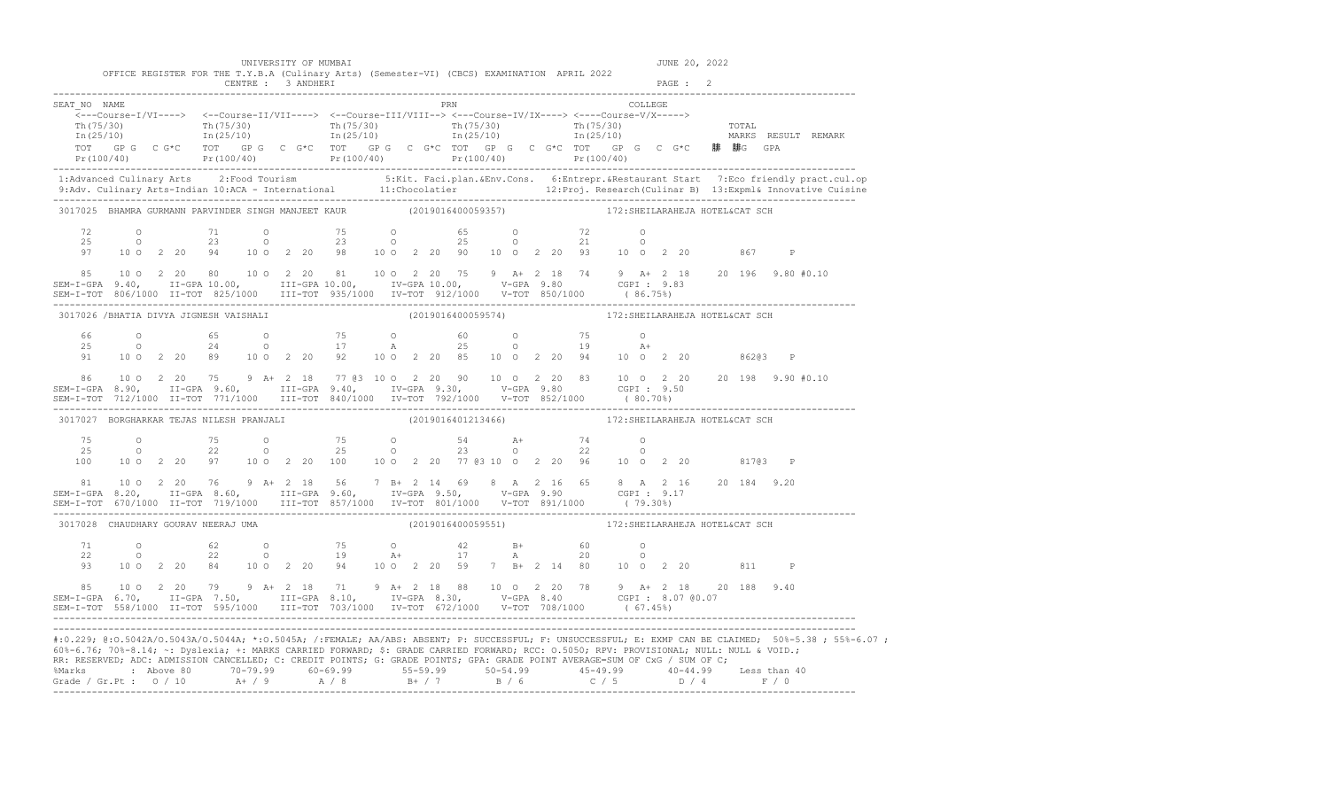UNIVERSITY OF MUMBAI

OFFICE REGISTER FOR THE T.Y.B.A (Culinary Arts) (Semester-VI) (CBCS) EXAMINATION APRIL 2022

CENTRE : 3 ANDHERI

JUNE 20, 2022

```
SEAT_NO  NAME                                                    PRN                                    COLLEGE
   <---Course-I/VI----> <--Course-II/VII----> <--Course-III/VIII--> <---Course-IV/IX----> <----Course-V/X----->
   Th(75/30)            Th(75/30)             Th(75/30)            Th(75/30)             Th(75/30)                  TOTAL
   In(25/10)            In(25/10)             In(25/10)            In(25/10)             In(25/10)                  MARKS  RESULT  REMARK
   TOT   GP G  C G*C   TOT   GP G  C  G*C   TOT   GP G  C  G*C TOT   GP G  C  G*C  TOT   GP G  C  G*C   䄡  䄡G  GPA
   Pr(100/40)           Pr(100/40)            Pr(100/40)           Pr(100/40)            Pr(100/40)
```

1:Advanced Culinary Arts 2:Food Tourism 5:Kit. Faci.plan.&Env.Cons. 6:Entrepr.&Restaurant Start 7:Eco friendly pract.cul.op
9:Adv. Culinary Arts-Indian 10:ACA - International 11:Chocolatier 12:Proj. Research(Culinar B) 13:Expml& Innovative Cuisine

```
3017025  BHAMRA GURMANN PARVINDER SINGH MANJEET KAUR          (2019016400059357)          172:SHEILARAHEJA HOTEL&CAT SCH

    72      O          71      O          75      O          65      O          72      O
    25      O          23      O          23      O          25      O          21      O
    97    10 O  2 20   94    10 O  2 20   98    10 O  2 20   90    10 O  2 20   93    10 O  2 20        867     P

    85    10 O  2 20   80    10 O  2 20   81    10 O  2 20   75     9 A+ 2 18   74     9 A+ 2 18    20 196  9.80 #0.10
SEM-I-GPA  9.40,   II-GPA 10.00,    III-GPA 10.00,    IV-GPA 10.00,    V-GPA 9.80       CGPI : 9.83
SEM-I-TOT  806/1000  II-TOT  825/1000   III-TOT  935/1000  IV-TOT  912/1000   V-TOT  850/1000     ( 86.75%)

3017026  /BHATIA DIVYA JIGNESH VAISHALI                          (2019016400059574)          172:SHEILARAHEJA HOTEL&CAT SCH

    66      O          65      O          75      O          60      O          75      O
    25      O          24      O          17      A          25      O          19      A+
    91    10 O  2 20   89    10 O  2 20   92    10 O  2 20   85    10 O  2 20   94    10 O  2 20        862@3   P

    86    10 O  2 20   75     9 A+ 2 18   77 @3 10 O  2 20   90    10 O  2 20   83    10 O  2 20    20 198  9.90 #0.10
SEM-I-GPA  8.90,   II-GPA  9.60,    III-GPA  9.40,    IV-GPA  9.30,    V-GPA 9.80       CGPI : 9.50
SEM-I-TOT  712/1000  II-TOT  771/1000   III-TOT  840/1000  IV-TOT  792/1000   V-TOT  852/1000     ( 80.70%)

3017027  BORGHARKAR TEJAS NILESH PRANJALI                         (2019016401213466)          172:SHEILARAHEJA HOTEL&CAT SCH

    75      O          75      O          75      O          54      A+         74      O
    25      O          22      O          25      O          23      O          22      O
   100    10 O  2 20   97    10 O  2 20  100    10 O  2 20   77 @3 10 O  2 20   96    10 O  2 20        817@3   P

    81    10 O  2 20   76     9 A+ 2 18   56     7 B+ 2 14   69     8 A  2 16   65     8 A  2 16    20 184  9.20
SEM-I-GPA  8.20,   II-GPA  8.60,    III-GPA  9.60,    IV-GPA  9.50,    V-GPA 9.90       CGPI : 9.17
SEM-I-TOT  670/1000  II-TOT  719/1000   III-TOT  857/1000  IV-TOT  801/1000   V-TOT  891/1000     ( 79.30%)

3017028  CHAUDHARY GOURAV NEERAJ UMA                              (2019016400059551)          172:SHEILARAHEJA HOTEL&CAT SCH

    71      O          62      O          75      O          42      B+         60      O
    22      O          22      O          19      A+         17      A          20      O
    93    10 O  2 20   84    10 O  2 20   94    10 O  2 20   59     7 B+ 2 14   80    10 O  2 20        811     P

    85    10 O  2 20   79     9 A+ 2 18   71     9 A+ 2 18   88    10 O  2 20   78     9 A+ 2 18    20 188  9.40
SEM-I-GPA  6.70,   II-GPA  7.50,    III-GPA  8.10,    IV-GPA  8.30,    V-GPA 8.40       CGPI : 8.07 @0.07
SEM-I-TOT  558/1000  II-TOT  595/1000   III-TOT  703/1000  IV-TOT  672/1000   V-TOT  708/1000     ( 67.45%)
```

#:0.229; @:O.5042A/O.5043A/O.5044A; *:O.5045A; /:FEMALE; AA/ABS: ABSENT; P: SUCCESSFUL; F: UNSUCCESSFUL; E: EXMP CAN BE CLAIMED; 50%=5.38 ; 55%=6.07 ;
60%=6.76; 70%=8.14; ~: Dyslexia; +: MARKS CARRIED FORWARD; $: GRADE CARRIED FORWARD; RCC: O.5050; RPV: PROVISIONAL; NULL: NULL & VOID.;
RR: RESERVED; ADC: ADMISSION CANCELLED; C: CREDIT POINTS; G: GRADE POINTS; GPA: GRADE POINT AVERAGE=SUM OF CxG / SUM OF C;

| %Marks | Above 80 | 70-79.99 | 60-69.99 | 55-59.99 | 50-54.99 | 45-49.99 | 40-44.99 | Less than 40 |
|---|---|---|---|---|---|---|---|---|
| Grade / Gr.Pt : | O / 10 | A+ / 9 | A / 8 | B+ / 7 | B / 6 | C / 5 | D / 4 | F / 0 |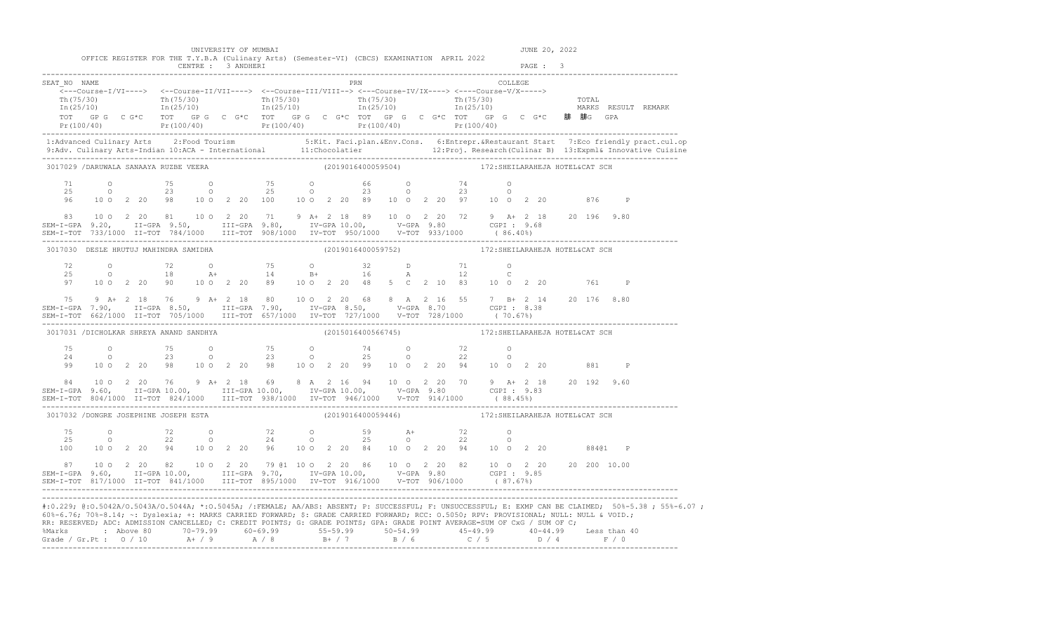UNIVERSITY OF MUMBAI

OFFICE REGISTER FOR THE T.Y.B.A (Culinary Arts) (Semester-VI) (CBCS) EXAMINATION APRIL 2022

CENTRE : 3 ANDHERI

JUNE 20, 2022

```
SEAT_NO  NAME                                                  PRN                                      COLLEGE
    <---Course-I/VI----> <--Course-II/VII----> <--Course-III/VIII--> <---Course-IV/IX----> <----Course-V/X----->
    Th(75/30)            Th(75/30)             Th(75/30)             Th(75/30)             Th(75/30)                TOTAL
    In(25/10)            In(25/10)             In(25/10)             In(25/10)             In(25/10)                MARKS  RESULT  REMARK
    TOT   GP G  C G*C    TOT   GP G  C G*C     TOT   GP G  C G*C     TOT   GP G  C G*C     TOT   GP G  C G*C      C  G   GPA
    Pr(100/40)           Pr(100/40)            Pr(100/40)            Pr(100/40)            Pr(100/40)
```

1:Advanced Culinary Arts  2:Food Tourism  5:Kit. Faci.plan.&Env.Cons.  6:Entrepr.&Restaurant Start  7:Eco friendly pract.cul.op
9:Adv. Culinary Arts-Indian 10:ACA - International  11:Chocolatier  12:Proj. Research(Culinar B)  13:Expml& Innovative Cuisine

```
3017029 /DARUWALA SANAAYA RUZBE VEERA                    (2019016400059504)            172:SHEILARAHEJA HOTEL&CAT SCH

    71      O          75      O          75      O          66      O          74      O
    25      O          23      O          25      O          23      O          23      O
    96    10 O  2 20   98    10 O  2 20   100   10 O  2 20   89    10 O  2 20   97    10 O  2 20       876     P

    83    10 O  2 20   81    10 O  2 20   71     9 A+ 2 18   89    10 O  2 20   72     9 A+ 2 18    20 196  9.80
SEM-I-GPA 9.20,   II-GPA 9.50,      III-GPA 9.80,     IV-GPA 10.00,     V-GPA 9.80        CGPI : 9.68
SEM-I-TOT 733/1000 II-TOT 784/1000  III-TOT 908/1000  IV-TOT 950/1000   V-TOT 933/1000     ( 86.40%)

3017030  DESLE HRUTUJ MAHINDRA SAMIDHA                   (2019016400059752)            172:SHEILARAHEJA HOTEL&CAT SCH

    72      O          72      O          75      O          32      D          71      O
    25      O          18      A+         14      B+         16      A          12      C
    97    10 O  2 20   90    10 O  2 20   89    10 O  2 20   48     5 C  2 10   83    10 O  2 20       761     P

    75     9 A+ 2 18   76     9 A+ 2 18   80    10 O  2 20   68     8 A  2 16   55     7 B+ 2 14    20 176  8.80
SEM-I-GPA 7.90,   II-GPA 8.50,      III-GPA 7.90,     IV-GPA 8.50,      V-GPA 8.70        CGPI : 8.38
SEM-I-TOT 662/1000 II-TOT 705/1000  III-TOT 657/1000  IV-TOT 727/1000   V-TOT 728/1000     ( 70.67%)

3017031 /DICHOLKAR SHREYA ANAND SANDHYA                  (2015016400566745)            172:SHEILARAHEJA HOTEL&CAT SCH

    75      O          75      O          75      O          74      O          72      O
    24      O          23      O          23      O          25      O          22      O
    99    10 O  2 20   98    10 O  2 20   98    10 O  2 20   99    10 O  2 20   94    10 O  2 20       881     P

    84    10 O  2 20   76     9 A+ 2 18   69     8 A  2 16   94    10 O  2 20   70     9 A+ 2 18    20 192  9.60
SEM-I-GPA 9.60,   II-GPA 10.00,     III-GPA 10.00,    IV-GPA 10.00,     V-GPA 9.80        CGPI : 9.83
SEM-I-TOT 804/1000 II-TOT 824/1000  III-TOT 938/1000  IV-TOT 946/1000   V-TOT 914/1000     ( 88.45%)

3017032 /DONGRE JOSEPHINE JOSEPH ESTA                    (2019016400059446)            172:SHEILARAHEJA HOTEL&CAT SCH

    75      O          72      O          72      O          59      A+         72      O
    25      O          22      O          24      O          25      O          22      O
   100    10 O  2 20   94    10 O  2 20   96    10 O  2 20   84    10 O  2 20   94    10 O  2 20       884@1   P

    87    10 O  2 20   82    10 O  2 20   79 @1 10 O  2 20   86    10 O  2 20   82    10 O  2 20    20 200 10.00
SEM-I-GPA 9.60,   II-GPA 10.00,     III-GPA 9.70,     IV-GPA 10.00,     V-GPA 9.80        CGPI : 9.85
SEM-I-TOT 817/1000 II-TOT 841/1000  III-TOT 895/1000  IV-TOT 916/1000   V-TOT 906/1000     ( 87.67%)
```

#:0.229; @:O.5042A/O.5043A/O.5044A; *:O.5045A; /:FEMALE; AA/ABS: ABSENT; P: SUCCESSFUL; F: UNSUCCESSFUL; E: EXMP CAN BE CLAIMED; 50%=5.38 ; 55%=6.07 ; 60%=6.76; 70%=8.14; ~: Dyslexia; +: MARKS CARRIED FORWARD; $: GRADE CARRIED FORWARD; RCC: O.5050; RPV: PROVISIONAL; NULL: NULL & VOID.; RR: RESERVED; ADC: ADMISSION CANCELLED; C: CREDIT POINTS; G: GRADE POINTS; GPA: GRADE POINT AVERAGE=SUM OF CxG / SUM OF C;

| %Marks | Above 80 | 70-79.99 | 60-69.99 | 55-59.99 | 50-54.99 | 45-49.99 | 40-44.99 | Less than 40 |
|---|---|---|---|---|---|---|---|---|
| Grade / Gr.Pt | O / 10 | A+ / 9 | A / 8 | B+ / 7 | B / 6 | C / 5 | D / 4 | F / 0 |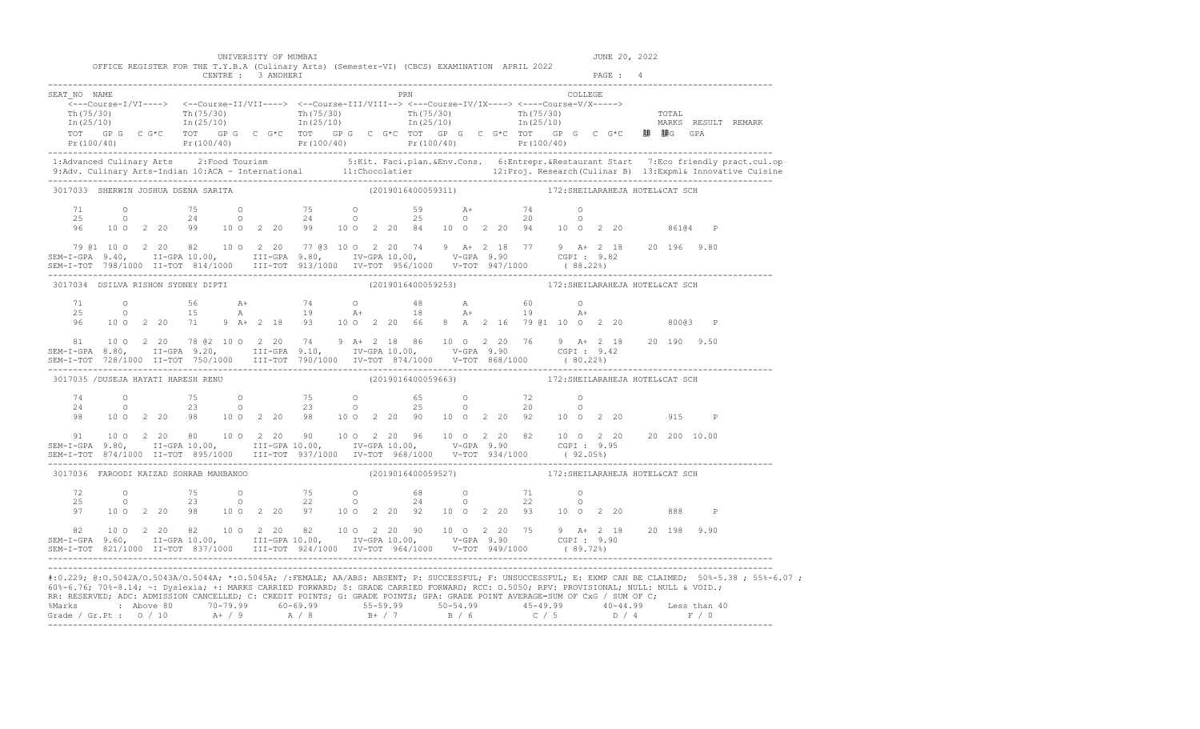UNIVERSITY OF MUMBAI

JUNE 20, 2022

OFFICE REGISTER FOR THE T.Y.B.A (Culinary Arts) (Semester-VI) (CBCS) EXAMINATION APRIL 2022

CENTRE : 3 ANDHERI

PAGE : 4

```
SEAT_NO  NAME                                                           PRN                                   COLLEGE
    <---Course-I/VI----> <--Course-II/VII----> <--Course-III/VIII--> <---Course-IV/IX----> <----Course-V/X----->
    Th(75/30)            Th(75/30)             Th(75/30)             Th(75/30)             Th(75/30)                     TOTAL
    In(25/10)            In(25/10)             In(25/10)             In(25/10)             In(25/10)                     MARKS  RESULT  REMARK
    TOT   GP G  C G*C    TOT   GP G  C  G*C    TOT   GP G  C  G*C TOT   GP G  C  G*C  TOT   GP  G  C  G*C    腓  腓G   GPA
    Pr(100/40)           Pr(100/40)            Pr(100/40)            Pr(100/40)            Pr(100/40)
```

1:Advanced Culinary Arts  2:Food Tourism  5:Kit. Faci.plan.&Env.Cons.  6:Entrepr.&Restaurant Start  7:Eco friendly pract.cul.op
9:Adv. Culinary Arts-Indian 10:ACA - International  11:Chocolatier  12:Proj. Research(Culinar B)  13:Expml& Innovative Cuisine

```
3017033  SHERWIN JOSHUA DSENA SARITA                         (2019016400059311)              172:SHEILARAHEJA HOTEL&CAT SCH

    71       O            75        O            75       O          59       A+         74        O
    25       O            24        O            24       O          25       O          20        O
    96    10 O   2  20    99    10 O  2  20    99    10 O  2  20   84    10  O  2  20   94    10  O  2  20       861@4   P

    79 @1  10 O   2  20   82    10 O  2  20    77 @3  10 O  2  20  74    9  A+  2  18   77    9  A+  2  18    20  196  9.80
SEM-I-GPA  9.40,   II-GPA 10.00,      III-GPA  9.80,     IV-GPA 10.00,     V-GPA  9.90       CGPI : 9.82
SEM-I-TOT  798/1000  II-TOT  814/1000    III-TOT  913/1000  IV-TOT  956/1000   V-TOT  947/1000      ( 88.22%)

3017034  DSILVA RISHON SYDNEY DIPTI                          (2019016400059253)              172:SHEILARAHEJA HOTEL&CAT SCH

    71       O            56        A+           74       O          48       A          60        O
    25       O            15        A            19       A+         18       A+         19        A+
    96    10 O   2  20    71    9  A+  2  18   93    10 O  2  20   66    8  A  2  16   79 @1  10  O  2  20       800@3   P

    81    10 O   2  20    78 @2  10 O  2  20   74    9  A+  2  18  86    10  O  2  20   76    9  A+  2  18    20  190  9.50
SEM-I-GPA  8.80,   II-GPA  9.20,      III-GPA  9.10,     IV-GPA 10.00,     V-GPA  9.90       CGPI : 9.42
SEM-I-TOT  728/1000  II-TOT  750/1000    III-TOT  790/1000  IV-TOT  874/1000   V-TOT  868/1000      ( 80.22%)

3017035 /DUSEJA HAYATI HARESH RENU                           (2019016400059663)              172:SHEILARAHEJA HOTEL&CAT SCH

    74       O            75        O            75       O          65       O          72        O
    24       O            23        O            23       O          25       O          20        O
    98    10 O   2  20    98    10 O  2  20    98    10 O  2  20   90    10  O  2  20   92    10  O  2  20        915    P

    91    10 O   2  20    80    10 O  2  20    90    10 O  2  20   96    10  O  2  20   82    10  O  2  20    20  200  10.00
SEM-I-GPA  9.80,   II-GPA 10.00,      III-GPA 10.00,     IV-GPA 10.00,     V-GPA  9.90       CGPI : 9.95
SEM-I-TOT  874/1000  II-TOT  895/1000    III-TOT  937/1000  IV-TOT  968/1000   V-TOT  934/1000      ( 92.05%)

3017036  FAROODI KAIZAD SOHRAB MAHBANOO                      (2019016400059527)              172:SHEILARAHEJA HOTEL&CAT SCH

    72       O            75        O            75       O          68       O          71        O
    25       O            23        O            22       O          24       O          22        O
    97    10 O   2  20    98    10 O  2  20    97    10 O  2  20   92    10  O  2  20   93    10  O  2  20        888    P

    82    10 O   2  20    82    10 O  2  20    82    10 O  2  20   90    10  O  2  20   75    9  A+  2  18    20  198  9.90
SEM-I-GPA  9.60,   II-GPA 10.00,      III-GPA 10.00,     IV-GPA 10.00,     V-GPA  9.90       CGPI : 9.90
SEM-I-TOT  821/1000  II-TOT  837/1000    III-TOT  924/1000  IV-TOT  964/1000   V-TOT  949/1000      ( 89.72%)
```

#:O.229; @:O.5042A/O.5043A/O.5044A; *:O.5045A; /:FEMALE; AA/ABS: ABSENT; P: SUCCESSFUL; F: UNSUCCESSFUL; E: EXMP CAN BE CLAIMED; 50%=5.38 ; 55%=6.07 ; 60%=6.76; 70%=8.14; ~: Dyslexia; +: MARKS CARRIED FORWARD; $: GRADE CARRIED FORWARD; RCC: O.5050; RPV: PROVISIONAL; NULL: NULL & VOID.; RR: RESERVED; ADC: ADMISSION CANCELLED; C: CREDIT POINTS; G: GRADE POINTS; GPA: GRADE POINT AVERAGE=SUM OF CxG / SUM OF C;

| %Marks | Above 80 | 70-79.99 | 60-69.99 | 55-59.99 | 50-54.99 | 45-49.99 | 40-44.99 | Less than 40 |
|---|---|---|---|---|---|---|---|---|
| Grade / Gr.Pt : | O / 10 | A+ / 9 | A / 8 | B+ / 7 | B / 6 | C / 5 | D / 4 | F / 0 |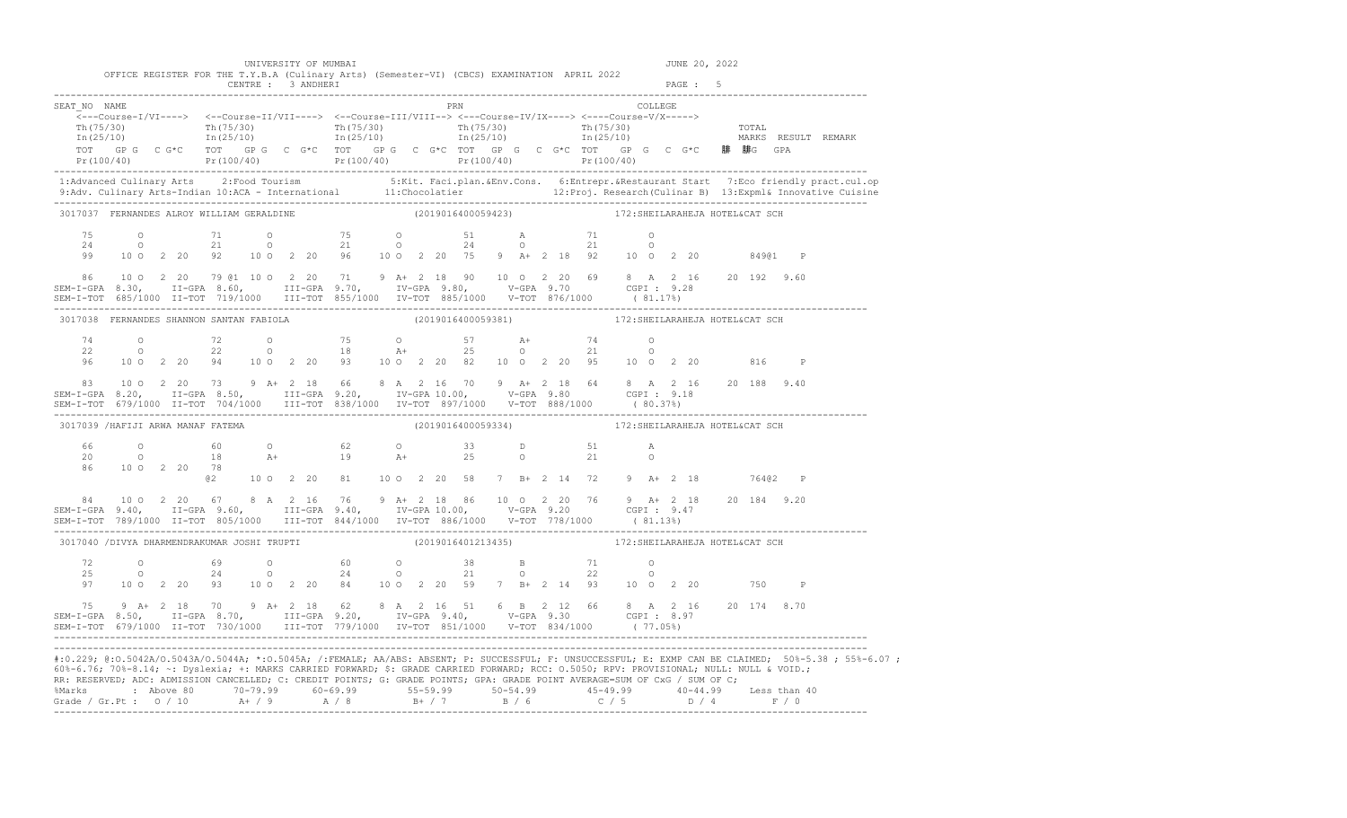UNIVERSITY OF MUMBAI

OFFICE REGISTER FOR THE T.Y.B.A (Culinary Arts) (Semester-VI) (CBCS) EXAMINATION APRIL 2022

CENTRE : 3 ANDHERI

JUNE 20, 2022

PAGE : 5

```
SEAT_NO  NAME                                                        PRN                                   COLLEGE
    <---Course-I/VI----> <--Course-II/VII----> <--Course-III/VIII--> <--Course-IV/IX----> <----Course-V/X----->
    Th(75/30)            Th(75/30)            Th(75/30)            Th(75/30)            Th(75/30)                     TOTAL
    In(25/10)            In(25/10)            In(25/10)            In(25/10)            In(25/10)                     MARKS  RESULT  REMARK
    TOT   GP G  C G*C    TOT   GP G  C G*C    TOT   GP G  C G*C    TOT   GP G  C G*C    TOT   GP G  C G*C     ∑C  ∑CG  GPA
    Pr(100/40)           Pr(100/40)           Pr(100/40)           Pr(100/40)           Pr(100/40)
```

1:Advanced Culinary Arts  2:Food Tourism  5:Kit. Faci.plan.&Env.Cons.  6:Entrepr.&Restaurant Start  7:Eco friendly pract.cul.op
9:Adv. Culinary Arts-Indian 10:ACA - International  11:Chocolatier  12:Proj. Research(Culinar B)  13:Expml& Innovative Cuisine

```
3017037  FERNANDES ALROY WILLIAM GERALDINE              (2019016400059423)              172:SHEILARAHEJA HOTEL&CAT SCH

    75      O          71      O          75      O          51      A          71      O
    24      O          21      O          21      O          24      O          21      O
    99   10 O  2 20    92   10 O  2 20    96   10 O  2 20    75   9  A+ 2 18    92   10 O  2 20         849@1   P

    86   10 O  2 20    79 @1 10 O  2 20   71   9  A+ 2 18    90   10 O  2 20    69   8  A  2 16    20 192  9.60
SEM-I-GPA 8.30,   II-GPA 8.60,    III-GPA 9.70,    IV-GPA 9.80,     V-GPA 9.70       CGPI : 9.28
SEM-I-TOT 685/1000 II-TOT 719/1000   III-TOT 855/1000  IV-TOT 885/1000   V-TOT 876/1000      ( 81.17%)

3017038  FERNANDES SHANNON SANTAN FABIOLA               (2019016400059381)              172:SHEILARAHEJA HOTEL&CAT SCH

    74      O          72      O          75      O          57      A+         74      O
    22      O          22      O          18      A+         25      O          21      O
    96   10 O  2 20    94   10 O  2 20    93   10 O  2 20    82   10 O  2 20    95   10 O  2 20         816     P

    83   10 O  2 20    73   9  A+ 2 18    66   8  A  2 16    70   9  A+ 2 18    64   8  A  2 16    20 188  9.40
SEM-I-GPA 8.20,   II-GPA 8.50,    III-GPA 9.20,    IV-GPA 10.00,    V-GPA 9.80       CGPI : 9.18
SEM-I-TOT 679/1000 II-TOT 704/1000   III-TOT 838/1000  IV-TOT 897/1000   V-TOT 888/1000      ( 80.37%)

3017039 /HAFIJI ARWA MANAF FATEMA                       (2019016400059334)              172:SHEILARAHEJA HOTEL&CAT SCH

    66      O          60      O          62      O          33      D          51      A
    20      O          18      A+         19      A+         25      O          21      O
    86   10 O  2 20    78
                       @2   10 O  2 20    81   10 O  2 20    58   7  B+ 2 14    72   9  A+ 2 18         764@2   P

    84   10 O  2 20    67   8  A  2 16    76   9  A+ 2 18    86   10 O  2 20    76   9  A+ 2 18    20 184  9.20
SEM-I-GPA 9.40,   II-GPA 9.60,    III-GPA 9.40,    IV-GPA 10.00,    V-GPA 9.20       CGPI : 9.47
SEM-I-TOT 789/1000 II-TOT 805/1000   III-TOT 844/1000  IV-TOT 886/1000   V-TOT 778/1000      ( 81.13%)

3017040 /DIVYA DHARMENDRAKUMAR JOSHI TRUPTI             (2019016401213435)              172:SHEILARAHEJA HOTEL&CAT SCH

    72      O          69      O          60      O          38      B          71      O
    25      O          24      O          24      O          21      O          22      O
    97   10 O  2 20    93   10 O  2 20    84   10 O  2 20    59   7  B+ 2 14    93   10 O  2 20         750     P

    75   9  A+ 2 18    70   9  A+ 2 18    62   8  A  2 16    51   6  B  2 12    66   8  A  2 16    20 174  8.70
SEM-I-GPA 8.50,   II-GPA 8.70,    III-GPA 9.20,    IV-GPA 9.40,     V-GPA 9.30       CGPI : 8.97
SEM-I-TOT 679/1000 II-TOT 730/1000   III-TOT 779/1000  IV-TOT 851/1000   V-TOT 834/1000      ( 77.05%)
```

#:O.229; @:O.5042A/O.5043A/O.5044A; *:O.5045A; /:FEMALE; AA/ABS: ABSENT; P: SUCCESSFUL; F: UNSUCCESSFUL; E: EXMP CAN BE CLAIMED; 50%-5.38 ; 55%-6.07 ; 60%-6.76; 70%-8.14; ~: Dyslexia; +: MARKS CARRIED FORWARD; $: GRADE CARRIED FORWARD; RCC: O.5050; RPV: PROVISIONAL; NULL: NULL & VOID.; RR: RESERVED; ADC: ADMISSION CANCELLED; C: CREDIT POINTS; G: GRADE POINTS; GPA: GRADE POINT AVERAGE=SUM OF CxG / SUM OF C;

| %Marks | : Above 80 | 70-79.99 | 60-69.99 | 55-59.99 | 50-54.99 | 45-49.99 | 40-44.99 | Less than 40 |
|---|---|---|---|---|---|---|---|---|
| Grade / Gr.Pt : | O / 10 | A+ / 9 | A / 8 | B+ / 7 | B / 6 | C / 5 | D / 4 | F / 0 |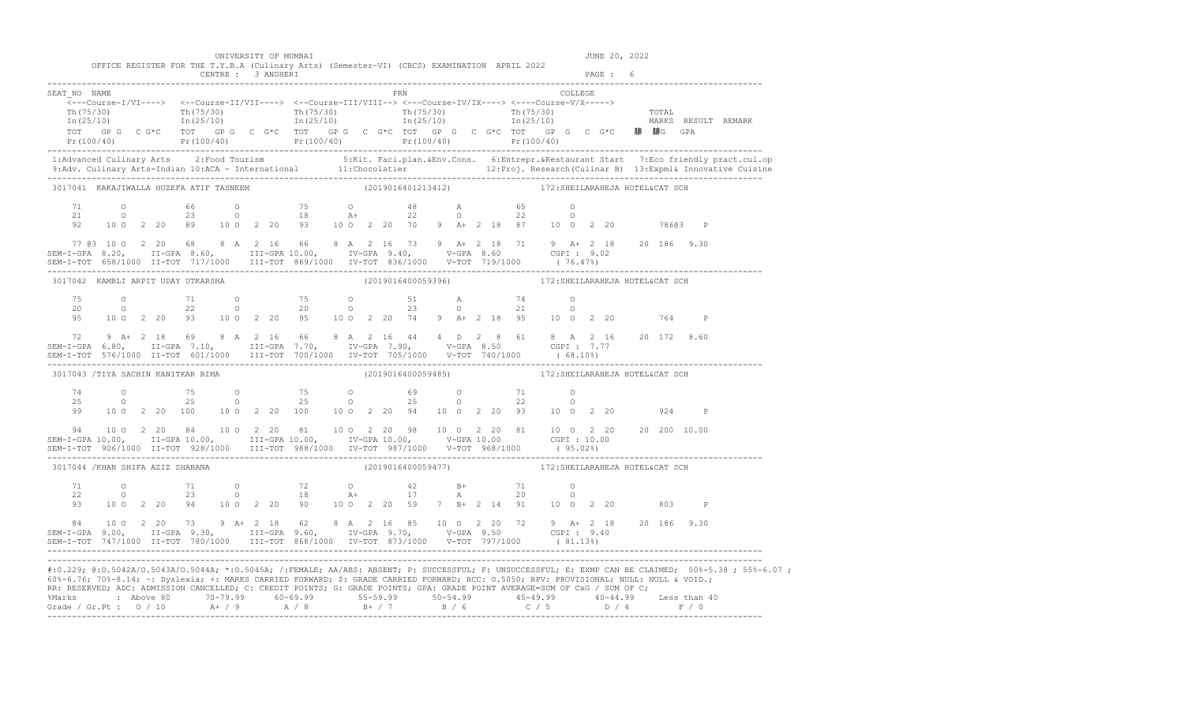UNIVERSITY OF MUMBAI
JUNE 20, 2022

OFFICE REGISTER FOR THE T.Y.B.A (Culinary Arts) (Semester-VI) (CBCS) EXAMINATION APRIL 2022

CENTRE : 3 ANDHERI

PAGE : 6

```
SEAT_NO  NAME                                                    PRN                                     COLLEGE
    <---Course-I/VI----> <--Course-II/VII----> <--Course-III/VIII--> <---Course-IV/IX----> <----Course-V/X----->
    Th(75/30)             Th(75/30)             Th(75/30)             Th(75/30)             Th(75/30)                   TOTAL
    In(25/10)             In(25/10)             In(25/10)             In(25/10)             In(25/10)                   MARKS  RESULT  REMARK
    TOT   GP G  C G*C    TOT   GP G  C G*C     TOT   GP G  C G*C TOT   GP G   C G*C TOT   GP G  C  G*C    䄆 䄆G   GPA
    Pr(100/40)            Pr(100/40)            Pr(100/40)            Pr(100/40)            Pr(100/40)
```

1:Advanced Culinary Arts 2:Food Tourism 5:Kit. Faci.plan.&Env.Cons. 6:Entrepr.&Restaurant Start 7:Eco friendly pract.cul.op
9:Adv. Culinary Arts-Indian 10:ACA - International 11:Chocolatier 12:Proj. Research(Culinar B) 13:Expml& Innovative Cuisine

```
3017041  KAKAJIWALLA HUZEFA ATIF TASNEEM                    (2019016401213412)              172:SHEILARAHEJA HOTEL&CAT SCH

    71       O          66       O          75       O          48       A          65       O
    21       O          23       O          18       A+         22       O          22       O
    92    10 O  2 20    89    10 O  2 20    93    10 O  2 20    70    9  A+ 2 18    87    10 O  2 20        786@3    P

    77 @3 10 O  2 20    68    8  A  2 16    66    8  A  2 16    73    9  A+ 2 18    71    9  A+ 2 18    20 186  9.30
SEM-I-GPA 8.20,    II-GPA 8.60,     III-GPA 10.00,     IV-GPA 9.40,     V-GPA 8.60        CGPI : 9.02
SEM-I-TOT 658/1000 II-TOT 717/1000   III-TOT 869/1000  IV-TOT 836/1000   V-TOT 719/1000     ( 76.47%)

3017042  KAMBLI ARPIT UDAY UTKARSHA                         (2019016400059396)              172:SHEILARAHEJA HOTEL&CAT SCH

    75       O          71       O          75       O          51       A          74       O
    20       O          22       O          20       O          23       O          21       O
    95    10 O  2 20    93    10 O  2 20    95    10 O  2 20    74    9  A+ 2 18    95    10 O  2 20        764      P

    72    9  A+ 2 18    69    8  A  2 16    66    8  A  2 16    44    4  D  2  8    61    8  A  2 16    20 172  8.60
SEM-I-GPA 6.80,    II-GPA 7.10,     III-GPA 7.70,     IV-GPA 7.90,     V-GPA 8.50        CGPI : 7.77
SEM-I-TOT 576/1000 II-TOT 601/1000   III-TOT 700/1000  IV-TOT 705/1000   V-TOT 740/1000     ( 68.10%)

3017043 /TIYA SACHIN KANITKAR RIMA                          (2019016400059485)              172:SHEILARAHEJA HOTEL&CAT SCH

    74       O          75       O          75       O          69       O          71       O
    25       O          25       O          25       O          25       O          22       O
    99    10 O  2 20   100    10 O  2 20   100    10 O  2 20    94    10 O  2 20    93    10 O  2 20        924      P

    94    10 O  2 20    84    10 O  2 20    81    10 O  2 20    98    10 O  2 20    81    10 O  2 20    20 200  10.00
SEM-I-GPA 10.00,   II-GPA 10.00,    III-GPA 10.00,    IV-GPA 10.00,    V-GPA 10.00       CGPI : 10.00
SEM-I-TOT 906/1000 II-TOT 928/1000   III-TOT 988/1000  IV-TOT 987/1000   V-TOT 968/1000     ( 95.02%)

3017044 /KHAN SHIFA AZIZ SHABANA                            (2019016400059477)              172:SHEILARAHEJA HOTEL&CAT SCH

    71       O          71       O          72       O          42       B+         71       O
    22       O          23       O          18       A+         17       A          20       O
    93    10 O  2 20    94    10 O  2 20    90    10 O  2 20    59    7  B+ 2 14    91    10 O  2 20        803      P

    84    10 O  2 20    73    9  A+ 2 18    62    8  A  2 16    85    10 O  2 20    72    9  A+ 2 18    20 186  9.30
SEM-I-GPA 9.00,    II-GPA 9.30,     III-GPA 9.60,     IV-GPA 9.70,     V-GPA 9.50        CGPI : 9.40
SEM-I-TOT 747/1000 II-TOT 780/1000   III-TOT 868/1000  IV-TOT 873/1000   V-TOT 797/1000     ( 81.13%)
```

#:0.229; @:O.5042A/O.5043A/O.5044A; *:O.5045A; /:FEMALE; AA/ABS: ABSENT; P: SUCCESSFUL; F: UNSUCCESSFUL; E: EXMP CAN BE CLAIMED; 50%-5.38 ; 55%-6.07 ; 60%-6.76; 70%-8.14; ~: Dyslexia; +: MARKS CARRIED FORWARD; $: GRADE CARRIED FORWARD; RCC: O.5050; RPV: PROVISIONAL; NULL: NULL & VOID.; RR: RESERVED; ADC: ADMISSION CANCELLED; C: CREDIT POINTS; G: GRADE POINTS; GPA: GRADE POINT AVERAGE=SUM OF CxG / SUM OF C;

| %Marks | Above 80 | 70-79.99 | 60-69.99 | 55-59.99 | 50-54.99 | 45-49.99 | 40-44.99 | Less than 40 |
|---|---|---|---|---|---|---|---|---|
| Grade / Gr.Pt : | O / 10 | A+ / 9 | A / 8 | B+ / 7 | B / 6 | C / 5 | D / 4 | F / 0 |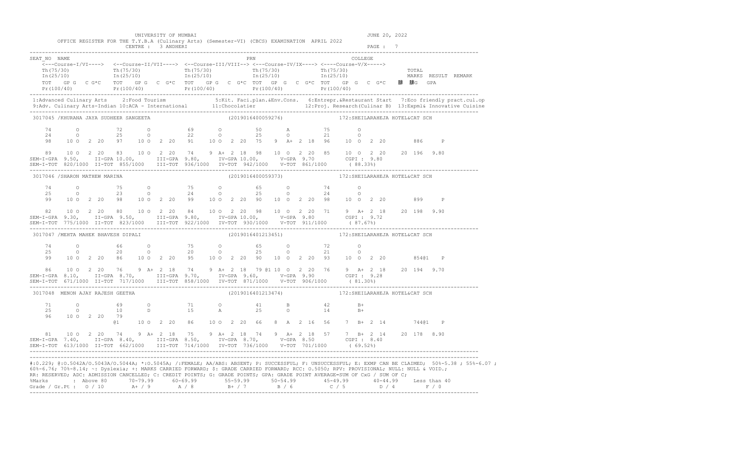UNIVERSITY OF MUMBAI

OFFICE REGISTER FOR THE T.Y.B.A (Culinary Arts) (Semester-VI) (CBCS) EXAMINATION APRIL 2022

CENTRE : 3 ANDHERI

JUNE 20, 2022

```
SEAT_NO  NAME                                                              PRN                                   COLLEGE
    <---Course-I/VI----->  <--Course-II/VII---->  <--Course-III/VIII--> <---Course-IV/IX----> <----Course-V/X----->
    Th(75/30)             Th(75/30)             Th(75/30)             Th(75/30)             Th(75/30)                     TOTAL
    In(25/10)             In(25/10)             In(25/10)             In(25/10)             In(25/10)                     MARKS  RESULT  REMARK
    TOT   GP G  C G*C   TOT   GP G  C G*C   TOT   GP G  C G*C  TOT   GP G  C G*C  TOT   GP G  C G*C     䄀 䄀G  GPA
    Pr(100/40)            Pr(100/40)            Pr(100/40)            Pr(100/40)            Pr(100/40)
-----------------------------------------------------------------------------------------------------------------------------------------
 1:Advanced Culinary Arts    2:Food Tourism               5:Kit. Faci.plan.&Env.Cons.   6:Entrepr.&Restaurant Start   7:Eco friendly pract.cul.op
 9:Adv. Culinary Arts-Indian 10:ACA - International        11:Chocolatier               12:Proj. Research(Culinar B)  13:Expml& Innovative Cuisine
-----------------------------------------------------------------------------------------------------------------------------------------
 3017045 /KHURANA JAYA SUDHEER SANGEETA                          (2019016400059276)              172:SHEILARAHEJA HOTEL&CAT SCH

    74       O          72       O          69       O          50       A          75       O
    24       O          25       O          22       O          25       O          21       O
    98    10 O  2 20    97    10 O  2 20    91    10 O  2 20    75    9  A+  2 18   96    10 O  2 20        886      P

    89    10 O  2 20    83    10 O  2 20    74    9 A+  2 18    98    10 O  2 20    85    10 O  2 20    20 196  9.80
SEM-I-GPA  9.50,   II-GPA 10.00,     III-GPA 9.80,    IV-GPA 10.00,     V-GPA 9.70         CGPI : 9.80
SEM-I-TOT  820/1000 II-TOT  855/1000   III-TOT  936/1000  IV-TOT  942/1000   V-TOT  861/1000      ( 88.33%)
-----------------------------------------------------------------------------------------------------------------------------------------
 3017046 /SHARON MATHEW MARINA                                   (2019016400059373)              172:SHEILARAHEJA HOTEL&CAT SCH

    74       O          75       O          75       O          65       O          74       O
    25       O          23       O          24       O          25       O          24       O
    99    10 O  2 20    98    10 O  2 20    99    10 O  2 20    90    10 O  2 20    98    10 O  2 20        899      P

    82    10 O  2 20    80    10 O  2 20    84    10 O  2 20    98    10 O  2 20    71    9  A+  2 18   20 198  9.90
SEM-I-GPA  9.30,   II-GPA  9.50,     III-GPA 9.80,    IV-GPA 10.00,     V-GPA 9.80         CGPI : 9.72
SEM-I-TOT  775/1000 II-TOT  823/1000   III-TOT  922/1000  IV-TOT  930/1000   V-TOT  911/1000      ( 87.67%)
-----------------------------------------------------------------------------------------------------------------------------------------
 3017047 /MEHTA MAHEK BHAVESH DIPALI                             (2019016401213451)              172:SHEILARAHEJA HOTEL&CAT SCH

    74       O          66       O          75       O          65       O          72       O
    25       O          20       O          20       O          25       O          21       O
    99    10 O  2 20    86    10 O  2 20    95    10 O  2 20    90    10 O  2 20    93    10 O  2 20        854@1    P

    86    10 O  2 20    76    9 A+  2 18    74    9 A+  2 18    79 @1 10 O  2 20    76    9  A+  2 18   20 194  9.70
SEM-I-GPA  8.10,   II-GPA  8.70,     III-GPA 9.70,    IV-GPA  9.60,     V-GPA 9.90         CGPI : 9.28
SEM-I-TOT  671/1000 II-TOT  717/1000   III-TOT  858/1000  IV-TOT  871/1000   V-TOT  906/1000      ( 81.30%)
-----------------------------------------------------------------------------------------------------------------------------------------
 3017048  MENON AJAY RAJESH GEETHA                               (2019016401213474)              172:SHEILARAHEJA HOTEL&CAT SCH

    71       O          69       O          71       O          41       B          42       B+
    25       O          10       D          15       A          25       O          14       B+
    96    10 O  2 20    79
                        @1    10 O  2 20    86    10 O  2 20    66    8  A  2 16    56    7  B+  2 14        744@1    P

    81    10 O  2 20    74    9 A+  2 18    75    9 A+  2 18    74    9 A+  2 18    57    7  B+  2 14   20 178  8.90
SEM-I-GPA  7.40,   II-GPA  8.40,     III-GPA 8.50,    IV-GPA  8.70,     V-GPA 8.50         CGPI : 8.40
SEM-I-TOT  613/1000 II-TOT  662/1000   III-TOT  714/1000  IV-TOT  736/1000   V-TOT  701/1000      ( 69.52%)
-----------------------------------------------------------------------------------------------------------------------------------------
```

#:O.229; @:O.5042A/O.5043A/O.5044A; *:O.5045A; /:FEMALE; AA/ABS: ABSENT; P: SUCCESSFUL; F: UNSUCCESSFUL; E: EXMP CAN BE CLAIMED; 50%-5.38 ; 55%-6.07 ; 60%-6.76; 70%-8.14; ~: Dyslexia; +: MARKS CARRIED FORWARD; $: GRADE CARRIED FORWARD; RCC: O.5050; RPV: PROVISIONAL; NULL: NULL & VOID.; RR: RESERVED; ADC: ADMISSION CANCELLED; C: CREDIT POINTS; G: GRADE POINTS; GPA: GRADE POINT AVERAGE=SUM OF CxG / SUM OF C;

| %Marks | Above 80 | 70-79.99 | 60-69.99 | 55-59.99 | 50-54.99 | 45-49.99 | 40-44.99 | Less than 40 |
|---|---|---|---|---|---|---|---|---|
| Grade / Gr.Pt | O / 10 | A+ / 9 | A / 8 | B+ / 7 | B / 6 | C / 5 | D / 4 | F / 0 |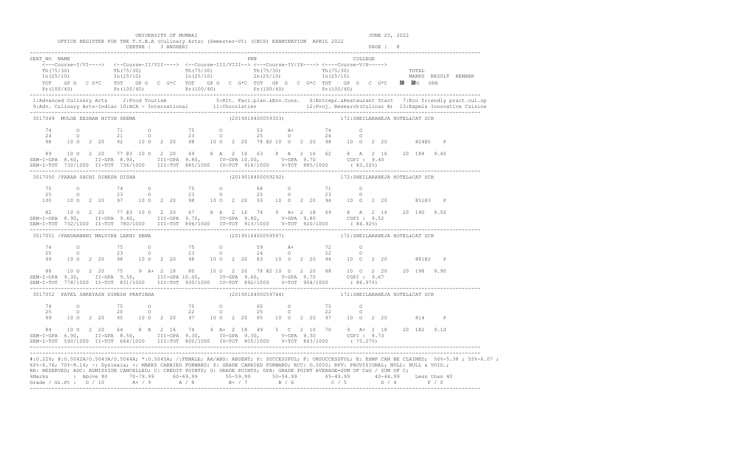UNIVERSITY OF MUMBAI — JUNE 20, 2022

OFFICE REGISTER FOR THE T.Y.B.A (Culinary Arts) (Semester-VI) (CBCS) EXAMINATION APRIL 2022

CENTRE : 3 ANDHERI — PAGE : 8

```
SEAT_NO  NAME                                                          PRN                              COLLEGE
  <---Course-I/VI----> <--Course-II/VII----> <--Course-III/VIII--> <---Course-IV/IX----> <----Course-V/X----->
  Th(75/30)            Th(75/30)             Th(75/30)             Th(75/30)             Th(75/30)                  TOTAL
  In(25/10)            In(25/10)             In(25/10)             In(25/10)             In(25/10)                  MARKS  RESULT  REMARK
  TOT  GP G  C G*C     TOT  GP G  C G*C      TOT  GP G  C G*C      TOT  GP G  C G*C      TOT  GP G  C G*C     䄌  䄌G  GPA
  Pr(100/40)           Pr(100/40)            Pr(100/40)            Pr(100/40)            Pr(100/40)
```

1:Advanced Culinary Arts   2:Food Tourism   5:Kit. Faci.plan.&Env.Cons.   6:Entrepr.&Restaurant Start   7:Eco friendly pract.cul.op
9:Adv. Culinary Arts-Indian 10:ACA - International   11:Chocolatier   12:Proj. Research(Culinar B)   13:Expml& Innovative Cuisine

```
3017049  MULGE EESHAN NITIN SEEMA                              (2019016400059303)          172:SHEILARAHEJA HOTEL&CAT SCH

    74      O          71      O          75      O          53      A+         74      O
    24      O          21      O          23      O          25      O          24      O
    98    10 O  2 20   92    10 O  2 20   98    10 O  2 20   78 @2 10 O  2 20   98    10 O  2 20      824@5   P

    89    10 O  2 20   77 @3 10 O  2 20   69     8 A  2 16   63     8 A  2 16   62     8 A  2 16    20 188  9.40
SEM-I-GPA 8.60,   II-GPA 8.90,    III-GPA 9.80,    IV-GPA 10.00,    V-GPA 9.70      CGPI : 9.40
SEM-I-TOT 730/1000 II-TOT 736/1000  III-TOT 885/1000  IV-TOT 916/1000  V-TOT 885/1000     ( 83.02%)

3017050  /PARAB SACHI DINESH DISHA                             (2019016400059292)          172:SHEILARAHEJA HOTEL&CAT SCH

    75      O          74      O          75      O          68      O          71      O
    25      O          23      O          23      O          25      O          23      O
   100    10 O  2 20   97    10 O  2 20   98    10 O  2 20   93    10 O  2 20   94    10 O  2 20      851@3   P

    82    10 O  2 20   77 @3 10 O  2 20   67     8 A  2 16   74     9 A+ 2 18   69     8 A  2 16    20 190  9.50
SEM-I-GPA 8.90,   II-GPA 9.40,    III-GPA 9.70,    IV-GPA 9.80,     V-GPA 9.80      CGPI : 9.52
SEM-I-TOT 732/1000 II-TOT 780/1000  III-TOT 896/1000  IV-TOT 913/1000  V-TOT 920/1000     ( 84.92%)

3017051  /PARDHANANI MALVIKA LAKHI HEMA                        (2019016400059597)          172:SHEILARAHEJA HOTEL&CAT SCH

    74      O          75      O          75      O          59      A+         72      O
    25      O          23      O          23      O          24      O          22      O
    99    10 O  2 20   98    10 O  2 20   98    10 O  2 20   83    10 O  2 20   94    10 O  2 20      881@2   P

    88    10 O  2 20   75     9 A+ 2 18   80    10 O  2 20   78 @2 10 O  2 20   88    10 O  2 20    20 198  9.90
SEM-I-GPA 9.30,   II-GPA 9.50,    III-GPA 10.00,   IV-GPA 9.60,     V-GPA 9.70      CGPI : 9.67
SEM-I-TOT 778/1000 II-TOT 831/1000  III-TOT 930/1000  IV-TOT 892/1000  V-TOT 904/1000     ( 86.97%)

3017052  PATEL SHREYASH DINESH PRATIBHA                        (2019016400059744)          172:SHEILARAHEJA HOTEL&CAT SCH

    74      O          75      O          75      O          60      O          75      O
    25      O          20      O          22      O          25      O          22      O
    99    10 O  2 20   95    10 O  2 20   97    10 O  2 20   85    10 O  2 20   97    10 O  2 20      814     P

    84    10 O  2 20   64     8 A  2 16   74     9 A+ 2 18   49     5 C  2 10   70     9 A+ 2 18    20 182  9.10
SEM-I-GPA 6.90,   II-GPA 8.50,    III-GPA 9.30,    IV-GPA 9.30,     V-GPA 9.30      CGPI : 8.73
SEM-I-TOT 590/1000 II-TOT 664/1000  III-TOT 800/1000  IV-TOT 805/1000  V-TOT 843/1000     ( 75.27%)
```

#:0.229; @:O.5042A/O.5043A/O.5044A; *:O.5045A; /:FEMALE; AA/ABS: ABSENT; P: SUCCESSFUL; F: UNSUCCESSFUL; E: EXMP CAN BE CLAIMED; 50%=5.38 ; 55%=6.07 ; 60%=6.76; 70%=8.14; ~: Dyslexia; +: MARKS CARRIED FORWARD; $: GRADE CARRIED FORWARD; RCC: O.5050; RPV: PROVISIONAL; NULL: NULL & VOID.; RR: RESERVED; ADC: ADMISSION CANCELLED; C: CREDIT POINTS; G: GRADE POINTS; GPA: GRADE POINT AVERAGE=SUM OF CxG / SUM OF C;

| %Marks | Above 80 | 70-79.99 | 60-69.99 | 55-59.99 | 50-54.99 | 45-49.99 | 40-44.99 | Less than 40 |
|---|---|---|---|---|---|---|---|---|
| Grade / Gr.Pt : | O / 10 | A+ / 9 | A / 8 | B+ / 7 | B / 6 | C / 5 | D / 4 | F / 0 |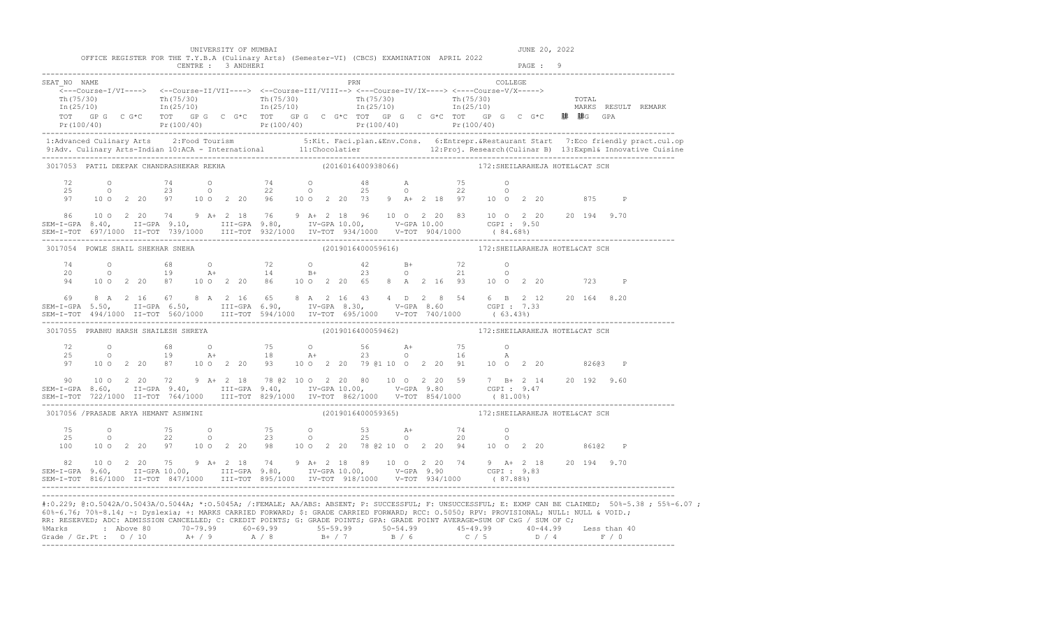UNIVERSITY OF MUMBAI

OFFICE REGISTER FOR THE T.Y.B.A (Culinary Arts) (Semester-VI) (CBCS) EXAMINATION APRIL 2022

CENTRE : 3 ANDHERI

JUNE 20, 2022

PAGE : 9

```
SEAT_NO NAME                                                                  PRN                                    COLLEGE
    <---Course-I/VI----> <--Course-II/VII----> <--Course-III/VIII--> <---Course-IV/IX----> <----Course-V/X----->
    Th(75/30)            Th(75/30)             Th(75/30)             Th(75/30)             Th(75/30)                     TOTAL
    In(25/10)            In(25/10)             In(25/10)             In(25/10)             In(25/10)                     MARKS  RESULT  REMARK
    TOT   GP G  C G*C   TOT   GP G  C G*C   TOT   GP G  C G*C  TOT   GP G  C G*C  TOT   GP G  C G*C     䄆 䄆G  GPA
    Pr(100/40)           Pr(100/40)            Pr(100/40)            Pr(100/40)            Pr(100/40)
```

1:Advanced Culinary Arts 2:Food Tourism 5:Kit. Faci.plan.&Env.Cons. 6:Entrepr.&Restaurant Start 7:Eco friendly pract.cul.op
9:Adv. Culinary Arts-Indian 10:ACA - International 11:Chocolatier 12:Proj. Research(Culinar B) 13:Expml& Innovative Cuisine

```
3017053  PATIL DEEPAK CHANDRASHEKAR REKHA                    (2016016400938066)            172:SHEILARAHEJA HOTEL&CAT SCH

    72       O           74       O           74       O          48       A          75       O
    25       O           23       O           22       O          25       O          22       O
    97    10 O  2  20    97    10 O  2  20    96    10 O  2  20   73    9  A+  2  18  97    10 O  2  20        875     P

    86    10 O  2  20    74    9  A+  2  18   76    9  A+  2  18  96    10 O  2  20   83    10 O  2  20     20  194  9.70
SEM-I-GPA  8.40,   II-GPA  9.10,     III-GPA  9.80,     IV-GPA 10.00,     V-GPA 10.00       CGPI : 9.50
SEM-I-TOT  697/1000  II-TOT  739/1000   III-TOT  932/1000  IV-TOT  934/1000   V-TOT  904/1000     ( 84.68%)

3017054  POWLE SHAIL SHEKHAR SNEHA                           (2019016400059616)            172:SHEILARAHEJA HOTEL&CAT SCH

    74       O           68       O           72       O          42       B+         72       O
    20       O           19       A+          14       B+         23       O          21       O
    94    10 O  2  20    87    10 O  2  20    86    10 O  2  20   65    8  A   2  16  93    10 O  2  20        723     P

    69    8  A  2  16    67    8  A  2  16    65    8  A  2  16   43    4  D   2  8   54    6  B  2  12     20  164  8.20
SEM-I-GPA  5.50,   II-GPA  6.50,     III-GPA  6.90,     IV-GPA  8.30,     V-GPA  8.60       CGPI : 7.33
SEM-I-TOT  494/1000  II-TOT  560/1000   III-TOT  594/1000  IV-TOT  695/1000   V-TOT  740/1000     ( 63.43%)

3017055  PRABHU HARSH SHAILESH SHREYA                        (2019016400059462)            172:SHEILARAHEJA HOTEL&CAT SCH

    72       O           68       O           75       O          56       A+         75       O
    25       O           19       A+          18       A+         23       O          16       A
    97    10 O  2  20    87    10 O  2  20    93    10 O  2  20   79 @1 10 O  2  20   91    10 O  2  20        826@3   P

    90    10 O  2  20    72    9  A+  2  18   78 @2 10 O  2  20   80    10 O  2  20   59    7  B+  2  14     20  192  9.60
SEM-I-GPA  8.60,   II-GPA  9.40,     III-GPA  9.40,     IV-GPA 10.00,     V-GPA  9.80       CGPI : 9.47
SEM-I-TOT  722/1000  II-TOT  764/1000   III-TOT  829/1000  IV-TOT  862/1000   V-TOT  854/1000     ( 81.00%)

3017056 /PRASADE ARYA HEMANT ASHWINI                         (2019016400059365)            172:SHEILARAHEJA HOTEL&CAT SCH

    75       O           75       O           75       O          53       A+         74       O
    25       O           22       O           23       O          25       O          20       O
   100    10 O  2  20    97    10 O  2  20    98    10 O  2  20   78 @2 10 O  2  20   94    10 O  2  20        861@2   P

    82    10 O  2  20    75    9  A+  2  18   74    9  A+  2  18  89    10 O  2  20   74    9  A+  2  18     20  194  9.70
SEM-I-GPA  9.60,   II-GPA 10.00,     III-GPA  9.80,     IV-GPA 10.00,     V-GPA  9.90       CGPI : 9.83
SEM-I-TOT  816/1000  II-TOT  847/1000   III-TOT  895/1000  IV-TOT  918/1000   V-TOT  934/1000     ( 87.88%)
```

#:O.229; @:O.5042A/O.5043A/O.5044A; *:O.5045A; /:FEMALE; AA/ABS: ABSENT; P: SUCCESSFUL; F: UNSUCCESSFUL; E: EXMP CAN BE CLAIMED; 50%-5.38 ; 55%-6.07 ; 60%-6.76; 70%-8.14; ~: Dyslexia; +: MARKS CARRIED FORWARD; $: GRADE CARRIED FORWARD; RCC: O.5050; RPV: PROVISIONAL; NULL: NULL & VOID.; RR: RESERVED; ADC: ADMISSION CANCELLED; C: CREDIT POINTS; G: GRADE POINTS; GPA: GRADE POINT AVERAGE=SUM OF CxG / SUM OF C;

| %Marks | Above 80 | 70-79.99 | 60-69.99 | 55-59.99 | 50-54.99 | 45-49.99 | 40-44.99 | Less than 40 |
|---|---|---|---|---|---|---|---|---|
| Grade / Gr.Pt : | O / 10 | A+ / 9 | A / 8 | B+ / 7 | B / 6 | C / 5 | D / 4 | F / 0 |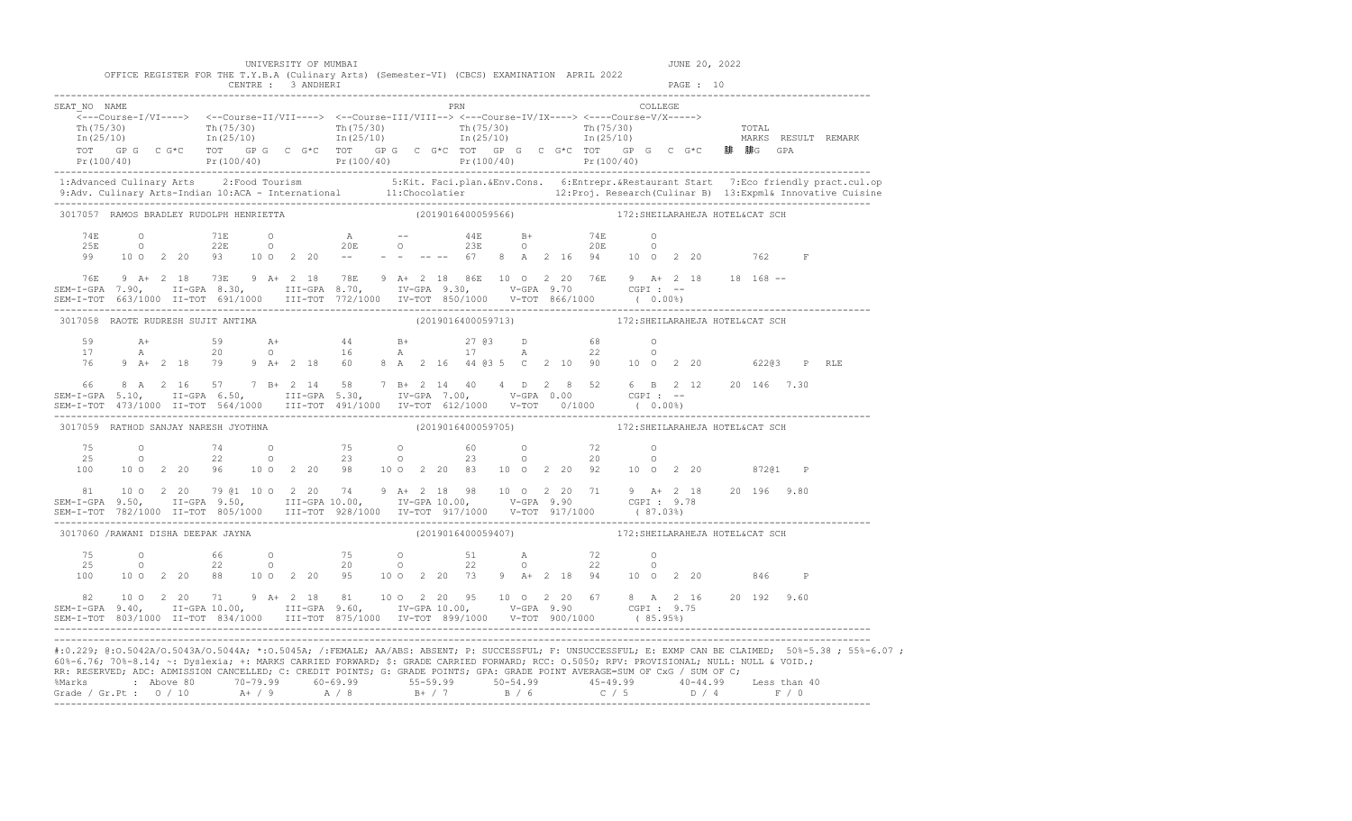UNIVERSITY OF MUMBAI

OFFICE REGISTER FOR THE T.Y.B.A (Culinary Arts) (Semester-VI) (CBCS) EXAMINATION APRIL 2022

CENTRE : 3 ANDHERI

JUNE 20, 2022

```
SEAT_NO  NAME                                                    PRN                                  COLLEGE
   <---Course-I/VI----> <--Course-II/VII----> <--Course-III/VIII--> <---Course-IV/IX----> <----Course-V/X----->
   Th(75/30)            Th(75/30)             Th(75/30)             Th(75/30)             Th(75/30)                  TOTAL
   In(25/10)            In(25/10)             In(25/10)             In(25/10)             In(25/10)                  MARKS  RESULT  REMARK
   TOT   GP G  C G*C    TOT   GP G  C G*C     TOT   GP G  C G*C     TOT  GP G  C G*C      TOT   GP G  C G*C    ÄC ÄCG  GPA
   Pr(100/40)           Pr(100/40)            Pr(100/40)            Pr(100/40)            Pr(100/40)
-----------------------------------------------------------------------------------------------------------------------------------
1:Advanced Culinary Arts   2:Food Tourism            5:Kit. Faci.plan.&Env.Cons.  6:Entrepr.&Restaurant Start  7:Eco friendly pract.cul.op
9:Adv. Culinary Arts-Indian 10:ACA - International    11:Chocolatier               12:Proj. Research(Culinar B)  13:Expml& Innovative Cuisine
-----------------------------------------------------------------------------------------------------------------------------------
3017057  RAMOS BRADLEY RUDOLPH HENRIETTA                   (2019016400059566)             172:SHEILARAHEJA HOTEL&CAT SCH

   74E     O          71E     O          A      --          44E     B+          74E     O
   25E     O          22E     O          20E    O           23E     O           20E     O
   99    10 O  2 20   93    10 O  2 20   --     -  -  -- -- 67    8  A  2 16    94    10 O  2 20          762      F

   76E   9 A+  2 18   73E   9 A+  2 18   78E   9 A+  2 18   86E   10 O  2 20   76E   9 A+  2 18    18 168 --
SEM-I-GPA  7.90,   II-GPA  8.30,    III-GPA  8.70,    IV-GPA  9.30,    V-GPA  9.70      CGPI : --
SEM-I-TOT  663/1000  II-TOT  691/1000   III-TOT  772/1000  IV-TOT  850/1000   V-TOT  866/1000     ( 0.00%)
-----------------------------------------------------------------------------------------------------------------------------------
3017058  RAOTE RUDRESH SUJIT ANTIMA                        (2019016400059713)             172:SHEILARAHEJA HOTEL&CAT SCH

   59      A+         59      A+         44     B+          27 @3   D           68      O
   17      A          20      O          16     A           17      A           22      O
   76    9 A+  2 18   79    9 A+  2 18   60    8 A   2 16   44 @3 5  C  2 10    90    10 O  2 20          622@3    P   RLE

   66    8 A   2 16   57    7 B+  2 14   58    7 B+  2 14   40    4  D  2  8   52    6 B   2 12    20 146  7.30
SEM-I-GPA  5.10,   II-GPA  6.50,    III-GPA  5.30,    IV-GPA  7.00,    V-GPA  0.00      CGPI : --
SEM-I-TOT  473/1000  II-TOT  564/1000   III-TOT  491/1000  IV-TOT  612/1000   V-TOT    0/1000     ( 0.00%)
-----------------------------------------------------------------------------------------------------------------------------------
3017059  RATHOD SANJAY NARESH JYOTHNA                      (2019016400059705)             172:SHEILARAHEJA HOTEL&CAT SCH

   75      O          74      O          75     O           60      O           72      O
   25      O          22      O          23     O           23      O           20      O
  100    10 O  2 20   96    10 O  2 20   98    10 O  2 20   83    10 O  2 20    92    10 O  2 20          872@1    P

   81    10 O  2 20   79 @1 10 O  2 20   74    9 A+  2 18   98    10 O  2 20   71    9 A+  2 18    20 196  9.80
SEM-I-GPA  9.50,   II-GPA  9.50,    III-GPA 10.00,    IV-GPA 10.00,    V-GPA  9.90      CGPI : 9.78
SEM-I-TOT  782/1000  II-TOT  805/1000   III-TOT  928/1000  IV-TOT  917/1000   V-TOT  917/1000     ( 87.03%)
-----------------------------------------------------------------------------------------------------------------------------------
3017060 /RAWANI DISHA DEEPAK JAYNA                         (2019016400059407)             172:SHEILARAHEJA HOTEL&CAT SCH

   75      O          66      O          75     O           51      A           72      O
   25      O          22      O          20     O           22      O           22      O
  100    10 O  2 20   88    10 O  2 20   95    10 O  2 20   73    9  A+ 2 18    94    10 O  2 20          846      P

   82    10 O  2 20   71    9 A+  2 18   81    10 O  2 20   95    10 O  2 20   67    8 A   2 16    20 192  9.60
SEM-I-GPA  9.40,   II-GPA 10.00,    III-GPA  9.60,    IV-GPA 10.00,    V-GPA  9.90      CGPI : 9.75
SEM-I-TOT  803/1000  II-TOT  834/1000   III-TOT  875/1000  IV-TOT  899/1000   V-TOT  900/1000     ( 85.95%)
-----------------------------------------------------------------------------------------------------------------------------------
```

#:O.229; @:O.5042A/O.5043A/O.5044A; *:O.5045A; /:FEMALE; AA/ABS: ABSENT; P: SUCCESSFUL; F: UNSUCCESSFUL; E: EXMP CAN BE CLAIMED; 50%=5.38 ; 55%=6.07 ; 60%=6.76; 70%=8.14; ~: Dyslexia; +: MARKS CARRIED FORWARD; $: GRADE CARRIED FORWARD; RCC: O.5050; RPV: PROVISIONAL; NULL: NULL & VOID.; RR: RESERVED; ADC: ADMISSION CANCELLED; C: CREDIT POINTS; G: GRADE POINTS; GPA: GRADE POINT AVERAGE=SUM OF CxG / SUM OF C;

| %Marks | : Above 80 | 70-79.99 | 60-69.99 | 55-59.99 | 50-54.99 | 45-49.99 | 40-44.99 | Less than 40 |
|---|---|---|---|---|---|---|---|---|
| Grade / Gr.Pt : | O / 10 | A+ / 9 | A / 8 | B+ / 7 | B / 6 | C / 5 | D / 4 | F / 0 |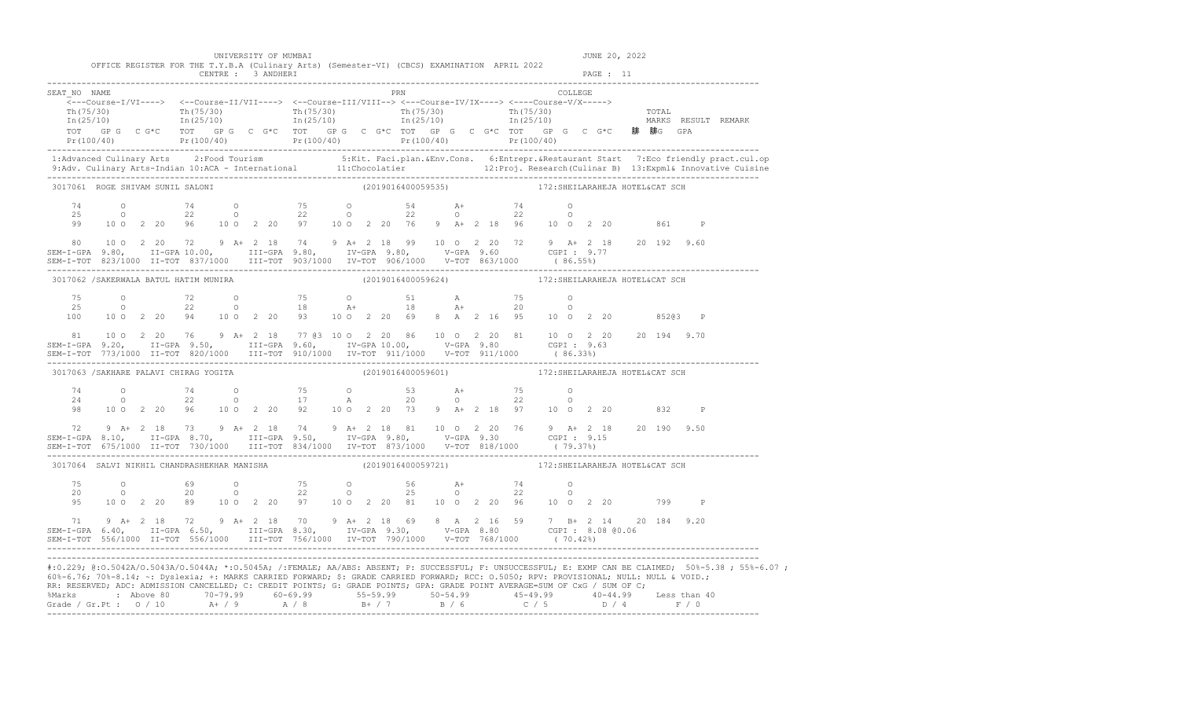UNIVERSITY OF MUMBAI

OFFICE REGISTER FOR THE T.Y.B.A (Culinary Arts) (Semester-VI) (CBCS) EXAMINATION APRIL 2022

CENTRE : 3 ANDHERI

JUNE 20, 2022

```
SEAT_NO  NAME                                                    PRN                                      COLLEGE
    <---Course-I/VI---->  <--Course-II/VII---->  <--Course-III/VIII--> <---Course-IV/IX----> <----Course-V/X----->
    Th(75/30)            Th(75/30)              Th(75/30)             Th(75/30)             Th(75/30)                 TOTAL
    In(25/10)            In(25/10)              In(25/10)             In(25/10)             In(25/10)                 MARKS  RESULT  REMARK
    TOT   GP G  C G*C   TOT   GP G  C  G*C   TOT   GP G  C  G*C TOT   GP G  C  G*C  TOT   GP G  C  G*C      䩚  䩚G  GPA
    Pr(100/40)           Pr(100/40)             Pr(100/40)            Pr(100/40)            Pr(100/40)
-------------------------------------------------------------------------------------------------------------------------------------
 1:Advanced Culinary Arts    2:Food Tourism              5:Kit. Faci.plan.&Env.Cons.  6:Entrepr.&Restaurant Start  7:Eco friendly pract.cul.op
 9:Adv. Culinary Arts-Indian 10:ACA - International      11:Chocolatier               12:Proj. Research(Culinar B)  13:Expml& Innovative Cuisine
-------------------------------------------------------------------------------------------------------------------------------------
 3017061  ROGE SHIVAM SUNIL SALONI                          (2019016400059535)              172:SHEILARAHEJA HOTEL&CAT SCH

    74       O           74       O           75       O           54       A+          74       O
    25       O           22       O           22       O           22       O           22       O
    99     10 O  2  20   96     10 O  2  20   97    10 O  2  20   76    9  A+  2  18   96    10 O  2  20        861      P

    80     10 O  2  20   72    9  A+  2  18   74    9  A+  2  18   99    10 O  2  20   72    9  A+  2  18    20  192  9.60
SEM-I-GPA  9.80,    II-GPA 10.00,     III-GPA  9.80,     IV-GPA  9.80,     V-GPA  9.60        CGPI : 9.77
SEM-I-TOT  823/1000  II-TOT  837/1000    III-TOT  903/1000  IV-TOT  906/1000   V-TOT  863/1000      ( 86.55%)
-------------------------------------------------------------------------------------------------------------------------------------
 3017062 /SAKERWALA BATUL HATIM MUNIRA                      (2019016400059624)              172:SHEILARAHEJA HOTEL&CAT SCH

    75       O           72       O           75       O           51       A           75       O
    25       O           22       O           18       A+          18       A+          20       O
   100     10 O  2  20   94     10 O  2  20   93    10 O  2  20   69    8  A   2  16   95    10 O  2  20        852@3    P

    81     10 O  2  20   76    9  A+  2  18   77 @3 10 O  2  20   86    10 O  2  20   81    10 O  2  20    20  194  9.70
SEM-I-GPA  9.20,    II-GPA  9.50,     III-GPA  9.60,     IV-GPA 10.00,     V-GPA  9.80        CGPI : 9.63
SEM-I-TOT  773/1000  II-TOT  820/1000    III-TOT  910/1000  IV-TOT  911/1000   V-TOT  911/1000      ( 86.33%)
-------------------------------------------------------------------------------------------------------------------------------------
 3017063 /SAKHARE PALAVI CHIRAG YOGITA                      (2019016400059601)              172:SHEILARAHEJA HOTEL&CAT SCH

    74       O           74       O           75       O           53       A+          75       O
    24       O           22       O           17       A           20       O           22       O
    98     10 O  2  20   96     10 O  2  20   92    10 O  2  20   73    9  A+  2  18   97    10 O  2  20        832      P

    72     9  A+  2  18  73    9  A+  2  18   74    9  A+  2  18   81    10 O  2  20   76    9  A+  2  18    20  190  9.50
SEM-I-GPA  8.10,    II-GPA  8.70,     III-GPA  9.50,     IV-GPA  9.80,     V-GPA  9.30        CGPI : 9.15
SEM-I-TOT  675/1000  II-TOT  730/1000    III-TOT  834/1000  IV-TOT  873/1000   V-TOT  818/1000      ( 79.37%)
-------------------------------------------------------------------------------------------------------------------------------------
 3017064  SALVI NIKHIL CHANDRASHEKHAR MANISHA               (2019016400059721)              172:SHEILARAHEJA HOTEL&CAT SCH

    75       O           69       O           75       O           56       A+          74       O
    20       O           20       O           22       O           25       O           22       O
    95     10 O  2  20   89     10 O  2  20   97    10 O  2  20   81    10 O  2  20   96    10 O  2  20        799      P

    71     9  A+  2  18  72    9  A+  2  18   70    9  A+  2  18   69    8  A   2  16   59    7  B+  2  14    20  184  9.20
SEM-I-GPA  6.40,    II-GPA  6.50,     III-GPA  8.30,     IV-GPA  9.30,     V-GPA  8.80        CGPI : 8.08 @0.06
SEM-I-TOT  556/1000  II-TOT  556/1000    III-TOT  756/1000  IV-TOT  790/1000   V-TOT  768/1000      ( 70.42%)
-------------------------------------------------------------------------------------------------------------------------------------
```

#:O.229; @:O.5042A/O.5043A/O.5044A; *:O.5045A; /:FEMALE; AA/ABS: ABSENT; P: SUCCESSFUL; F: UNSUCCESSFUL; E: EXMP CAN BE CLAIMED; 50%-5.38 ; 55%-6.07 ; 60%-6.76; 70%-8.14; ~: Dyslexia; +: MARKS CARRIED FORWARD; $: GRADE CARRIED FORWARD; RCC: O.5050; RPV: PROVISIONAL; NULL: NULL & VOID.; RR: RESERVED; ADC: ADMISSION CANCELLED; C: CREDIT POINTS; G: GRADE POINTS; GPA: GRADE POINT AVERAGE=SUM OF CxG / SUM OF C;

| %Marks | Above 80 | 70-79.99 | 60-69.99 | 55-59.99 | 50-54.99 | 45-49.99 | 40-44.99 | Less than 40 |
|---|---|---|---|---|---|---|---|---|
| Grade / Gr.Pt : | O / 10 | A+ / 9 | A / 8 | B+ / 7 | B / 6 | C / 5 | D / 4 | F / 0 |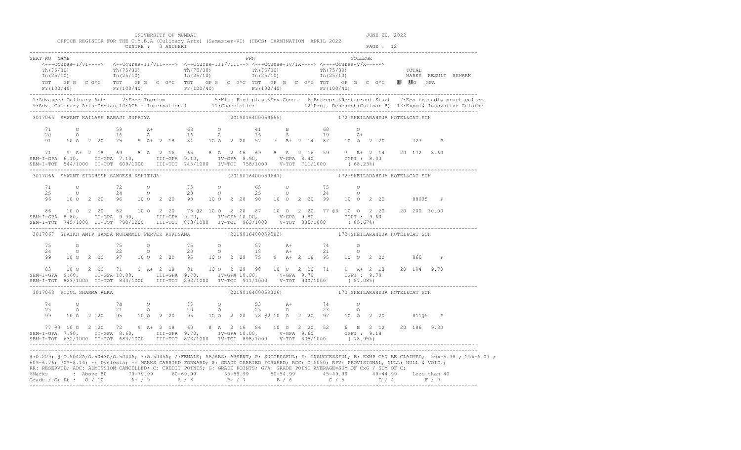UNIVERSITY OF MUMBAI

OFFICE REGISTER FOR THE T.Y.B.A (Culinary Arts) (Semester-VI) (CBCS) EXAMINATION APRIL 2022

CENTRE : 3 ANDHERI

JUNE 20, 2022

```
SEAT_NO NAME                                                        PRN                                  COLLEGE
    <---Course-I/VI----> <--Course-II/VII----> <--Course-III/VIII--> <---Course-IV/IX----> <----Course-V/X----->
    Th(75/30)            Th(75/30)             Th(75/30)             Th(75/30)             Th(75/30)                TOTAL
    In(25/10)            In(25/10)             In(25/10)             In(25/10)             In(25/10)                MARKS  RESULT  REMARK
    TOT   GP G  C G*C    TOT   GP G  C G*C     TOT   GP G  C G*C TOT   GP G  C G*C TOT   GP G  C G*C          G    GPA
    Pr(100/40)           Pr(100/40)            Pr(100/40)            Pr(100/40)            Pr(100/40)
```

1:Advanced Culinary Arts 2:Food Tourism 5:Kit. Faci.plan.&Env.Cons. 6:Entrepr.&Restaurant Start 7:Eco friendly pract.cul.op
9:Adv. Culinary Arts-Indian 10:ACA - International 11:Chocolatier 12:Proj. Research(Culinar B) 13:Expml& Innovative Cuisine

```
3017065  SAWANT KAILASH BABAJI SUPRIYA                       (2019016400059655)             172:SHEILARAHEJA HOTEL&CAT SCH

    71      O          59      A+         68      O          41      B          68      O
    20      O          16      A          16      A          16      A          19      A+
    91    10 O  2 20   75    9 A+  2 18   84    10 O  2 20   57    7  B+ 2 14   87   10 O  2 20         727     P

    71    9 A+  2 18   69    8 A   2 16   65    8 A   2 16   69    8  A  2 16   59    7 B+  2 14    20 172  8.60
SEM-I-GPA  6.10,   II-GPA  7.10,    III-GPA  9.10,   IV-GPA  8.90,     V-GPA  8.40        CGPI : 8.03
SEM-I-TOT  544/1000  II-TOT  609/1000   III-TOT  745/1000  IV-TOT  758/1000   V-TOT  711/1000     ( 68.23%)

3017066  SAWANT SIDDHESH SANDESH KSHITIJA                    (2019016400059647)             172:SHEILARAHEJA HOTEL&CAT SCH

    71      O          72      O          75      O          65      O          75      O
    25      O          24      O          23      O          25      O          24      O
    96    10 O  2 20   96    10 O  2 20   98    10 O  2 20   90    10 O  2 20   99   10 O  2 20         889@5   P

    86    10 O  2 20   82    10 O  2 20   78 @2 10 O  2 20   87    10 O  2 20   77 @3 10 O  2 20    20 200  10.00
SEM-I-GPA  8.80,   II-GPA  9.30,    III-GPA  9.70,   IV-GPA 10.00,     V-GPA  9.80        CGPI : 9.60
SEM-I-TOT  745/1000  II-TOT  780/1000   III-TOT  873/1000  IV-TOT  963/1000   V-TOT  885/1000     ( 85.67%)

3017067  SHAIKH AMIR HAMZA MOHAMMED PERVEZ RUKHSANA          (2019016400059582)             172:SHEILARAHEJA HOTEL&CAT SCH

    75      O          75      O          75      O          57      A+         74      O
    24      O          22      O          20      O          18      A+         21      O
    99    10 O  2 20   97    10 O  2 20   95    10 O  2 20   75    9  A+ 2 18   95   10 O  2 20         865     P

    83    10 O  2 20   71    9 A+  2 18   81    10 O  2 20   98    10 O  2 20   71    9 A+  2 18    20 194  9.70
SEM-I-GPA  9.60,   II-GPA 10.00,    III-GPA  9.70,   IV-GPA 10.00,     V-GPA  9.70        CGPI : 9.78
SEM-I-TOT  823/1000  II-TOT  833/1000   III-TOT  893/1000  IV-TOT  911/1000   V-TOT  900/1000     ( 87.08%)

3017068  RIJUL SHARMA ALKA                                   (2019016400059326)             172:SHEILARAHEJA HOTEL&CAT SCH

    74      O          74      O          75      O          53      A+         74      O
    25      O          21      O          20      O          25      O          23      O
    99    10 O  2 20   95    10 O  2 20   95    10 O  2 20   78 @2 10 O  2 20   97   10 O  2 20         811@5   P

    77 @3 10 O  2 20   72    9 A+  2 18   60    8 A   2 16   86    10 O  2 20   52    6 B   2 12    20 186  9.30
SEM-I-GPA  7.90,   II-GPA  8.60,    III-GPA  9.70,   IV-GPA 10.00,     V-GPA  9.60        CGPI : 9.18
SEM-I-TOT  632/1000  II-TOT  683/1000   III-TOT  873/1000  IV-TOT  898/1000   V-TOT  835/1000     ( 78.95%)
```

#:0.229; @:O.5042A/O.5043A/O.5044A; *:O.5045A; /:FEMALE; AA/ABS: ABSENT; P: SUCCESSFUL; F: UNSUCCESSFUL; E: EXMP CAN BE CLAIMED; 50%-5.38 ; 55%-6.07 ; 60%-6.76; 70%-8.14; ~: Dyslexia; +: MARKS CARRIED FORWARD; $: GRADE CARRIED FORWARD; RCC: O.5050; RPV: PROVISIONAL; NULL: NULL & VOID.; RR: RESERVED; ADC: ADMISSION CANCELLED; C: CREDIT POINTS; G: GRADE POINTS; GPA: GRADE POINT AVERAGE=SUM OF CxG / SUM OF C;

| %Marks | Above 80 | 70-79.99 | 60-69.99 | 55-59.99 | 50-54.99 | 45-49.99 | 40-44.99 | Less than 40 |
|---|---|---|---|---|---|---|---|---|
| Grade / Gr.Pt | O / 10 | A+ / 9 | A / 8 | B+ / 7 | B / 6 | C / 5 | D / 4 | F / 0 |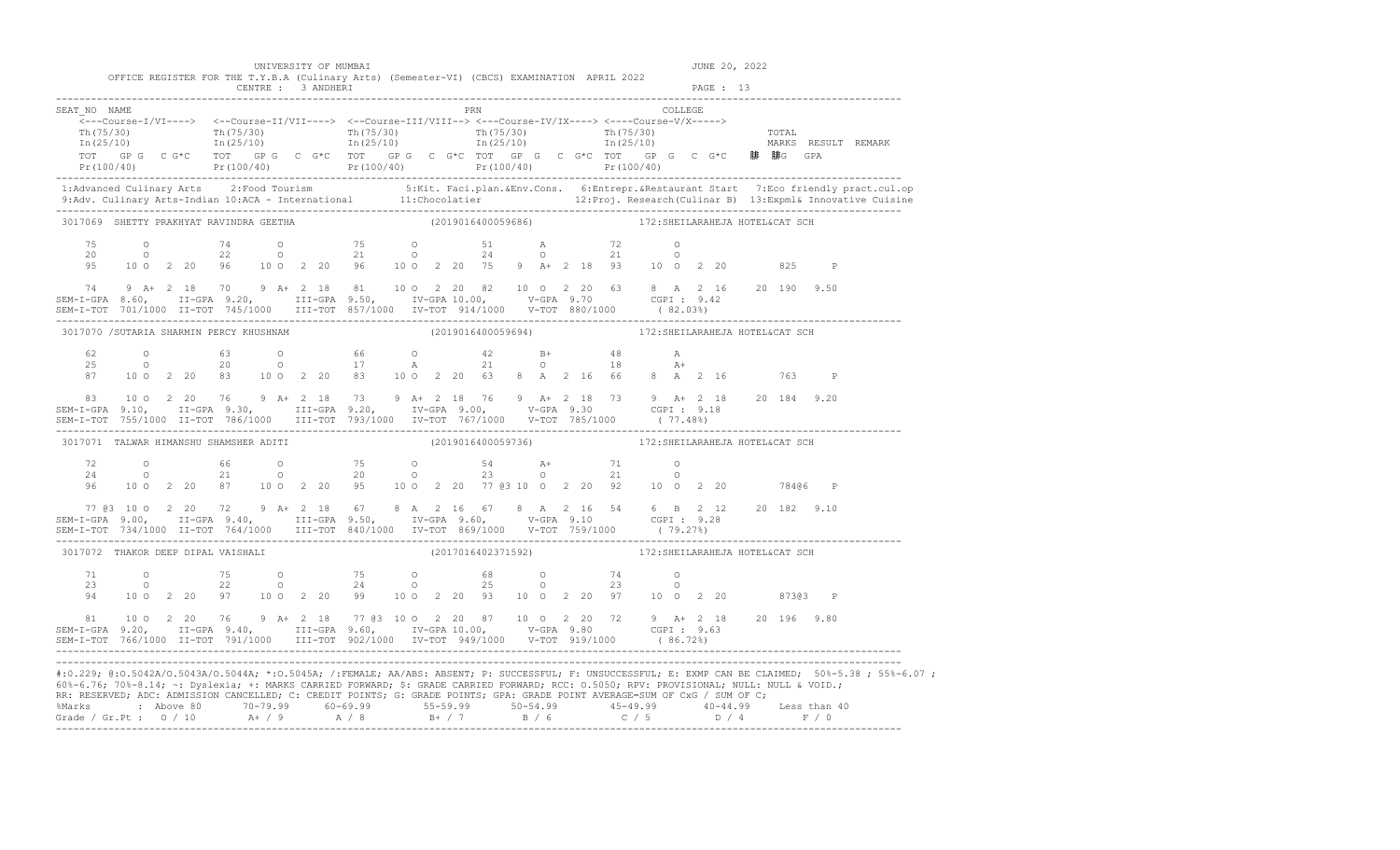UNIVERSITY OF MUMBAI

JUNE 20, 2022

OFFICE REGISTER FOR THE T.Y.B.A (Culinary Arts) (Semester-VI) (CBCS) EXAMINATION APRIL 2022

CENTRE : 3 ANDHERI

PAGE : 13

```
SEAT_NO  NAME                                                          PRN                                          COLLEGE
    <---Course-I/VI----> <--Course-II/VII----> <--Course-III/VIII--> <---Course-IV/IX----> <----Course-V/X----->
    Th(75/30)            Th(75/30)             Th(75/30)             Th(75/30)             Th(75/30)                  TOTAL
    In(25/10)            In(25/10)             In(25/10)             In(25/10)             In(25/10)                  MARKS  RESULT  REMARK
    TOT   GP G  C G*C    TOT   GP G  C G*C     TOT   GP G  C G*C TOT   GP G  C G*C TOT   GP G  C G*C        䂙  䂙G  GPA
    Pr(100/40)           Pr(100/40)            Pr(100/40)            Pr(100/40)            Pr(100/40)
```

1:Advanced Culinary Arts 2:Food Tourism 5:Kit. Faci.plan.&Env.Cons. 6:Entrepr.&Restaurant Start 7:Eco friendly pract.cul.op
9:Adv. Culinary Arts-Indian 10:ACA - International 11:Chocolatier 12:Proj. Research(Culinar B) 13:Expml& Innovative Cuisine

```
3017069  SHETTY PRAKHYAT RAVINDRA GEETHA                    (2019016400059686)             172:SHEILARAHEJA HOTEL&CAT SCH

    75        O          74       O            75       O          51        A           72        O
    20        O          22       O            21       O          24        O           21        O
    95     10 O   2 20   96    10 O   2 20     96    10 O   2 20   75     9  A+  2 18    93    10 O   2 20         825     P

    74     9 A+   2 18   70     9 A+  2 18     81    10 O   2 20   82    10  O   2 20    63     8 A   2 16    20  190  9.50
SEM-I-GPA  8.60,    II-GPA  9.20,     III-GPA  9.50,     IV-GPA 10.00,      V-GPA  9.70        CGPI : 9.42
SEM-I-TOT  701/1000  II-TOT  745/1000   III-TOT  857/1000  IV-TOT  914/1000   V-TOT  880/1000     ( 82.03%)

3017070 /SUTARIA SHARMIN PERCY KHUSHNAM                     (2019016400059694)             172:SHEILARAHEJA HOTEL&CAT SCH

    62        O          63       O            66       O          42        B+          48        A
    25        O          20       O            17       A          21        O           18        A+
    87     10 O   2 20   83    10 O   2 20     83    10 O   2 20   63     8  A   2 16    66     8 A   2 16         763     P

    83    10 O    2 20   76     9 A+  2 18     73     9 A+  2 18   76     9  A+  2 18    73     9 A+  2 18    20  184  9.20
SEM-I-GPA  9.10,    II-GPA  9.30,     III-GPA  9.20,     IV-GPA  9.00,      V-GPA  9.30        CGPI : 9.18
SEM-I-TOT  755/1000  II-TOT  786/1000   III-TOT  793/1000  IV-TOT  767/1000   V-TOT  785/1000     ( 77.48%)

3017071  TALWAR HIMANSHU SHAMSHER ADITI                     (2019016400059736)             172:SHEILARAHEJA HOTEL&CAT SCH

    72        O          66       O            75       O          54        A+          71        O
    24        O          21       O            20       O          23        O           21        O
    96     10 O   2 20   87    10 O   2 20     95    10 O   2 20   77 @3 10  O   2 20    92    10 O   2 20         784@6   P

    77 @3 10 O    2 20   72     9 A+  2 18     67     8 A   2 16   67     8  A   2 16    54     6 B   2 12    20  182  9.10
SEM-I-GPA  9.00,    II-GPA  9.40,     III-GPA  9.50,     IV-GPA  9.60,      V-GPA  9.10        CGPI : 9.28
SEM-I-TOT  734/1000  II-TOT  764/1000   III-TOT  840/1000  IV-TOT  869/1000   V-TOT  759/1000     ( 79.27%)

3017072  THAKOR DEEP DIPAL VAISHALI                         (2017016402371592)             172:SHEILARAHEJA HOTEL&CAT SCH

    71        O          75       O            75       O          68        O           74        O
    23        O          22       O            24       O          25        O           23        O
    94     10 O   2 20   97    10 O   2 20     99    10 O   2 20   93    10  O   2 20    97    10 O   2 20         873@3   P

    81    10 O    2 20   76     9 A+  2 18     77 @3 10 O   2 20   87    10  O   2 20    72     9 A+  2 18    20  196  9.80
SEM-I-GPA  9.20,    II-GPA  9.40,     III-GPA  9.60,     IV-GPA 10.00,      V-GPA  9.80        CGPI : 9.63
SEM-I-TOT  766/1000  II-TOT  791/1000   III-TOT  902/1000  IV-TOT  949/1000   V-TOT  919/1000     ( 86.72%)
```

#:0.229; @:O.5042A/O.5043A/O.5044A; *:O.5045A; /:FEMALE; AA/ABS: ABSENT; P: SUCCESSFUL; F: UNSUCCESSFUL; E: EXMP CAN BE CLAIMED; 50%-5.38 ; 55%-6.07 ; 60%-6.76; 70%-8.14; ~: Dyslexia; +: MARKS CARRIED FORWARD; $: GRADE CARRIED FORWARD; RCC: O.5050; RPV: PROVISIONAL; NULL: NULL & VOID.; RR: RESERVED; ADC: ADMISSION CANCELLED; C: CREDIT POINTS; G: GRADE POINTS; GPA: GRADE POINT AVERAGE=SUM OF CxG / SUM OF C;

| %Marks | : Above 80 | 70-79.99 | 60-69.99 | 55-59.99 | 50-54.99 | 45-49.99 | 40-44.99 | Less than 40 |
|---|---|---|---|---|---|---|---|---|
| Grade / Gr.Pt : | O / 10 | A+ / 9 | A / 8 | B+ / 7 | B / 6 | C / 5 | D / 4 | F / 0 |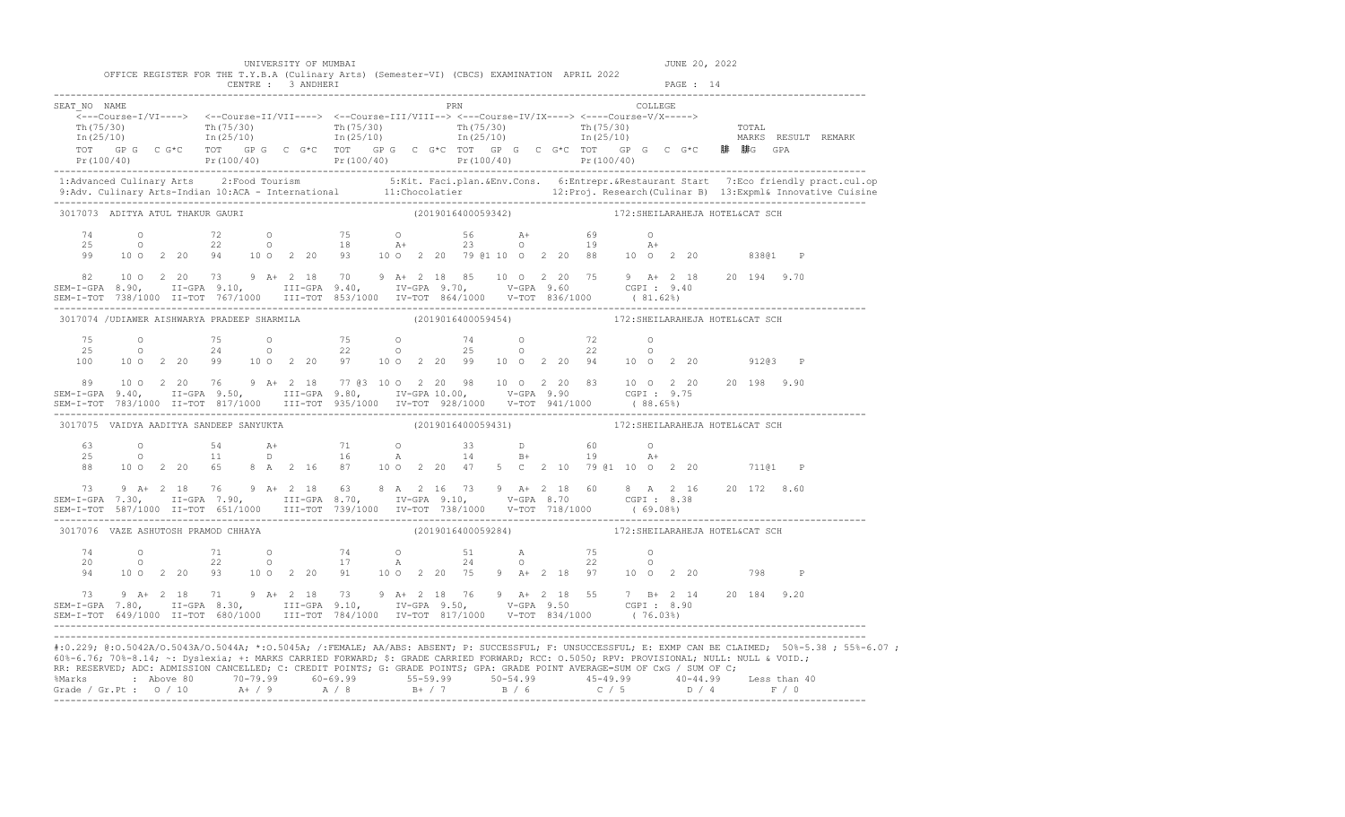UNIVERSITY OF MUMBAI

JUNE 20, 2022

OFFICE REGISTER FOR THE T.Y.B.A (Culinary Arts) (Semester-VI) (CBCS) EXAMINATION APRIL 2022

CENTRE : 3 ANDHERI

PAGE : 14

```
SEAT_NO  NAME                                                   PRN                                    COLLEGE
    <---Course-I/VI----> <--Course-II/VII----> <--Course-III/VIII--> <---Course-IV/IX----> <----Course-V/X----->
    Th(75/30)            Th(75/30)             Th(75/30)             Th(75/30)             Th(75/30)                  TOTAL
    In(25/10)            In(25/10)             In(25/10)             In(25/10)             In(25/10)                  MARKS  RESULT  REMARK
    TOT   GP G  C G*C   TOT   GP G  C G*C    TOT   GP G  C G*C TOT   GP G  C G*C TOT   GP G  C G*C    ䷀ ䷀G  GPA
    Pr(100/40)          Pr(100/40)            Pr(100/40)            Pr(100/40)            Pr(100/40)
```

1:Advanced Culinary Arts 2:Food Tourism 5:Kit. Faci.plan.&Env.Cons. 6:Entrepr.&Restaurant Start 7:Eco friendly pract.cul.op
9:Adv. Culinary Arts-Indian 10:ACA - International 11:Chocolatier 12:Proj. Research(Culinar B) 13:Expml& Innovative Cuisine

```
3017073  ADITYA ATUL THAKUR GAURI                                (2019016400059342)          172:SHEILARAHEJA HOTEL&CAT SCH

     74       O          72       O          75       O          56       A+         69       O
     25       O          22       O          18       A+         23       O          19       A+
     99     10 O  2 20   94     10 O  2 20   93    10 O  2 20    79 @1 10 O  2 20    88    10 O  2 20       838@1   P

     82     10 O  2 20   73     9 A+  2 18   70     9 A+  2 18   85    10 O  2 20    75     9 A+  2 18   20 194  9.70
SEM-I-GPA  8.90,   II-GPA  9.10,    III-GPA  9.40,    IV-GPA  9.70,    V-GPA  9.60        CGPI : 9.40
SEM-I-TOT  738/1000  II-TOT  767/1000   III-TOT  853/1000  IV-TOT  864/1000   V-TOT  836/1000       ( 81.62%)

3017074 /UDIAWER AISHWARYA PRADEEP SHARMILA                      (2019016400059454)          172:SHEILARAHEJA HOTEL&CAT SCH

     75       O          75       O          75       O          74       O          72       O
     25       O          24       O          22       O          25       O          22       O
    100     10 O  2 20   99     10 O  2 20   97    10 O  2 20    99    10 O  2 20    94    10 O  2 20       912@3   P

     89     10 O  2 20   76     9 A+  2 18   77 @3 10 O  2 20    98    10 O  2 20    83    10 O  2 20   20 198  9.90
SEM-I-GPA  9.40,   II-GPA  9.50,    III-GPA  9.80,    IV-GPA 10.00,    V-GPA  9.90        CGPI : 9.75
SEM-I-TOT  783/1000  II-TOT  817/1000   III-TOT  935/1000  IV-TOT  928/1000   V-TOT  941/1000       ( 88.65%)

3017075  VAIDYA AADITYA SANDEEP SANYUKTA                          (2019016400059431)          172:SHEILARAHEJA HOTEL&CAT SCH

     63       O          54       A+         71       O          33       D          60       O
     25       O          11       D          16       A          14       B+         19       A+
     88     10 O  2 20   65     8 A   2 16   87    10 O  2 20    47     5 C   2 10   79 @1 10 O  2 20       711@1   P

     73     9 A+  2 18   76     9 A+  2 18   63     8 A   2 16   73     9 A+  2 18   60     8 A   2 16   20 172  8.60
SEM-I-GPA  7.30,   II-GPA  7.90,    III-GPA  8.70,    IV-GPA  9.10,    V-GPA  8.70        CGPI : 8.38
SEM-I-TOT  587/1000  II-TOT  651/1000   III-TOT  739/1000  IV-TOT  738/1000   V-TOT  718/1000       ( 69.08%)

3017076  VAZE ASHUTOSH PRAMOD CHHAYA                              (2019016400059284)          172:SHEILARAHEJA HOTEL&CAT SCH

     74       O          71       O          74       O          51       A          75       O
     20       O          22       O          17       A          24       O          22       O
     94     10 O  2 20   93     10 O  2 20   91    10 O  2 20    75     9 A+  2 18   97    10 O  2 20       798     P

     73     9 A+  2 18   71     9 A+  2 18   73     9 A+  2 18   76     9 A+  2 18   55     7 B+  2 14   20 184  9.20
SEM-I-GPA  7.80,   II-GPA  8.30,    III-GPA  9.10,    IV-GPA  9.50,    V-GPA  9.50        CGPI : 8.90
SEM-I-TOT  649/1000  II-TOT  680/1000   III-TOT  784/1000  IV-TOT  817/1000   V-TOT  834/1000       ( 76.03%)
```

#:O.229; @:O.5042A/O.5043A/O.5044A; *:O.5045A; /:FEMALE; AA/ABS: ABSENT; P: SUCCESSFUL; F: UNSUCCESSFUL; E: EXMP CAN BE CLAIMED; 50%-5.38 ; 55%-6.07 ; 60%-6.76; 70%-8.14; ~: Dyslexia; +: MARKS CARRIED FORWARD; $: GRADE CARRIED FORWARD; RCC: O.5050; RPV: PROVISIONAL; NULL: NULL & VOID.; RR: RESERVED; ADC: ADMISSION CANCELLED; C: CREDIT POINTS; G: GRADE POINTS; GPA: GRADE POINT AVERAGE=SUM OF CxG / SUM OF C;

| %Marks | : Above 80 | 70-79.99 | 60-69.99 | 55-59.99 | 50-54.99 | 45-49.99 | 40-44.99 | Less than 40 |
|---|---|---|---|---|---|---|---|---|
| Grade / Gr.Pt : | O / 10 | A+ / 9 | A / 8 | B+ / 7 | B / 6 | C / 5 | D / 4 | F / 0 |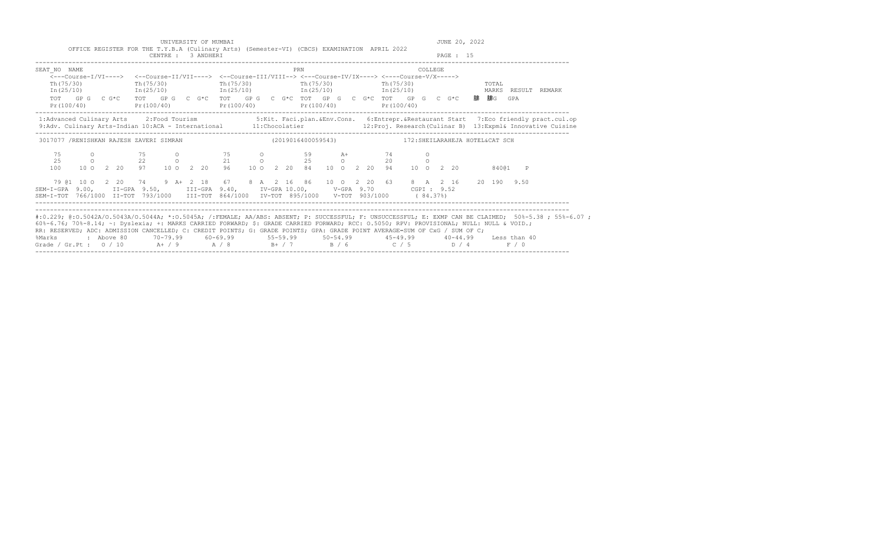UNIVERSITY OF MUMBAI

JUNE 20, 2022

OFFICE REGISTER FOR THE T.Y.B.A (Culinary Arts) (Semester-VI) (CBCS) EXAMINATION APRIL 2022

CENTRE : 3 ANDHERI

PAGE : 15

```
SEAT_NO  NAME                                                     PRN                              COLLEGE
    <---Course-I/VI----> <--Course-II/VII----> <--Course-III/VIII--> <---Course-IV/IX----> <----Course-V/X----->
    Th(75/30)            Th(75/30)            Th(75/30)            Th(75/30)            Th(75/30)                TOTAL
    In(25/10)            In(25/10)            In(25/10)            In(25/10)            In(25/10)                MARKS  RESULT  REMARK
    TOT   GP G  C G*C    TOT   GP G  C G*C    TOT   GP G  C G*C TOT  GP  G  C G*C  TOT   GP  G  C G*C    䄵  䄵G   GPA
    Pr(100/40)           Pr(100/40)           Pr(100/40)           Pr(100/40)           Pr(100/40)
```

1:Advanced Culinary Arts 2:Food Tourism 5:Kit. Faci.plan.&Env.Cons. 6:Entrepr.&Restaurant Start 7:Eco friendly pract.cul.op
9:Adv. Culinary Arts-Indian 10:ACA - International 11:Chocolatier 12:Proj. Research(Culinar B) 13:Expml& Innovative Cuisine

```
3017077 /RENISHKAN RAJESH ZAVERI SIMRAN                    (2019016400059543)               172:SHEILARAHEJA HOTEL&CAT SCH

    75      O          75      O          75      O          59      A+         74      O
    25      O          22      O          21      O          25      O          20      O
    100    10 O  2 20  97    10 O  2 20  96    10 O  2 20  84   10  O  2 20  94   10  O  2 20      840@1   P

    79 @1  10 O  2 20  74     9 A+ 2 18  67     8 A  2 16  86   10  O  2 20  63    8  A  2 16   20  190  9.50
SEM-I-GPA  9.00,   II-GPA  9.50,    III-GPA  9.40,    IV-GPA 10.00,     V-GPA  9.70      CGPI : 9.52
SEM-I-TOT  766/1000  II-TOT  793/1000   III-TOT  864/1000  IV-TOT  895/1000   V-TOT  903/1000    ( 84.37%)
```

#:0.229; @:O.5042A/O.5043A/O.5044A; *:O.5045A; /:FEMALE; AA/ABS: ABSENT; P: SUCCESSFUL; F: UNSUCCESSFUL; E: EXMP CAN BE CLAIMED; 50%-5.38 ; 55%-6.07 ; 60%-6.76; 70%-8.14; ~: Dyslexia; +: MARKS CARRIED FORWARD; $: GRADE CARRIED FORWARD; RCC: O.5050; RPV: PROVISIONAL; NULL: NULL & VOID.;
RR: RESERVED; ADC: ADMISSION CANCELLED; C: CREDIT POINTS; G: GRADE POINTS; GPA: GRADE POINT AVERAGE=SUM OF CxG / SUM OF C;

| %Marks | : Above 80 | 70-79.99 | 60-69.99 | 55-59.99 | 50-54.99 | 45-49.99 | 40-44.99 | Less than 40 |
|---|---|---|---|---|---|---|---|---|
| Grade / Gr.Pt : | O / 10 | A+ / 9 | A / 8 | B+ / 7 | B / 6 | C / 5 | D / 4 | F / 0 |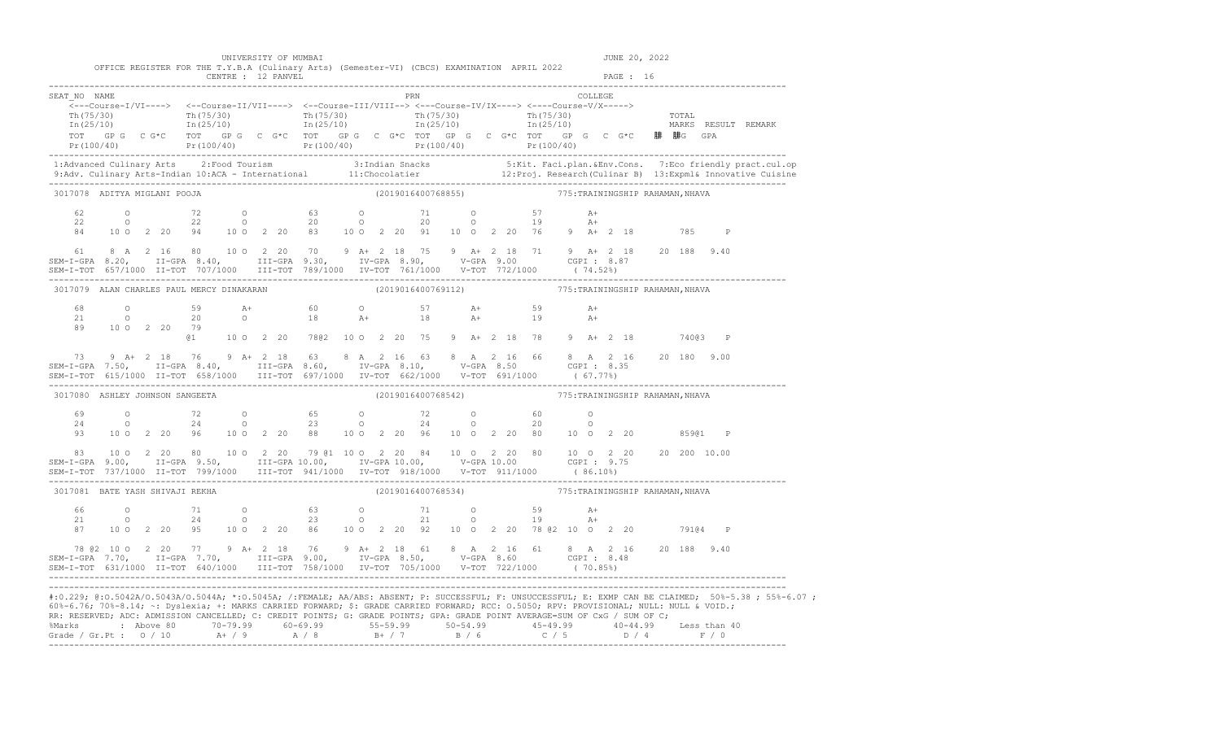UNIVERSITY OF MUMBAI

OFFICE REGISTER FOR THE T.Y.B.A (Culinary Arts) (Semester-VI) (CBCS) EXAMINATION APRIL 2022

CENTRE : 12 PANVEL

JUNE 20, 2022

```
SEAT_NO  NAME                                                        PRN                              COLLEGE
   <---Course-I/VI----> <--Course-II/VII----> <--Course-III/VIII--> <--Course-IV/IX----> <----Course-V/X----->
   Th(75/30)            Th(75/30)             Th(75/30)             Th(75/30)            Th(75/30)                TOTAL
   In(25/10)            In(25/10)             In(25/10)             In(25/10)            In(25/10)                MARKS  RESULT  REMARK
   TOT   GP G  C G*C    TOT  GP G  C  G*C     TOT  GP G  C  G*C     TOT  GP G  C  G*C    TOT  GP G  C  G*C    䂰 䂰G  GPA
   Pr(100/40)           Pr(100/40)            Pr(100/40)            Pr(100/40)           Pr(100/40)
```

1:Advanced Culinary Arts 2:Food Tourism 3:Indian Snacks 5:Kit. Faci.plan.&Env.Cons. 7:Eco friendly pract.cul.op
9:Adv. Culinary Arts-Indian 10:ACA - International 11:Chocolatier 12:Proj. Research(Culinar B) 13:Expml& Innovative Cuisine

```
3017078  ADITYA MIGLANI POOJA                               (2019016400768855)            775:TRAININGSHIP RAHAMAN,NHAVA

    62      O          72      O          63      O          71      O          57      A+
    22      O          22      O          20      O          20      O          19      A+
    84    10 O  2 20   94    10 O  2 20   83    10 O  2 20   91    10 O  2 20   76     9 A+ 2 18        785     P

    61     8 A  2 16   80    10 O  2 20   70     9 A+ 2 18   75     9 A+ 2 18   71     9 A+ 2 18    20 188  9.40
SEM-I-GPA 8.20,    II-GPA 8.40,      III-GPA 9.30,     IV-GPA 8.90,      V-GPA 9.00        CGPI : 8.87
SEM-I-TOT 657/1000 II-TOT 707/1000   III-TOT 789/1000  IV-TOT 761/1000   V-TOT 772/1000    ( 74.52%)

3017079  ALAN CHARLES PAUL MERCY DINAKARAN                  (2019016400769112)            775:TRAININGSHIP RAHAMAN,NHAVA

    68      O          59      A+         60      O          57      A+         59      A+
    21      O          20      O          18      A+         18      A+         19      A+
    89    10 O  2 20   79
                       @1    10 O  2 20   78@2  10 O  2 20   75     9 A+ 2 18   78     9 A+ 2 18        740@3   P

    73     9 A+ 2 18   76     9 A+ 2 18   63     8 A  2 16   63     8 A  2 16   66     8 A  2 16    20 180  9.00
SEM-I-GPA 7.50,    II-GPA 8.40,      III-GPA 8.60,     IV-GPA 8.10,      V-GPA 8.50        CGPI : 8.35
SEM-I-TOT 615/1000 II-TOT 658/1000   III-TOT 697/1000  IV-TOT 662/1000   V-TOT 691/1000    ( 67.77%)

3017080  ASHLEY JOHNSON SANGEETA                            (2019016400768542)            775:TRAININGSHIP RAHAMAN,NHAVA

    69      O          72      O          65      O          72      O          60      O
    24      O          24      O          23      O          24      O          20      O
    93    10 O  2 20   96    10 O  2 20   88    10 O  2 20   96    10 O  2 20   80    10 O  2 20        859@1   P

    83    10 O  2 20   80    10 O  2 20   79 @1 10 O  2 20   84    10 O  2 20   80    10 O  2 20    20 200 10.00
SEM-I-GPA 9.00,    II-GPA 9.50,      III-GPA 10.00,    IV-GPA 10.00,     V-GPA 10.00       CGPI : 9.75
SEM-I-TOT 737/1000 II-TOT 799/1000   III-TOT 941/1000  IV-TOT 918/1000   V-TOT 911/1000    ( 86.10%)

3017081  BATE YASH SHIVAJI REKHA                            (2019016400768534)            775:TRAININGSHIP RAHAMAN,NHAVA

    66      O          71      O          63      O          71      O          59      A+
    21      O          24      O          23      O          21      O          19      A+
    87    10 O  2 20   95    10 O  2 20   86    10 O  2 20   92    10 O  2 20   78 @2 10 O  2 20        791@4   P

    78 @2 10 O  2 20   77     9 A+ 2 18   76     9 A+ 2 18   61     8 A  2 16   61     8 A  2 16    20 188  9.40
SEM-I-GPA 7.70,    II-GPA 7.70,      III-GPA 9.00,     IV-GPA 8.50,      V-GPA 8.60        CGPI : 8.48
SEM-I-TOT 631/1000 II-TOT 640/1000   III-TOT 758/1000  IV-TOT 705/1000   V-TOT 722/1000    ( 70.85%)
```

#:O.229; @:O.5042A/O.5043A/O.5044A; *:O.5045A; /:FEMALE; AA/ABS: ABSENT; P: SUCCESSFUL; F: UNSUCCESSFUL; E: EXMP CAN BE CLAIMED; 50%-5.38 ; 55%-6.07 ; 60%-6.76; 70%-8.14; ~: Dyslexia; +: MARKS CARRIED FORWARD; $: GRADE CARRIED FORWARD; RCC: O.5050; RPV: PROVISIONAL; NULL: NULL & VOID.; RR: RESERVED; ADC: ADMISSION CANCELLED; C: CREDIT POINTS; G: GRADE POINTS; GPA: GRADE POINT AVERAGE=SUM OF CxG / SUM OF C;

| %Marks | Above 80 | 70-79.99 | 60-69.99 | 55-59.99 | 50-54.99 | 45-49.99 | 40-44.99 | Less than 40 |
|---|---|---|---|---|---|---|---|---|
| Grade / Gr.Pt : | O / 10 | A+ / 9 | A / 8 | B+ / 7 | B / 6 | C / 5 | D / 4 | F / 0 |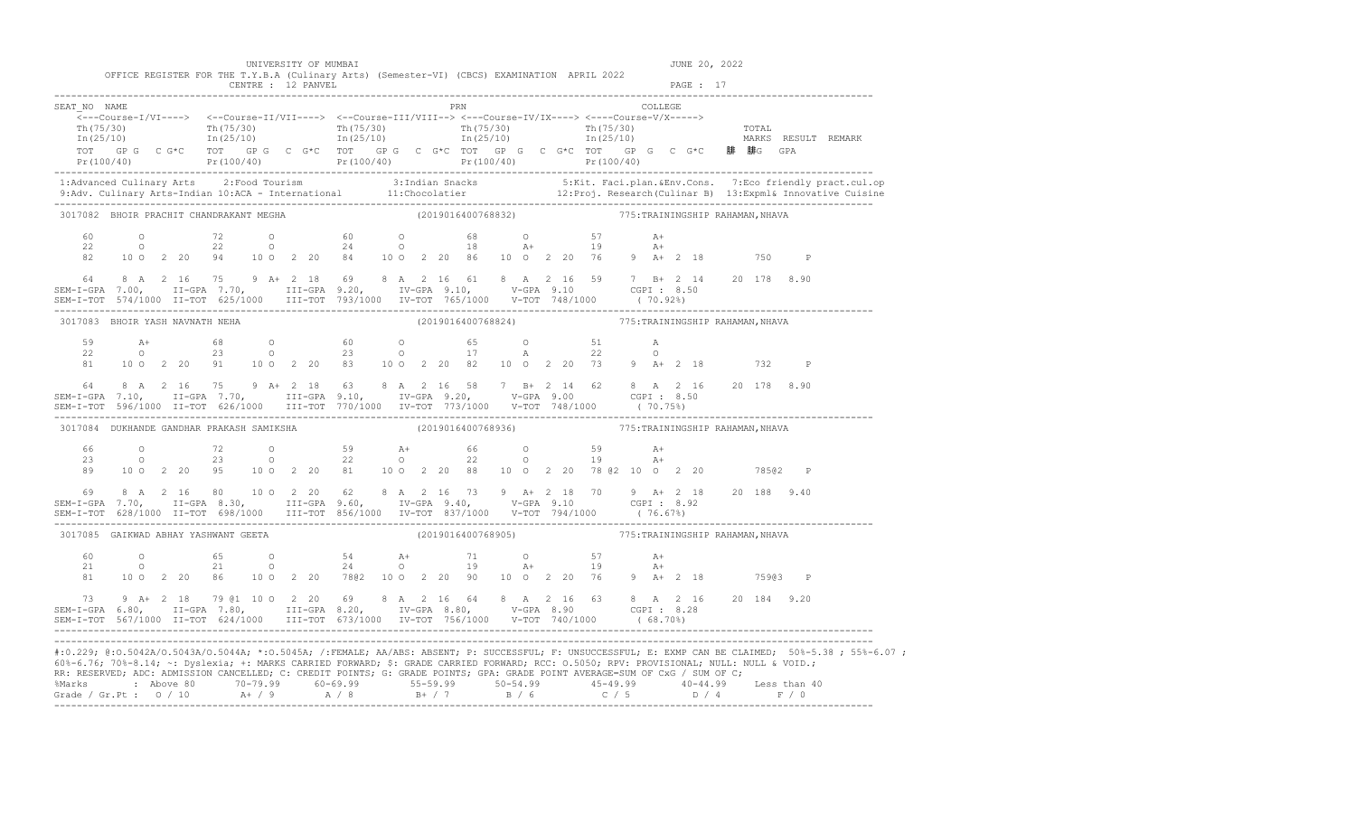UNIVERSITY OF MUMBAI

OFFICE REGISTER FOR THE T.Y.B.A (Culinary Arts) (Semester-VI) (CBCS) EXAMINATION APRIL 2022

CENTRE : 12 PANVEL

JUNE 20, 2022

```
SEAT_NO NAME                                                     PRN                                    COLLEGE
    <---Course-I/VI----> <--Course-II/VII----> <--Course-III/VIII--> <---Course-IV/IX----> <----Course-V/X----->
    Th(75/30)            Th(75/30)             Th(75/30)             Th(75/30)             Th(75/30)                  TOTAL
    In(25/10)            In(25/10)             In(25/10)             In(25/10)             In(25/10)                  MARKS  RESULT  REMARK
    TOT   GP G  C G*C   TOT   GP G  C G*C    TOT   GP G  C G*C  TOT   GP G  C G*C   TOT   GP G  C G*C      腓 腓G  GPA
    Pr(100/40)           Pr(100/40)            Pr(100/40)            Pr(100/40)            Pr(100/40)
```

1:Advanced Culinary Arts 2:Food Tourism 3:Indian Snacks 5:Kit. Faci.plan.&Env.Cons. 7:Eco friendly pract.cul.op
9:Adv. Culinary Arts-Indian 10:ACA - International 11:Chocolatier 12:Proj. Research(Culinar B) 13:Expml& Innovative Cuisine

```
3017082  BHOIR PRACHIT CHANDRAKANT MEGHA                    (2019016400768832)              775:TRAININGSHIP RAHAMAN,NHAVA

    60      O          72      O          60      O          68      O          57      A+
    22      O          22      O          24      O          18      A+         19      A+
    82    10 O  2 20   94    10 O  2 20   84    10 O  2 20   86    10 O  2 20   76     9 A+  2 18       750     P

    64     8 A  2 16   75     9 A+ 2 18   69     8 A  2 16   61     8 A  2 16   59     7 B+  2 14    20 178  8.90
SEM-I-GPA  7.00,   II-GPA  7.70,   III-GPA  9.20,   IV-GPA  9.10,   V-GPA  9.10       CGPI : 8.50
SEM-I-TOT  574/1000  II-TOT  625/1000   III-TOT  793/1000  IV-TOT  765/1000   V-TOT  748/1000     ( 70.92%)

3017083  BHOIR YASH NAVNATH NEHA                            (2019016400768824)              775:TRAININGSHIP RAHAMAN,NHAVA

    59      A+         68      O          60      O          65      O          51      A
    22      O          23      O          23      O          17      A          22      O
    81    10 O  2 20   91    10 O  2 20   83    10 O  2 20   82    10 O  2 20   73     9 A+  2 18       732     P

    64     8 A  2 16   75     9 A+ 2 18   63     8 A  2 16   58     7 B+ 2 14   62     8 A  2 16     20 178  8.90
SEM-I-GPA  7.10,   II-GPA  7.70,   III-GPA  9.10,   IV-GPA  9.20,   V-GPA  9.00       CGPI : 8.50
SEM-I-TOT  596/1000  II-TOT  626/1000   III-TOT  770/1000  IV-TOT  773/1000   V-TOT  748/1000     ( 70.75%)

3017084  DUKHANDE GANDHAR PRAKASH SAMIKSHA                  (2019016400768936)              775:TRAININGSHIP RAHAMAN,NHAVA

    66      O          72      O          59      A+         66      O          59      A+
    23      O          23      O          22      O          22      O          19      A+
    89    10 O  2 20   95    10 O  2 20   81    10 O  2 20   88    10 O  2 20   78 @2 10 O  2 20      785@2   P

    69     8 A  2 16   80    10 O  2 20   62     8 A  2 16   73     9 A+ 2 18   70     9 A+  2 18    20 188  9.40
SEM-I-GPA  7.70,   II-GPA  8.30,   III-GPA  9.60,   IV-GPA  9.40,   V-GPA  9.10       CGPI : 8.92
SEM-I-TOT  628/1000  II-TOT  698/1000   III-TOT  856/1000  IV-TOT  837/1000   V-TOT  794/1000     ( 76.67%)

3017085  GAIKWAD ABHAY YASHWANT GEETA                       (2019016400768905)              775:TRAININGSHIP RAHAMAN,NHAVA

    60      O          65      O          54      A+         71      O          57      A+
    21      O          21      O          24      O          19      A+         19      A+
    81    10 O  2 20   86    10 O  2 20   78@2  10 O  2 20   90    10 O  2 20   76     9 A+  2 18      759@3   P

    73     9 A+ 2 18   79 @1 10 O  2 20   69     8 A  2 16   64     8 A  2 16   63     8 A  2 16     20 184  9.20
SEM-I-GPA  6.80,   II-GPA  7.80,   III-GPA  8.20,   IV-GPA  8.80,   V-GPA  8.90       CGPI : 8.28
SEM-I-TOT  567/1000  II-TOT  624/1000   III-TOT  673/1000  IV-TOT  756/1000   V-TOT  740/1000     ( 68.70%)
```

#:0.229; @:O.5042A/O.5043A/O.5044A; *:O.5045A; /:FEMALE; AA/ABS: ABSENT; P: SUCCESSFUL; F: UNSUCCESSFUL; E: EXMP CAN BE CLAIMED; 50%=5.38 ; 55%=6.07 ; 60%=6.76; 70%=8.14; ~: Dyslexia; +: MARKS CARRIED FORWARD; $: GRADE CARRIED FORWARD; RCC: O.5050; RPV: PROVISIONAL; NULL: NULL & VOID.; RR: RESERVED; ADC: ADMISSION CANCELLED; C: CREDIT POINTS; G: GRADE POINTS; GPA: GRADE POINT AVERAGE=SUM OF CxG / SUM OF C;

| %Marks | Above 80 | 70-79.99 | 60-69.99 | 55-59.99 | 50-54.99 | 45-49.99 | 40-44.99 | Less than 40 |
|---|---|---|---|---|---|---|---|---|
| Grade / Gr.Pt | O / 10 | A+ / 9 | A / 8 | B+ / 7 | B / 6 | C / 5 | D / 4 | F / 0 |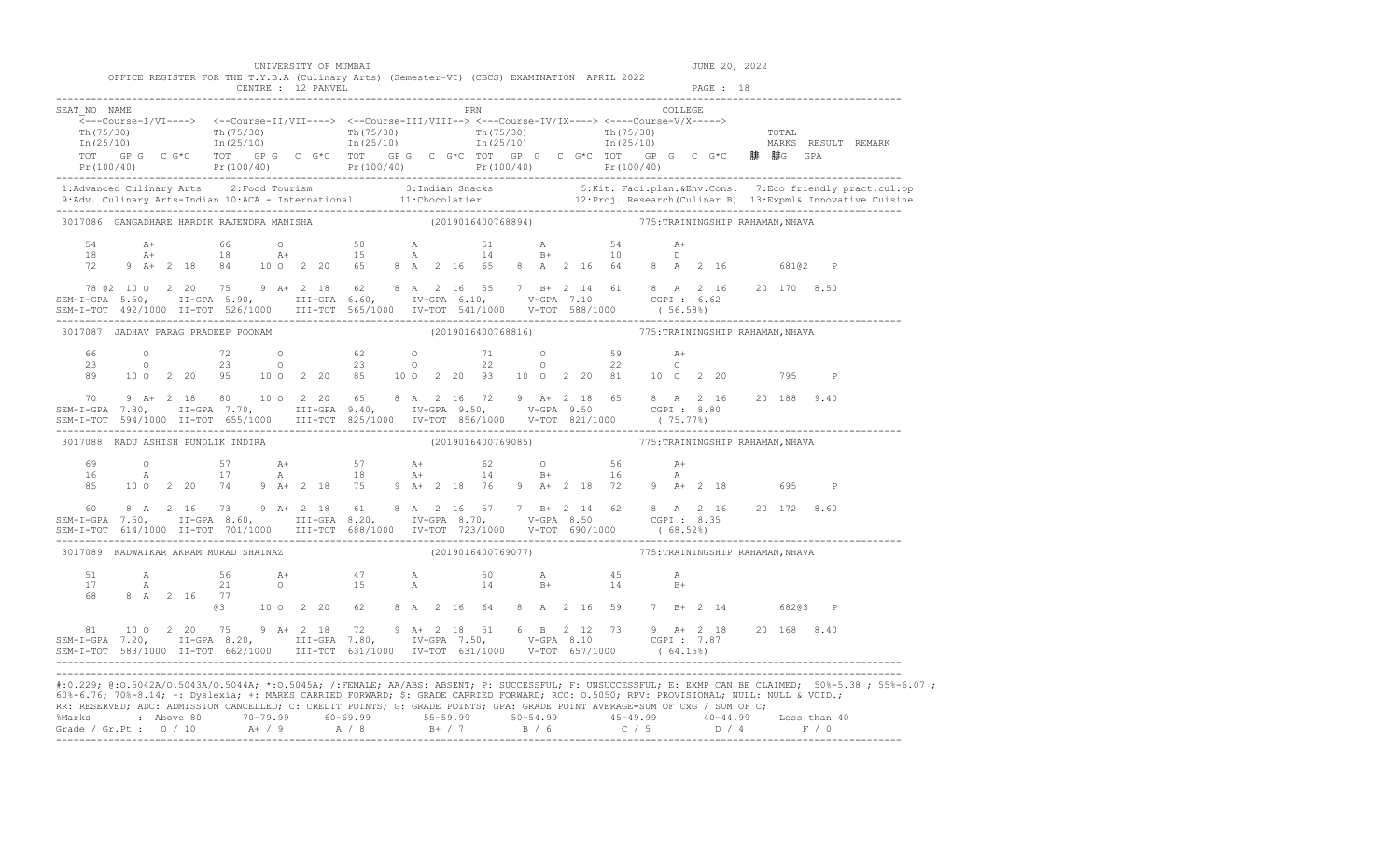UNIVERSITY OF MUMBAI

OFFICE REGISTER FOR THE T.Y.B.A (Culinary Arts) (Semester-VI) (CBCS) EXAMINATION APRIL 2022

CENTRE : 12 PANVEL

JUNE 20, 2022

PAGE : 18

```
SEAT_NO NAME                                                         PRN                                   COLLEGE
   <---Course-I/VI----> <--Course-II/VII----> <--Course-III/VIII--> <--Course-IV/IX----> <----Course-V/X----->
   Th(75/30)            Th(75/30)             Th(75/30)             Th(75/30)             Th(75/30)                TOTAL
   In(25/10)            In(25/10)             In(25/10)             In(25/10)             In(25/10)                MARKS  RESULT  REMARK
   TOT   GP G  C G*C    TOT   GP G  C  G*C    TOT   GP G  C  G*C    TOT  GP G  C  G*C     TOT   GP G  C  G*C       䂫 䂫G  GPA
   Pr(100/40)           Pr(100/40)            Pr(100/40)            Pr(100/40)            Pr(100/40)
------------------------------------------------------------------------------------------------------------------------------
 1:Advanced Culinary Arts   2:Food Tourism            3:Indian Snacks            5:Kit. Faci.plan.&Env.Cons.  7:Eco friendly pract.cul.op
 9:Adv. Culinary Arts-Indian 10:ACA - International    11:Chocolatier             12:Proj. Research(Culinar B) 13:Expml& Innovative Cuisine
------------------------------------------------------------------------------------------------------------------------------
3017086  GANGADHARE HARDIK RAJENDRA MANISHA                (2019016400768894)          775:TRAININGSHIP RAHAMAN,NHAVA

   54      A+         66      O          50      A          51      A          54      A+
   18      A+         18      A+         15      A          14      B+         10      D
   72    9 A+  2 18   84   10 O  2 20    65   8 A  2 16     65   8 A  2 16     64   8 A  2 16      681@2   P

   78 @2 10 O  2 20   75    9 A+ 2 18    62   8 A  2 16     55   7 B+ 2 14     61   8 A  2 16   20 170  8.50
SEM-I-GPA  5.50,   II-GPA  5.90,    III-GPA  6.60,    IV-GPA  6.10,    V-GPA  7.10       CGPI : 6.62
SEM-I-TOT  492/1000  II-TOT  526/1000    III-TOT  565/1000  IV-TOT  541/1000   V-TOT  588/1000     ( 56.58%)
------------------------------------------------------------------------------------------------------------------------------
3017087  JADHAV PARAG PRADEEP POONAM                        (2019016400768816)          775:TRAININGSHIP RAHAMAN,NHAVA

   66      O          72      O          62      O          71      O          59      A+
   23      O          23      O          23      O          22      O          22      O
   89   10 O   2 20   95   10 O  2 20    85  10 O  2 20     93  10 O  2 20     81  10 O  2 20       795     P

   70    9 A+  2 18   80   10 O  2 20    65   8 A  2 16     72   9 A+ 2 18     65   8 A  2 16   20 188  9.40
SEM-I-GPA  7.30,   II-GPA  7.70,    III-GPA  9.40,    IV-GPA  9.50,    V-GPA  9.50       CGPI : 8.80
SEM-I-TOT  594/1000  II-TOT  655/1000    III-TOT  825/1000  IV-TOT  856/1000   V-TOT  821/1000     ( 75.77%)
------------------------------------------------------------------------------------------------------------------------------
3017088  KADU ASHISH PUNDLIK INDIRA                          (2019016400769085)          775:TRAININGSHIP RAHAMAN,NHAVA

   69      O          57      A+         57      A+         62      O          56      A+
   16      A          17      A          18      A+         14      B+         16      A
   85   10 O   2 20   74    9 A+ 2 18    75   9 A+ 2 18     76   9 A+ 2 18     72   9 A+ 2 18       695     P

   60    8 A   2 16   73    9 A+ 2 18    61   8 A  2 16     57   7 B+ 2 14     62   8 A  2 16   20 172  8.60
SEM-I-GPA  7.50,   II-GPA  8.60,    III-GPA  8.20,    IV-GPA  8.70,    V-GPA  8.50       CGPI : 8.35
SEM-I-TOT  614/1000  II-TOT  701/1000    III-TOT  688/1000  IV-TOT  723/1000   V-TOT  690/1000     ( 68.52%)
------------------------------------------------------------------------------------------------------------------------------
3017089  KADWAIKAR AKRAM MURAD SHAINAZ                       (2019016400769077)          775:TRAININGSHIP RAHAMAN,NHAVA

   51      A          56      A+         47      A          50      A          45      A
   17      A          21      O          15      A          14      B+         14      B+
   68    8 A   2 16   77
                      @3   10 O  2 20    62   8 A  2 16     64   8 A  2 16     59   7 B+ 2 14      682@3   P

   81   10 O   2 20   75    9 A+ 2 18    72   9 A+ 2 18     51   6 B  2 12     73   9 A+ 2 18   20 168  8.40
SEM-I-GPA  7.20,   II-GPA  8.20,    III-GPA  7.80,    IV-GPA  7.50,    V-GPA  8.10       CGPI : 7.87
SEM-I-TOT  583/1000  II-TOT  662/1000    III-TOT  631/1000  IV-TOT  631/1000   V-TOT  657/1000     ( 64.15%)
------------------------------------------------------------------------------------------------------------------------------
```

#:O.229; @:O.5042A/O.5043A/O.5044A; *:O.5045A; /:FEMALE; AA/ABS: ABSENT; P: SUCCESSFUL; F: UNSUCCESSFUL; E: EXMP CAN BE CLAIMED; 50%-5.38 ; 55%-6.07 ; 60%-6.76; 70%-8.14; ~: Dyslexia; +: MARKS CARRIED FORWARD; $: GRADE CARRIED FORWARD; RCC: O.5050; RPV: PROVISIONAL; NULL: NULL & VOID.; RR: RESERVED; ADC: ADMISSION CANCELLED; C: CREDIT POINTS; G: GRADE POINTS; GPA: GRADE POINT AVERAGE=SUM OF CxG / SUM OF C;

| %Marks | : Above 80 | 70-79.99 | 60-69.99 | 55-59.99 | 50-54.99 | 45-49.99 | 40-44.99 | Less than 40 |
|---|---|---|---|---|---|---|---|---|
| Grade / Gr.Pt : | O / 10 | A+ / 9 | A / 8 | B+ / 7 | B / 6 | C / 5 | D / 4 | F / 0 |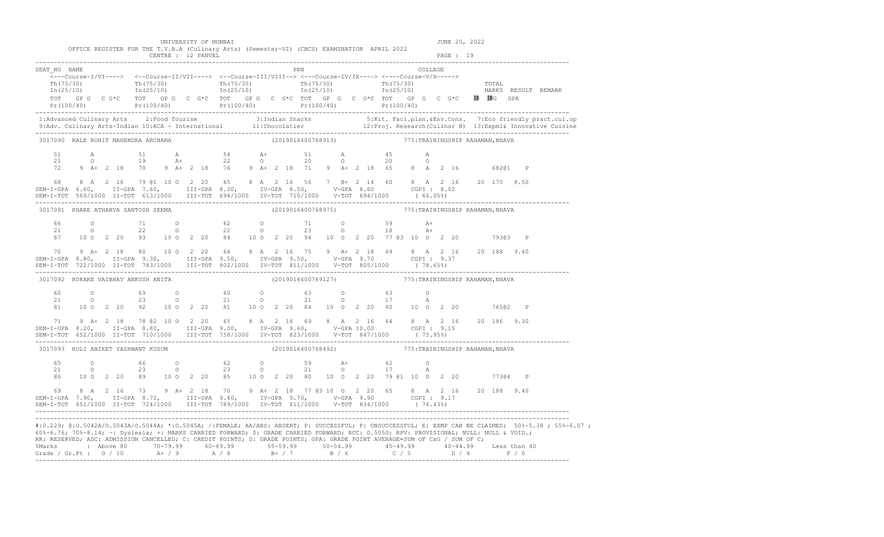UNIVERSITY OF MUMBAI

OFFICE REGISTER FOR THE T.Y.B.A (Culinary Arts) (Semester-VI) (CBCS) EXAMINATION APRIL 2022

CENTRE : 12 PANVEL

JUNE 20, 2022

PAGE : 19

```
SEAT_NO  NAME                                                        PRN                              COLLEGE
    <---Course-I/VI----> <--Course-II/VII----> <--Course-III/VIII--> <---Course-IV/IX----> <----Course-V/X----->
   Th(75/30)           Th(75/30)            Th(75/30)            Th(75/30)            Th(75/30)                     TOTAL
   In(25/10)           In(25/10)            In(25/10)            In(25/10)            In(25/10)                     MARKS  RESULT  REMARK
   TOT   GP G  C G*C   TOT   GP G  C G*C    TOT   GP G  C G*C    TOT   GP G  C G*C    TOT   GP G  C G*C       G   GPA
   Pr(100/40)          Pr(100/40)           Pr(100/40)           Pr(100/40)           Pr(100/40)
```

1:Advanced Culinary Arts 2:Food Tourism 3:Indian Snacks 5:Kit. Faci.plan.&Env.Cons. 7:Eco friendly pract.cul.op
9:Adv. Culinary Arts-Indian 10:ACA - International 11:Chocolatier 12:Proj. Research(Culinar B) 13:Expml& Innovative Cuisine

```
3017090  KALE ROHIT MAHENDRA ARCHANA                    (2019016400768913)              775:TRAININGSHIP RAHAMAN,NHAVA

    51        A          51        A          54        A+         51        A          45        A
    21        O          19        A+         22        O          20        O          20        O
    72    9 A+  2 18     70    9 A+  2 18     76    9 A+  2 18     71    9  A+  2 18    65    8  A  2 16      682@1   P

    68    8 A  2 16      79 @1 10 O  2 20     65    8 A  2 16      56    7  B+  2 14    60    8  A  2 16    20 170  8.50
SEM-I-GPA 6.60,   II-GPA 7.60,    III-GPA 8.30,    IV-GPA 8.50,    V-GPA 8.60          CGPI : 8.02
SEM-I-TOT 569/1000 II-TOT 613/1000  III-TOT 694/1000  IV-TOT 710/1000  V-TOT 694/1000      ( 66.05%)

3017091  KHARE ATHARVA SANTOSH SEEMA                    (2019016400768975)              775:TRAININGSHIP RAHAMAN,NHAVA

    66        O          71        O          62        O          71        O          59        A+
    21        O          22        O          22        O          23        O          18        A+
    87   10 O  2 20      93   10 O  2 20      84   10 O  2 20      94   10  O  2 20    77 @3 10  O  2 20      793@3   P

    70    9 A+  2 18     80   10 O  2 20      64    8 A  2 16      75    9  A+  2 18    69    8  A  2 16    20 188  9.40
SEM-I-GPA 8.80,   II-GPA 9.30,    III-GPA 9.50,    IV-GPA 9.50,    V-GPA 9.70          CGPI : 9.37
SEM-I-TOT 722/1000 II-TOT 783/1000  III-TOT 802/1000  IV-TOT 811/1000  V-TOT 805/1000      ( 78.65%)

3017092  KOKARE VAIBHAV ANKUSH ANITA                    (2019016400769127)              775:TRAININGSHIP RAHAMAN,NHAVA

    60        O          69        O          60        O          63        O          63        O
    21        O          23        O          21        O          21        O          17        A
    81   10 O  2 20      92   10 O  2 20      81   10 O  2 20      84   10  O  2 20    80   10  O  2 20       765@2   P

    71    9 A+  2 18     78 @2 10 O  2 20     65    8 A  2 16      69    8  A  2 16    64    8  A  2 16    20 186  9.30
SEM-I-GPA 8.20,   II-GPA 8.80,    III-GPA 9.00,    IV-GPA 9.60,    V-GPA 10.00         CGPI : 9.15
SEM-I-TOT 652/1000 II-TOT 710/1000  III-TOT 758/1000  IV-TOT 823/1000  V-TOT 847/1000      ( 75.95%)

3017093  KOLI ANIKET YASHWANT KUSUM                     (2019016400768492)              775:TRAININGSHIP RAHAMAN,NHAVA

    65        O          66        O          62        O          59        A+         62        O
    21        O          23        O          23        O          21        O          17        A
    86   10 O  2 20      89   10 O  2 20      85   10 O  2 20      80   10  O  2 20    79 @1 10  O  2 20      773@4   P

    69    8 A  2 16      73    9 A+  2 18     70    9 A+  2 18     77 @3 10  O  2 20    65    8  A  2 16    20 188  9.40
SEM-I-GPA 7.90,   II-GPA 8.70,    III-GPA 9.40,    IV-GPA 9.70,    V-GPA 9.90          CGPI : 9.17
SEM-I-TOT 651/1000 II-TOT 724/1000  III-TOT 789/1000  IV-TOT 811/1000  V-TOT 834/1000      ( 76.43%)
```

#:0.229; @:O.5042A/O.5043A/O.5044A; *:O.5045A; /:FEMALE; AA/ABS: ABSENT; P: SUCCESSFUL; F: UNSUCCESSFUL; E: EXMP CAN BE CLAIMED; 50%=5.38 ; 55%=6.07 ; 60%=6.76; 70%=8.14; ~: Dyslexia; +: MARKS CARRIED FORWARD; $: GRADE CARRIED FORWARD; RCC: O.5050; RPV: PROVISIONAL; NULL: NULL & VOID.; RR: RESERVED; ADC: ADMISSION CANCELLED; C: CREDIT POINTS; G: GRADE POINTS; GPA: GRADE POINT AVERAGE=SUM OF CxG / SUM OF C;

| %Marks | : Above 80 | 70-79.99 | 60-69.99 | 55-59.99 | 50-54.99 | 45-49.99 | 40-44.99 | Less than 40 |
|---|---|---|---|---|---|---|---|---|
| Grade / Gr.Pt : | O / 10 | A+ / 9 | A / 8 | B+ / 7 | B / 6 | C / 5 | D / 4 | F / 0 |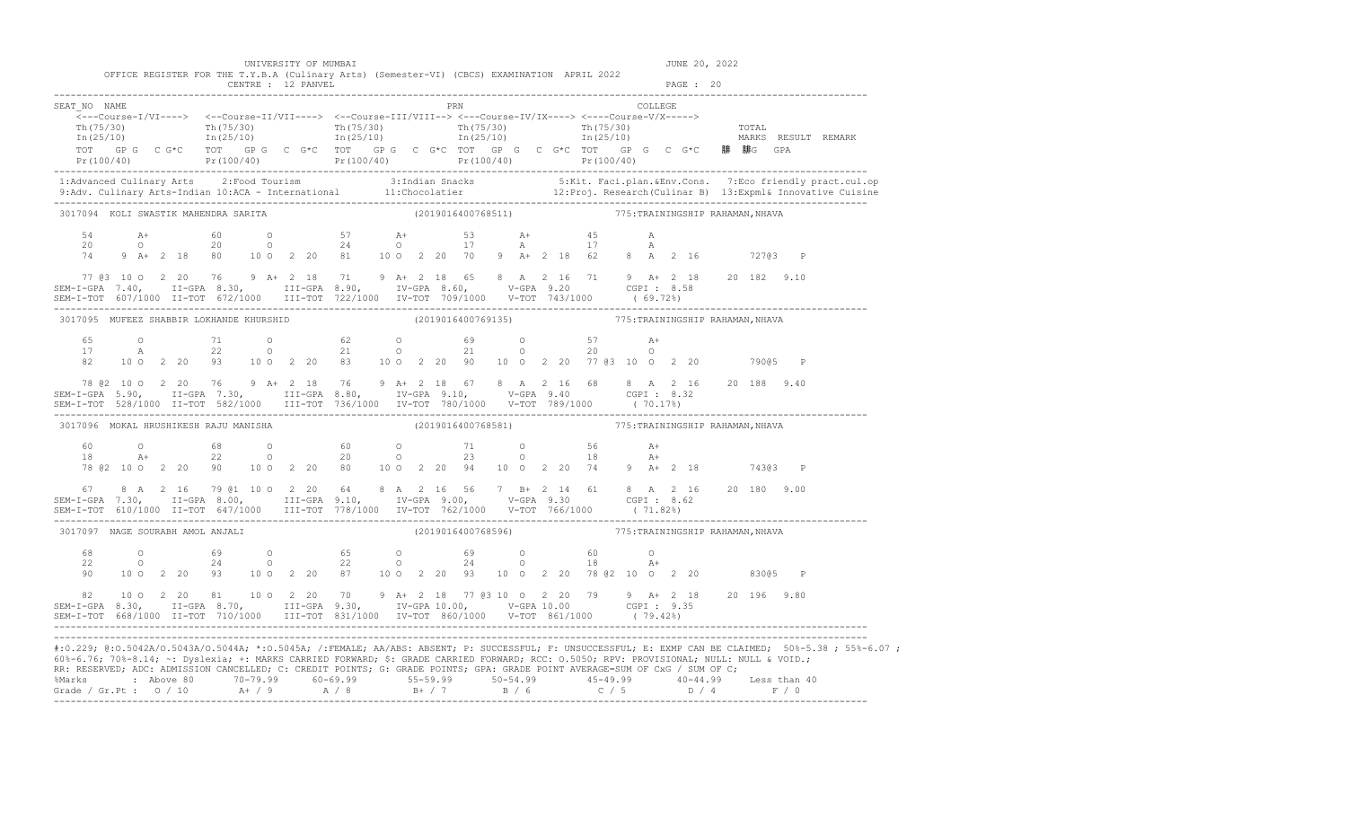UNIVERSITY OF MUMBAI

OFFICE REGISTER FOR THE T.Y.B.A (Culinary Arts) (Semester-VI) (CBCS) EXAMINATION APRIL 2022

CENTRE : 12 PANVEL

JUNE 20, 2022

PAGE : 20

```
SEAT_NO  NAME                                                  PRN                                   COLLEGE
    <---Course-I/VI---->  <--Course-II/VII---->  <--Course-III/VIII--> <---Course-IV/IX----> <----Course-V/X----->
    Th(75/30)             Th(75/30)              Th(75/30)             Th(75/30)             Th(75/30)                    TOTAL
    In(25/10)             In(25/10)              In(25/10)             In(25/10)             In(25/10)                    MARKS  RESULT  REMARK
    TOT   GP G  C G*C   TOT   GP G  C  G*C   TOT   GP G  C  G*C  TOT   GP G  C  G*C  TOT   GP G  C  G*C       G   GPA
    Pr(100/40)            Pr(100/40)             Pr(100/40)            Pr(100/40)            Pr(100/40)
```

1:Advanced Culinary Arts   2:Food Tourism   3:Indian Snacks   5:Kit. Faci.plan.&Env.Cons.   7:Eco friendly pract.cul.op
9:Adv. Culinary Arts-Indian 10:ACA - International   11:Chocolatier   12:Proj. Research(Culinar B)   13:Expml& Innovative Cuisine

```
3017094  KOLI SWASTIK MAHENDRA SARITA                   (2019016400768511)           775:TRAININGSHIP RAHAMAN,NHAVA

    54       A+          60       O           57       A+         53       A+         45       A
    20       O           20       O           24       O          17       A          17       A
    74    9 A+  2  18    80    10 O  2  20    81    10 O  2  20   70    9  A+  2  18  62    8  A  2  16        727@3    P

    77 @3  10 O  2  20   76    9 A+  2  18    71    9 A+  2  18   65    8  A  2  16   71    9  A+  2  18    20  182  9.10
SEM-I-GPA  7.40,   II-GPA  8.30,    III-GPA  8.90,    IV-GPA  8.60,     V-GPA  9.20        CGPI : 8.58
SEM-I-TOT  607/1000  II-TOT  672/1000   III-TOT  722/1000  IV-TOT  709/1000   V-TOT  743/1000      ( 69.72%)

3017095  MUFEEZ SHABBIR LOKHANDE KHURSHID               (2019016400769135)           775:TRAININGSHIP RAHAMAN,NHAVA

    65       O           71       O           62       O          69       O          57       A+
    17       A           22       O           21       O          21       O          20       O
    82    10 O  2  20    93    10 O  2  20    83    10 O  2  20   90    10 O  2  20   77 @3  10 O  2  20       790@5    P

    78 @2  10 O  2  20   76    9 A+  2  18    76    9 A+  2  18   67    8  A  2  16   68    8  A  2  16    20  188  9.40
SEM-I-GPA  5.90,   II-GPA  7.30,    III-GPA  8.80,    IV-GPA  9.10,     V-GPA  9.40        CGPI : 8.32
SEM-I-TOT  528/1000  II-TOT  582/1000   III-TOT  736/1000  IV-TOT  780/1000   V-TOT  789/1000      ( 70.17%)

3017096  MOKAL HRUSHIKESH RAJU MANISHA                  (2019016400768581)           775:TRAININGSHIP RAHAMAN,NHAVA

    60       O           68       O           60       O          71       O          56       A+
    18       A+          22       O           20       O          23       O          18       A+
    78 @2  10 O  2  20   90    10 O  2  20    80    10 O  2  20   94    10 O  2  20   74    9  A+  2  18       743@3    P

    67     8 A  2  16    79 @1  10 O  2  20   64    8 A  2  16    56    7  B+  2  14  61    8  A  2  16    20  180  9.00
SEM-I-GPA  7.30,   II-GPA  8.00,    III-GPA  9.10,    IV-GPA  9.00,     V-GPA  9.30        CGPI : 8.62
SEM-I-TOT  610/1000  II-TOT  647/1000   III-TOT  778/1000  IV-TOT  762/1000   V-TOT  766/1000      ( 71.82%)

3017097  NAGE SOURABH AMOL ANJALI                       (2019016400768596)           775:TRAININGSHIP RAHAMAN,NHAVA

    68       O           69       O           65       O          69       O          60       O
    22       O           24       O           22       O          24       O          18       A+
    90    10 O  2  20    93    10 O  2  20    87    10 O  2  20   93    10 O  2  20   78 @2  10 O  2  20       830@5    P

    82    10 O  2  20    81    10 O  2  20    70    9 A+  2  18   77 @3 10 O  2  20   79    9  A+  2  18    20  196  9.80
SEM-I-GPA  8.30,   II-GPA  8.70,    III-GPA  9.30,    IV-GPA 10.00,     V-GPA 10.00        CGPI : 9.35
SEM-I-TOT  668/1000  II-TOT  710/1000   III-TOT  831/1000  IV-TOT  860/1000   V-TOT  861/1000      ( 79.42%)
```

#:O.229; @:O.5042A/O.5043A/O.5044A; *:O.5045A; /:FEMALE; AA/ABS: ABSENT; P: SUCCESSFUL; F: UNSUCCESSFUL; E: EXMP CAN BE CLAIMED; 50%-5.38 ; 55%-6.07 ; 60%-6.76; 70%-8.14; ~: Dyslexia; +: MARKS CARRIED FORWARD; $: GRADE CARRIED FORWARD; RCC: O.5050; RPV: PROVISIONAL; NULL: NULL & VOID.; RR: RESERVED; ADC: ADMISSION CANCELLED; C: CREDIT POINTS; G: GRADE POINTS; GPA: GRADE POINT AVERAGE=SUM OF CxG / SUM OF C;

| %Marks | Above 80 | 70-79.99 | 60-69.99 | 55-59.99 | 50-54.99 | 45-49.99 | 40-44.99 | Less than 40 |
|---|---|---|---|---|---|---|---|---|
| Grade / Gr.Pt : | O / 10 | A+ / 9 | A / 8 | B+ / 7 | B / 6 | C / 5 | D / 4 | F / 0 |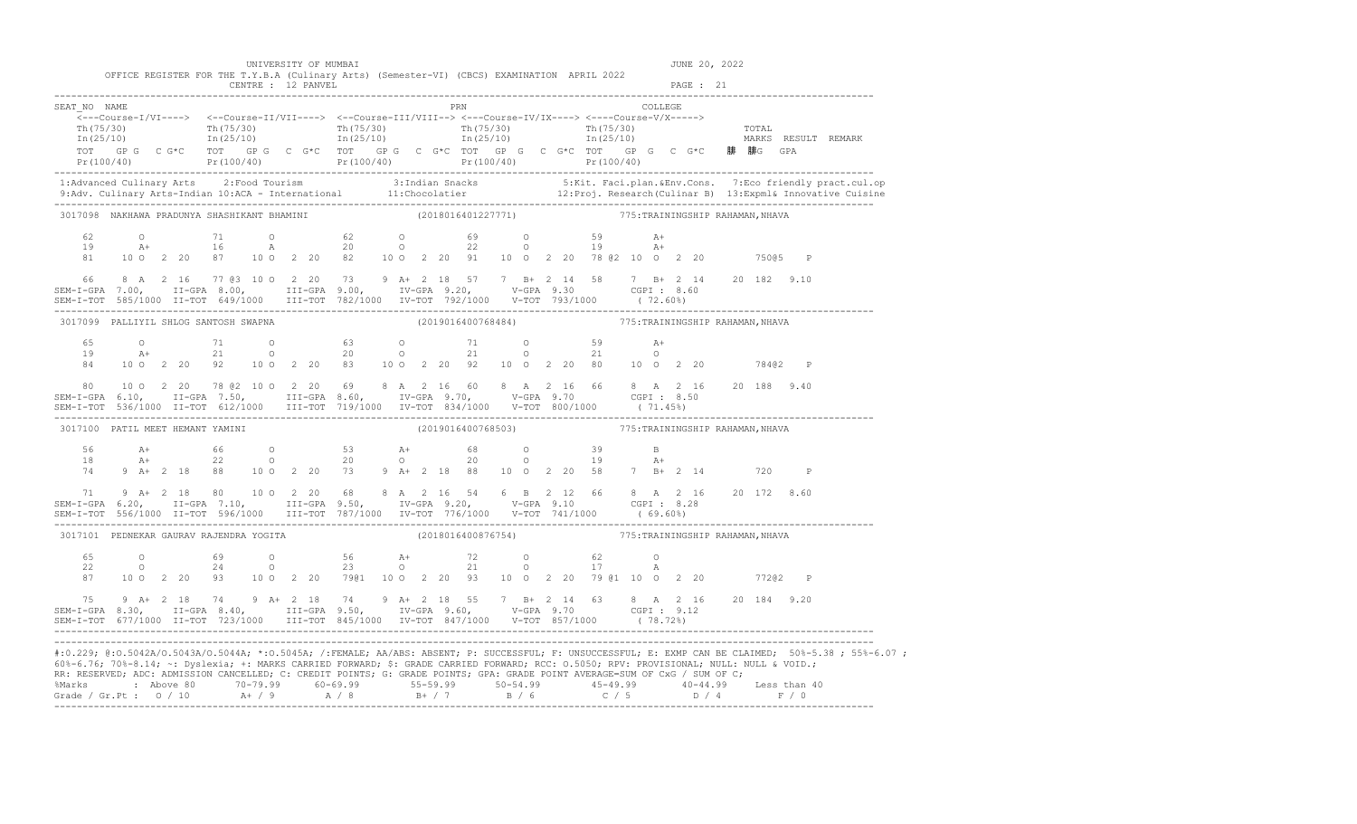UNIVERSITY OF MUMBAI

OFFICE REGISTER FOR THE T.Y.B.A (Culinary Arts) (Semester-VI) (CBCS) EXAMINATION APRIL 2022

CENTRE : 12 PANVEL

JUNE 20, 2022

PAGE : 21

```
SEAT_NO  NAME                                                          PRN                              COLLEGE
    <---Course-I/VI----> <--Course-II/VII----> <--Course-III/VIII--> <---Course-IV/IX----> <----Course-V/X----->
    Th(75/30)           Th(75/30)            Th(75/30)            Th(75/30)            Th(75/30)                TOTAL
    In(25/10)           In(25/10)            In(25/10)            In(25/10)            In(25/10)                MARKS  RESULT  REMARK
    TOT   GP G  C G*C   TOT   GP G  C G*C    TOT   GP G  C G*C    TOT   GP G  C G*C    TOT   GP G  C G*C    䵓 䵓G  GPA
    Pr(100/40)          Pr(100/40)           Pr(100/40)           Pr(100/40)           Pr(100/40)

1:Advanced Culinary Arts    2:Food Tourism              3:Indian Snacks             5:Kit. Faci.plan.&Env.Cons.   7:Eco friendly pract.cul.op
9:Adv. Culinary Arts-Indian 10:ACA - International       11:Chocolatier              12:Proj. Research(Culinar B)  13:Expml& Innovative Cuisine

3017098  NAKHAWA PRADUNYA SHASHIKANT BHAMINI                  (2018016401227771)              775:TRAININGSHIP RAHAMAN,NHAVA

    62      O          71      O          62      O          69      O          59      A+
    19      A+         16      A          20      O          22      O          19      A+
    81    10 O  2 20   87    10 O  2 20   82    10 O  2 20   91    10 O  2 20   78 @2 10 O  2 20        750@5   P

    66     8 A  2 16   77 @3 10 O  2 20   73     9 A+ 2 18   57     7 B+ 2 14   58     7 B+ 2 14    20 182  9.10
SEM-I-GPA 7.00,   II-GPA 8.00,    III-GPA 9.00,    IV-GPA 9.20,    V-GPA 9.30       CGPI : 8.60
SEM-I-TOT 585/1000 II-TOT 649/1000  III-TOT 782/1000 IV-TOT 792/1000  V-TOT 793/1000   ( 72.60%)

3017099  PALLIYIL SHLOG SANTOSH SWAPNA                        (2019016400768484)              775:TRAININGSHIP RAHAMAN,NHAVA

    65      O          71      O          63      O          71      O          59      A+
    19      A+         21      O          20      O          21      O          21      O
    84    10 O  2 20   92    10 O  2 20   83    10 O  2 20   92    10 O  2 20   80    10 O  2 20        784@2   P

    80    10 O  2 20   78 @2 10 O  2 20   69     8 A  2 16   60     8 A  2 16   66     8 A  2 16    20 188  9.40
SEM-I-GPA 6.10,   II-GPA 7.50,    III-GPA 8.60,    IV-GPA 9.70,    V-GPA 9.70       CGPI : 8.50
SEM-I-TOT 536/1000 II-TOT 612/1000  III-TOT 719/1000 IV-TOT 834/1000  V-TOT 800/1000   ( 71.45%)

3017100  PATIL MEET HEMANT YAMINI                             (2019016400768503)              775:TRAININGSHIP RAHAMAN,NHAVA

    56      A+         66      O          53      A+         68      O          39      B
    18      A+         22      O          20      O          20      O          19      A+
    74     9 A+ 2 18   88    10 O  2 20   73     9 A+ 2 18   88    10 O  2 20   58     7 B+ 2 14        720     P

    71     9 A+ 2 18   80    10 O  2 20   68     8 A  2 16   54     6 B  2 12   66     8 A  2 16    20 172  8.60
SEM-I-GPA 6.20,   II-GPA 7.10,    III-GPA 9.50,    IV-GPA 9.20,    V-GPA 9.10       CGPI : 8.28
SEM-I-TOT 556/1000 II-TOT 596/1000  III-TOT 787/1000 IV-TOT 776/1000  V-TOT 741/1000   ( 69.60%)

3017101  PEDNEKAR GAURAV RAJENDRA YOGITA                      (2018016400876754)              775:TRAININGSHIP RAHAMAN,NHAVA

    65      O          69      O          56      A+         72      O          62      O
    22      O          24      O          23      O          21      O          17      A
    87    10 O  2 20   93    10 O  2 20   79@1  10 O  2 20   93    10 O  2 20   79 @1 10 O  2 20        772@2   P

    75     9 A+ 2 18   74     9 A+ 2 18   74     9 A+ 2 18   55     7 B+ 2 14   63     8 A  2 16    20 184  9.20
SEM-I-GPA 8.30,   II-GPA 8.40,    III-GPA 9.50,    IV-GPA 9.60,    V-GPA 9.70       CGPI : 9.12
SEM-I-TOT 677/1000 II-TOT 723/1000  III-TOT 845/1000 IV-TOT 847/1000  V-TOT 857/1000   ( 78.72%)
```

#:0.229; @:O.5042A/O.5043A/O.5044A; *:O.5045A; /:FEMALE; AA/ABS: ABSENT; P: SUCCESSFUL; F: UNSUCCESSFUL; E: EXMP CAN BE CLAIMED; 50%=5.38 ; 55%=6.07 ; 60%=6.76; 70%=8.14; ~: Dyslexia; +: MARKS CARRIED FORWARD; $: GRADE CARRIED FORWARD; RCC: O.5050; RPV: PROVISIONAL; NULL: NULL & VOID.; RR: RESERVED; ADC: ADMISSION CANCELLED; C: CREDIT POINTS; G: GRADE POINTS; GPA: GRADE POINT AVERAGE=SUM OF CxG / SUM OF C;

| %Marks | : Above 80 | 70-79.99 | 60-69.99 | 55-59.99 | 50-54.99 | 45-49.99 | 40-44.99 | Less than 40 |
|---|---|---|---|---|---|---|---|---|
| Grade / Gr.Pt | : O / 10 | A+ / 9 | A / 8 | B+ / 7 | B / 6 | C / 5 | D / 4 | F / 0 |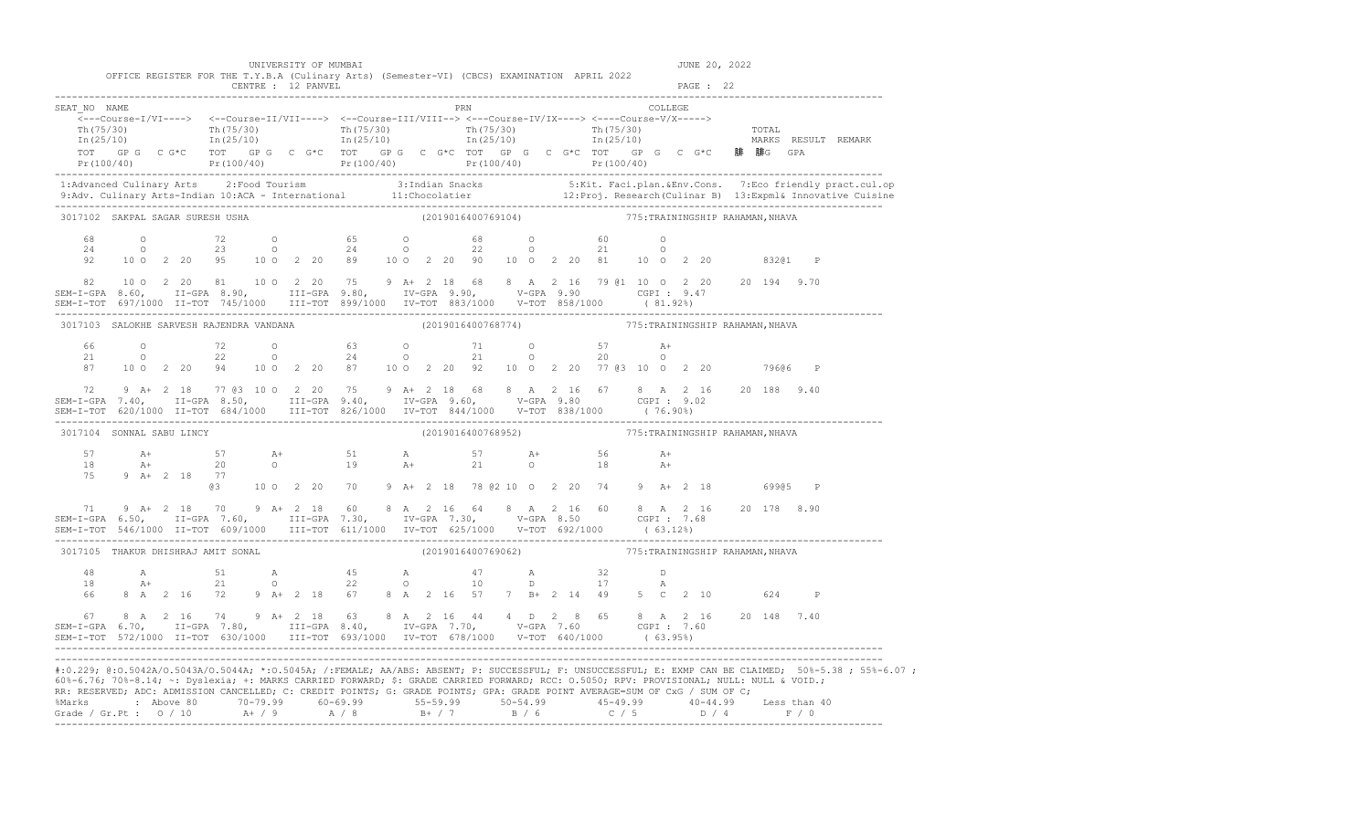UNIVERSITY OF MUMBAI

OFFICE REGISTER FOR THE T.Y.B.A (Culinary Arts) (Semester-VI) (CBCS) EXAMINATION APRIL 2022

CENTRE : 12 PANVEL

JUNE 20, 2022

```
SEAT_NO  NAME                                                    PRN                                  COLLEGE
    <---Course-I/VI----> <--Course-II/VII----> <--Course-III/VIII--> <--Course-IV/IX----> <--Course-V/X----->
    Th(75/30)            Th(75/30)             Th(75/30)             Th(75/30)            Th(75/30)                TOTAL
    In(25/10)            In(25/10)             In(25/10)             In(25/10)            In(25/10)                MARKS  RESULT  REMARK
    TOT  GP G  C G*C     TOT  GP G  C G*C      TOT  GP G  C G*C      TOT  GP G  C G*C     TOT  GP G  C G*C       脚  脚G  GPA
    Pr(100/40)           Pr(100/40)            Pr(100/40)            Pr(100/40)           Pr(100/40)
```

1:Advanced Culinary Arts 2:Food Tourism 3:Indian Snacks 5:Kit. Faci.plan.&Env.Cons. 7:Eco friendly pract.cul.op
9:Adv. Culinary Arts-Indian 10:ACA - International 11:Chocolatier 12:Proj. Research(Culinar B) 13:Expml& Innovative Cuisine

```
3017102  SAKPAL SAGAR SURESH USHA                        (2019016400769104)            775:TRAININGSHIP RAHAMAN,NHAVA

    68      O          72      O          65      O          68      O          60      O
    24      O          23      O          24      O          22      O          21      O
    92   10 O  2 20    95   10 O  2 20    89   10 O  2 20    90   10 O  2 20    81   10 O  2 20        832@1   P

    82   10 O  2 20    81   10 O  2 20    75    9 A+ 2 18    68    8 A  2 16    79 @1 10 O  2 20    20 194  9.70
SEM-I-GPA  8.60,   II-GPA  8.90,    III-GPA  9.80,    IV-GPA  9.90,    V-GPA  9.90        CGPI : 9.47
SEM-I-TOT  697/1000  II-TOT  745/1000   III-TOT  899/1000  IV-TOT  883/1000   V-TOT  858/1000    ( 81.92%)

3017103  SALOKHE SARVESH RAJENDRA VANDANA                (2019016400768774)            775:TRAININGSHIP RAHAMAN,NHAVA

    66      O          72      O          63      O          71      O          57      A+
    21      O          22      O          24      O          21      O          20      O
    87   10 O  2 20    94   10 O  2 20    87   10 O  2 20    92   10 O  2 20    77 @3 10 O  2 20        796@6   P

    72    9 A+ 2 18    77 @3 10 O  2 20   75    9 A+ 2 18    68    8 A  2 16    67    8 A  2 16    20 188  9.40
SEM-I-GPA  7.40,   II-GPA  8.50,    III-GPA  9.40,    IV-GPA  9.60,    V-GPA  9.80        CGPI : 9.02
SEM-I-TOT  620/1000  II-TOT  684/1000   III-TOT  826/1000  IV-TOT  844/1000   V-TOT  838/1000    ( 76.90%)

3017104  SONNAL SABU LINCY                               (2019016400768952)            775:TRAININGSHIP RAHAMAN,NHAVA

    57      A+         57      A+         51      A          57      A+         56      A+
    18      A+         20      O          19      A+         21      O          18      A+
    75    9 A+ 2 18    77                 
                       @3   10 O  2 20    70    9 A+ 2 18    78 @2 10 O  2 20    74    9 A+ 2 18        699@5   P

    71    9 A+ 2 18    70    9 A+ 2 18    60    8 A  2 16    64    8 A  2 16    60    8 A  2 16    20 178  8.90
SEM-I-GPA  6.50,   II-GPA  7.60,    III-GPA  7.30,    IV-GPA  7.30,    V-GPA  8.50        CGPI : 7.68
SEM-I-TOT  546/1000  II-TOT  609/1000   III-TOT  611/1000  IV-TOT  625/1000   V-TOT  692/1000    ( 63.12%)

3017105  THAKUR DHISHRAJ AMIT SONAL                      (2019016400769062)            775:TRAININGSHIP RAHAMAN,NHAVA

    48      A          51      A          45      A          47      A          32      D
    18      A+         21      O          22      O          10      D          17      A
    66    8 A  2 16    72    9 A+ 2 18    67    8 A  2 16    57    7 B+ 2 14    49    5 C  2 10        624     P

    67    8 A  2 16    74    9 A+ 2 18    63    8 A  2 16    44    4 D  2  8    65    8 A  2 16    20 148  7.40
SEM-I-GPA  6.70,   II-GPA  7.80,    III-GPA  8.40,    IV-GPA  7.70,    V-GPA  7.60        CGPI : 7.60
SEM-I-TOT  572/1000  II-TOT  630/1000   III-TOT  693/1000  IV-TOT  678/1000   V-TOT  640/1000    ( 63.95%)
```

#:O.229; @:O.5042A/O.5043A/O.5044A; *:O.5045A; /:FEMALE; AA/ABS: ABSENT; P: SUCCESSFUL; F: UNSUCCESSFUL; E: EXMP CAN BE CLAIMED; 50%-5.38 ; 55%-6.07 ; 60%-6.76; 70%-8.14; ~: Dyslexia; +: MARKS CARRIED FORWARD; $: GRADE CARRIED FORWARD; RCC: O.5050; RPV: PROVISIONAL; NULL: NULL & VOID.; RR: RESERVED; ADC: ADMISSION CANCELLED; C: CREDIT POINTS; G: GRADE POINTS; GPA: GRADE POINT AVERAGE=SUM OF CxG / SUM OF C;

| %Marks | : Above 80 | 70-79.99 | 60-69.99 | 55-59.99 | 50-54.99 | 45-49.99 | 40-44.99 | Less than 40 |
|---|---|---|---|---|---|---|---|---|
| Grade / Gr.Pt : | O / 10 | A+ / 9 | A / 8 | B+ / 7 | B / 6 | C / 5 | D / 4 | F / 0 |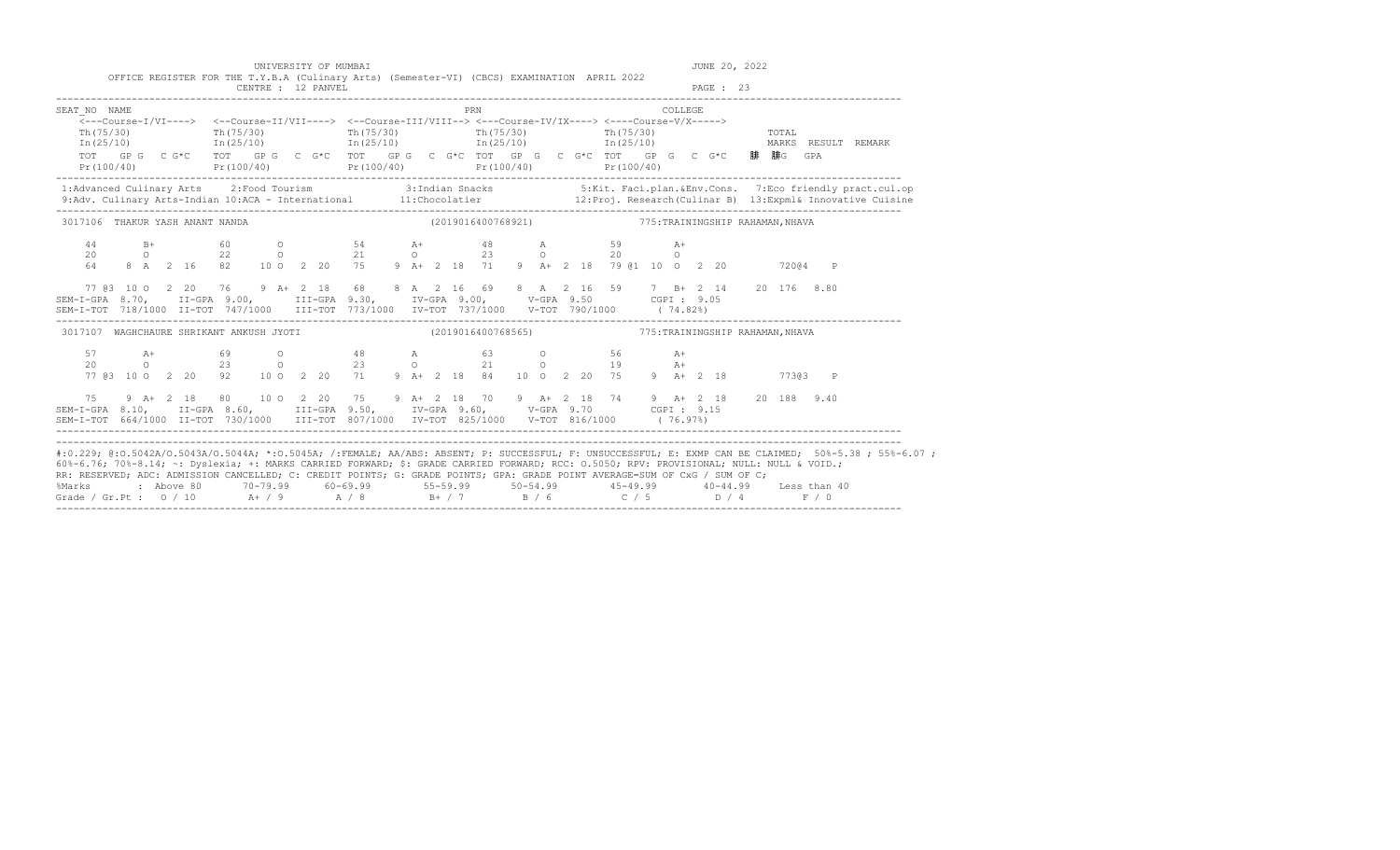UNIVERSITY OF MUMBAI

JUNE 20, 2022

OFFICE REGISTER FOR THE T.Y.B.A (Culinary Arts) (Semester-VI) (CBCS) EXAMINATION APRIL 2022

CENTRE : 12 PANVEL

PAGE : 23

```
SEAT_NO  NAME                                                          PRN                                   COLLEGE
    <---Course-I/VI----> <--Course-II/VII----> <--Course-III/VIII--> <---Course-IV/IX----> <----Course-V/X----->
    Th(75/30)            Th(75/30)             Th(75/30)             Th(75/30)             Th(75/30)                 TOTAL
    In(25/10)            In(25/10)             In(25/10)             In(25/10)             In(25/10)                 MARKS  RESULT  REMARK
    TOT   GP G  C G*C    TOT   GP G  C G*C     TOT   GP G  C G*C     TOT   GP G  C G*C     TOT   GP G  C G*C     䄀 䄀G  GPA
    Pr(100/40)           Pr(100/40)            Pr(100/40)            Pr(100/40)            Pr(100/40)
```

1:Advanced Culinary Arts   2:Food Tourism   3:Indian Snacks   5:Kit. Faci.plan.&Env.Cons.   7:Eco friendly pract.cul.op
9:Adv. Culinary Arts-Indian 10:ACA - International   11:Chocolatier   12:Proj. Research(Culinar B)   13:Expml& Innovative Cuisine

```
3017106  THAKUR YASH ANANT NANDA                              (2019016400768921)            775:TRAININGSHIP RAHAMAN,NHAVA

    44       B+          60       O            54       A+          48       A            59       A+
    20       O           22       O            21       O           23       O            20       O
    64    8  A   2  16   82   10 O  2  20     75    9 A+  2  18    71    9 A+  2  18    79 @1  10 O  2  20          720@4   P

    77 @3  10 O  2  20   76    9 A+  2  18    68    8 A   2  16    69    8 A   2  16    59    7 B+  2  14     20  176  8.80
SEM-I-GPA  8.70,    II-GPA  9.00,     III-GPA  9.30,     IV-GPA  9.00,     V-GPA  9.50        CGPI : 9.05
SEM-I-TOT  718/1000  II-TOT  747/1000    III-TOT  773/1000  IV-TOT  737/1000    V-TOT  790/1000      ( 74.82%)

3017107  WAGHCHAURE SHRIKANT ANKUSH JYOTI                     (2019016400768565)            775:TRAININGSHIP RAHAMAN,NHAVA

    57       A+          69       O            48       A            63       O            56       A+
    20       O           23       O            23       O            21       O            19       A+
    77 @3  10 O  2  20   92   10 O  2  20     71    9 A+  2  18    84   10 O  2  20    75    9 A+  2  18          773@3   P

    75    9 A+  2  18    80   10 O  2  20     75    9 A+  2  18    70    9 A+  2  18    74    9 A+  2  18     20  188  9.40
SEM-I-GPA  8.10,    II-GPA  8.60,     III-GPA  9.50,     IV-GPA  9.60,     V-GPA  9.70        CGPI : 9.15
SEM-I-TOT  664/1000  II-TOT  730/1000    III-TOT  807/1000  IV-TOT  825/1000    V-TOT  816/1000      ( 76.97%)
```

#:O.229; @:O.5042A/O.5043A/O.5044A; *:O.5045A; /:FEMALE; AA/ABS: ABSENT; P: SUCCESSFUL; F: UNSUCCESSFUL; E: EXMP CAN BE CLAIMED; 50%-5.38 ; 55%-6.07 ; 60%-6.76; 70%-8.14; ~: Dyslexia; +: MARKS CARRIED FORWARD; $: GRADE CARRIED FORWARD; RCC: O.5050; RPV: PROVISIONAL; NULL: NULL & VOID.; RR: RESERVED; ADC: ADMISSION CANCELLED; C: CREDIT POINTS; G: GRADE POINTS; GPA: GRADE POINT AVERAGE-SUM OF CxG / SUM OF C;

| %Marks | : Above 80 | 70-79.99 | 60-69.99 | 55-59.99 | 50-54.99 | 45-49.99 | 40-44.99 | Less than 40 |
|---|---|---|---|---|---|---|---|---|
| Grade / Gr.Pt : | O / 10 | A+ / 9 | A / 8 | B+ / 7 | B / 6 | C / 5 | D / 4 | F / 0 |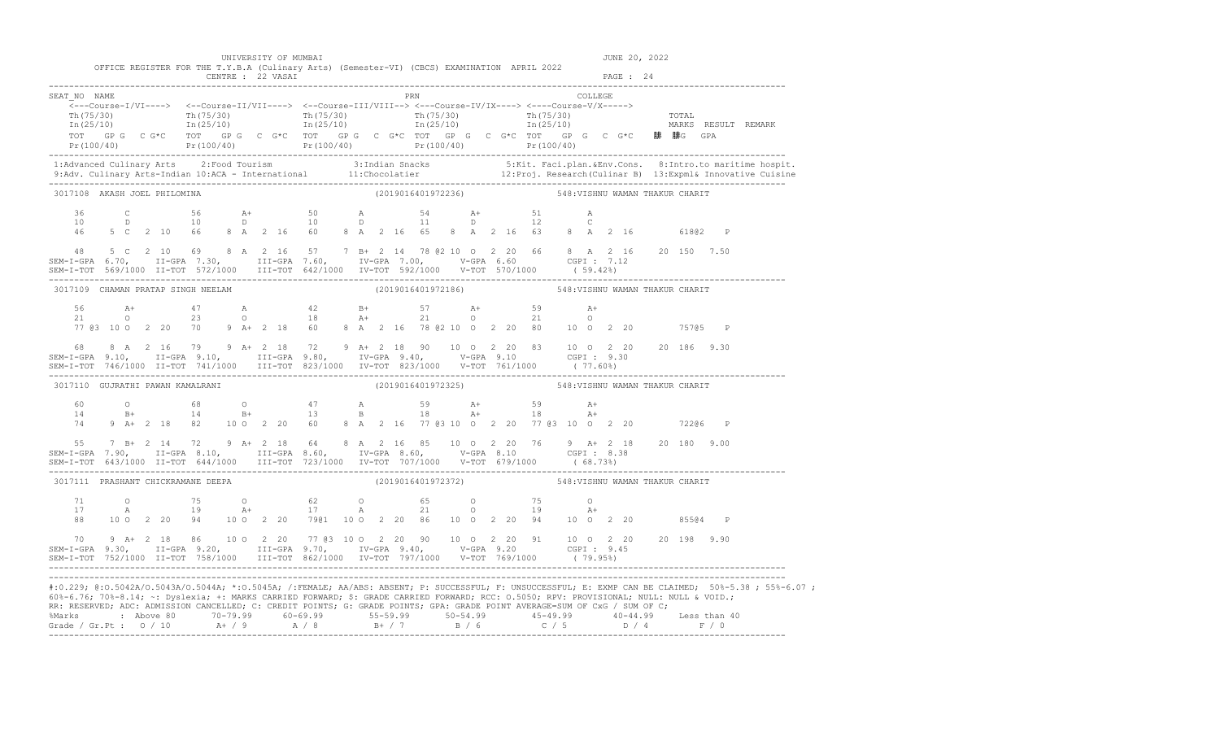UNIVERSITY OF MUMBAI

OFFICE REGISTER FOR THE T.Y.B.A (Culinary Arts) (Semester-VI) (CBCS) EXAMINATION APRIL 2022

CENTRE : 22 VASAI

JUNE 20, 2022

```
SEAT_NO  NAME                                                          PRN                               COLLEGE
    <---Course-I/VI----> <--Course-II/VII----> <--Course-III/VIII--> <--Course-IV/IX----> <----Course-V/X----->
    Th(75/30)            Th(75/30)            Th(75/30)            Th(75/30)            Th(75/30)                    TOTAL
    In(25/10)            In(25/10)            In(25/10)            In(25/10)            In(25/10)                    MARKS  RESULT  REMARK
    TOT   GP G  C G*C   TOT   GP G  C G*C   TOT   GP G  C G*C TOT  GP G  C G*C TOT   GP G  C G*C      䄆  䄆G   GPA
    Pr(100/40)          Pr(100/40)          Pr(100/40)          Pr(100/40)          Pr(100/40)
```

1:Advanced Culinary Arts 2:Food Tourism 3:Indian Snacks 5:Kit. Faci.plan.&Env.Cons. 8:Intro.to maritime hospit.
9:Adv. Culinary Arts-Indian 10:ACA - International 11:Chocolatier 12:Proj. Research(Culinar B) 13:Expml& Innovative Cuisine

```
3017108  AKASH JOEL PHILOMINA                    (2019016401972236)          548:VISHNU WAMAN THAKUR CHARIT

    36       C           56       A+          50       A           54       A+          51       A
    10       D           10       D           10       D           11       D           12       C
    46    5  C  2 10     66    8  A  2 16     60    8  A  2 16     65    8  A  2 16     63    8  A  2 16        618@2    P

    48    5  C  2 10     69    8  A  2 16     57    7  B+ 2 14     78 @2 10  O  2 20     66    8  A  2 16     20  150  7.50
SEM-I-GPA  6.70,   II-GPA  7.30,     III-GPA  7.60,    IV-GPA  7.00,     V-GPA  6.60        CGPI : 7.12
SEM-I-TOT  569/1000  II-TOT  572/1000   III-TOT  642/1000  IV-TOT  592/1000   V-TOT  570/1000     ( 59.42%)

3017109  CHAMAN PRATAP SINGH NEELAM               (2019016401972186)          548:VISHNU WAMAN THAKUR CHARIT

    56       A+          47       A           42       B+          57       A+          59       A+
    21       O           23       O           18       A+          21       O           21       O
    77 @3 10 O  2 20     70    9  A+ 2 18     60    8  A  2 16     78 @2 10  O  2 20     80   10  O  2 20        757@5    P

    68    8  A  2 16     79    9  A+ 2 18     72    9  A+ 2 18     90   10  O  2 20     83   10  O  2 20     20  186  9.30
SEM-I-GPA  9.10,   II-GPA  9.10,     III-GPA  9.80,    IV-GPA  9.40,     V-GPA  9.10        CGPI : 9.30
SEM-I-TOT  746/1000  II-TOT  741/1000   III-TOT  823/1000  IV-TOT  823/1000   V-TOT  761/1000     ( 77.60%)

3017110  GUJRATHI PAWAN KAMALRANI                 (2019016401972325)          548:VISHNU WAMAN THAKUR CHARIT

    60       O           68       O           47       A           59       A+          59       A+
    14       B+          14       B+          13       B           18       A+          18       A+
    74    9  A+ 2 18     82   10  O  2 20     60    8  A  2 16     77 @3 10  O  2 20     77 @3 10  O  2 20        722@6    P

    55    7  B+ 2 14     72    9  A+ 2 18     64    8  A  2 16     85   10  O  2 20     76    9  A+ 2 18     20  180  9.00
SEM-I-GPA  7.90,   II-GPA  8.10,     III-GPA  8.60,    IV-GPA  8.60,     V-GPA  8.10        CGPI : 8.38
SEM-I-TOT  643/1000  II-TOT  644/1000   III-TOT  723/1000  IV-TOT  707/1000   V-TOT  679/1000     ( 68.73%)

3017111  PRASHANT CHICKRAMANE DEEPA               (2019016401972372)          548:VISHNU WAMAN THAKUR CHARIT

    71       O           75       O           62       O           65       O           75       O
    17       A           19       A+          17       A           21       O           19       A+
    88   10  O  2 20     94   10  O  2 20     79@1  10 O  2 20     86   10  O  2 20     94   10  O  2 20        855@4    P

    70    9  A+ 2 18     86   10  O  2 20     77 @3 10 O  2 20     90   10  O  2 20     91   10  O  2 20     20  198  9.90
SEM-I-GPA  9.30,   II-GPA  9.20,     III-GPA  9.70,    IV-GPA  9.40,     V-GPA  9.20        CGPI : 9.45
SEM-I-TOT  752/1000  II-TOT  758/1000   III-TOT  862/1000  IV-TOT  797/1000   V-TOT  769/1000     ( 79.95%)
```

#:O.229; @:O.5042A/O.5043A/O.5044A; *:O.5045A; /:FEMALE; AA/ABS: ABSENT; P: SUCCESSFUL; F: UNSUCCESSFUL; E: EXMP CAN BE CLAIMED; 50%=5.38 ; 55%=6.07 ;
60%=6.76; 70%=8.14; ~: Dyslexia; +: MARKS CARRIED FORWARD; $: GRADE CARRIED FORWARD; RCC: O.5050; RPV: PROVISIONAL; NULL: NULL & VOID.;
RR: RESERVED; ADC: ADMISSION CANCELLED; C: CREDIT POINTS; G: GRADE POINTS; GPA: GRADE POINT AVERAGE=SUM OF CxG / SUM OF C;

| %Marks | : Above 80 | 70-79.99 | 60-69.99 | 55-59.99 | 50-54.99 | 45-49.99 | 40-44.99 | Less than 40 |
|---|---|---|---|---|---|---|---|---|
| Grade / Gr.Pt : | O / 10 | A+ / 9 | A / 8 | B+ / 7 | B / 6 | C / 5 | D / 4 | F / 0 |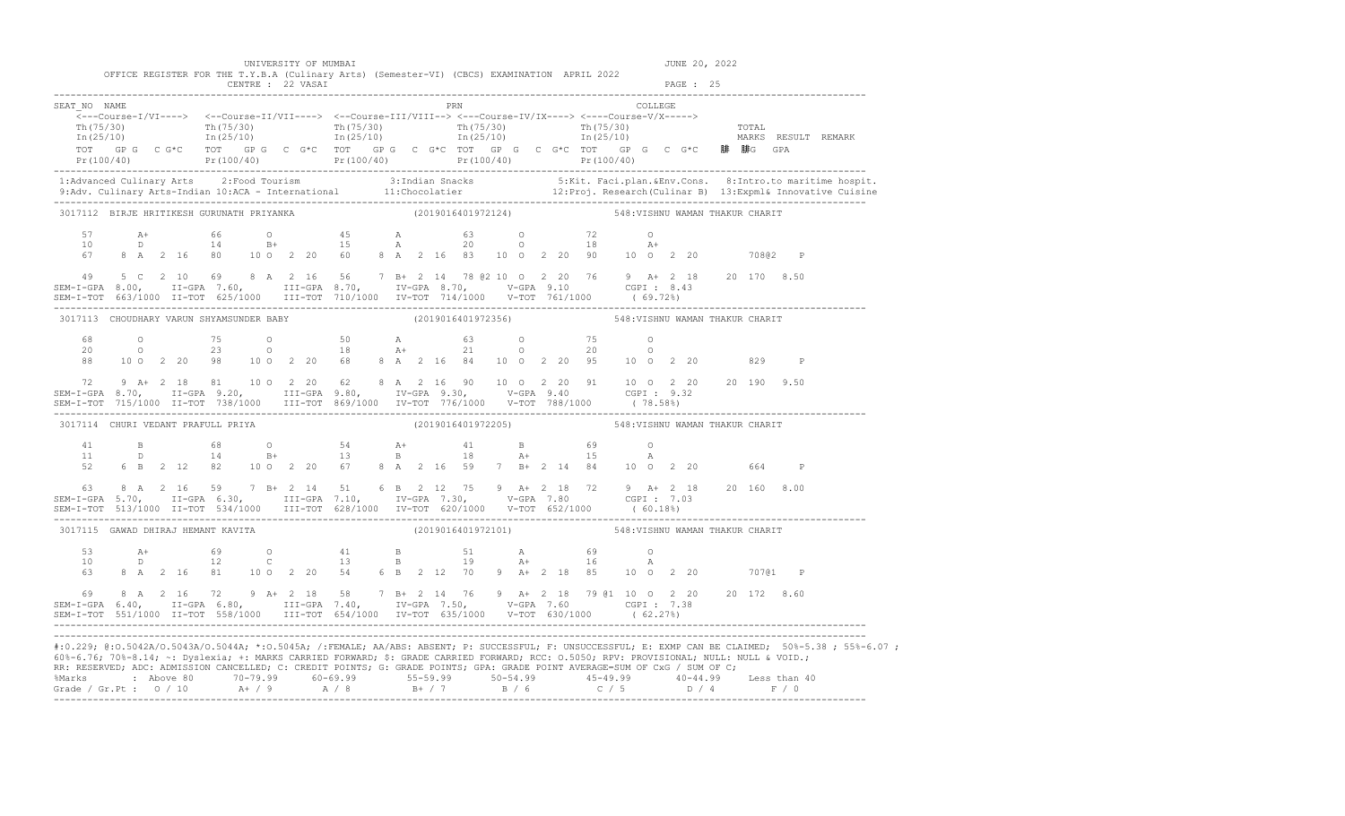UNIVERSITY OF MUMBAI

OFFICE REGISTER FOR THE T.Y.B.A (Culinary Arts) (Semester-VI) (CBCS) EXAMINATION APRIL 2022

CENTRE : 22 VASAI

JUNE 20, 2022

```
SEAT_NO  NAME                                                          PRN                                        COLLEGE
    <---Course-I/VI----> <--Course-II/VII----> <--Course-III/VIII--> <--Course-IV/IX----> <----Course-V/X----->
    Th(75/30)            Th(75/30)             Th(75/30)             Th(75/30)            Th(75/30)                     TOTAL
    In(25/10)            In(25/10)             In(25/10)             In(25/10)            In(25/10)                     MARKS  RESULT  REMARK
    TOT   GP G  C G*C   TOT   GP G  C  G*C   TOT   GP G  C  G*C TOT   GP G  C  G*C TOT   GP G  C  G*C    䇮  䇮G  GPA
    Pr(100/40)           Pr(100/40)            Pr(100/40)            Pr(100/40)           Pr(100/40)
```

1:Advanced Culinary Arts  2:Food Tourism  3:Indian Snacks  5:Kit. Faci.plan.&Env.Cons.  8:Intro.to maritime hospit.
9:Adv. Culinary Arts-Indian 10:ACA - International  11:Chocolatier  12:Proj. Research(Culinar B)  13:Expml& Innovative Cuisine

```
3017112  BIRJE HRITIKESH GURUNATH PRIYANKA                     (2019016401972124)              548:VISHNU WAMAN THAKUR CHARIT

    57      A+         66      O           45      A          63      O          72      O
    10      D          14      B+          15      A          20      O          18      A+
    67    8 A  2 16    80   10 O  2 20    60    8 A  2 16  83   10 O  2 20    90   10 O  2 20       708@2   P

    49    5 C  2 10    69    8 A  2 16    56    7 B+ 2 14  78 @2 10 O  2 20   76    9 A+ 2 18    20  170  8.50
SEM-I-GPA  8.00,   II-GPA 7.60,     III-GPA 8.70,    IV-GPA 8.70,     V-GPA 9.10        CGPI : 8.43
SEM-I-TOT  663/1000  II-TOT  625/1000   III-TOT 710/1000  IV-TOT 714/1000   V-TOT 761/1000      ( 69.72%)

3017113  CHOUDHARY VARUN SHYAMSUNDER BABY                      (2019016401972356)              548:VISHNU WAMAN THAKUR CHARIT

    68      O          75      O           50      A          63      O          75      O
    20      O          23      O           18      A+         21      O          20      O
    88   10 O  2 20    98   10 O  2 20    68    8 A  2 16  84   10 O  2 20    95   10 O  2 20       829     P

    72    9 A+ 2 18    81   10 O  2 20    62    8 A  2 16  90   10 O  2 20    91   10 O  2 20    20  190  9.50
SEM-I-GPA  8.70,   II-GPA 9.20,     III-GPA 9.80,    IV-GPA 9.30,     V-GPA 9.40        CGPI : 9.32
SEM-I-TOT  715/1000  II-TOT  738/1000   III-TOT 869/1000  IV-TOT 776/1000   V-TOT 788/1000      ( 78.58%)

3017114  CHURI VEDANT PRAFULL PRIYA                            (2019016401972205)              548:VISHNU WAMAN THAKUR CHARIT

    41      B          68      O           54      A+         41      B          69      O
    11      D          14      B+          13      B          18      A+         15      A
    52    6 B  2 12    82   10 O  2 20    67    8 A  2 16  59    7 B+ 2 14    84   10 O  2 20       664     P

    63    8 A  2 16    59    7 B+ 2 14    51    6 B  2 12  75    9 A+ 2 18    72    9 A+ 2 18    20  160  8.00
SEM-I-GPA  5.70,   II-GPA 6.30,     III-GPA 7.10,    IV-GPA 7.30,     V-GPA 7.80        CGPI : 7.03
SEM-I-TOT  513/1000  II-TOT  534/1000   III-TOT 628/1000  IV-TOT 620/1000   V-TOT 652/1000      ( 60.18%)

3017115  GAWAD DHIRAJ HEMANT KAVITA                            (2019016401972101)              548:VISHNU WAMAN THAKUR CHARIT

    53      A+         69      O           41      B          51      A          69      O
    10      D          12      C           13      B          19      A+         16      A
    63    8 A  2 16    81   10 O  2 20    54    6 B  2 12  70    9 A+ 2 18    85   10 O  2 20       707@1   P

    69    8 A  2 16    72    9 A+ 2 18    58    7 B+ 2 14  76    9 A+ 2 18  79 @1 10 O  2 20    20  172  8.60
SEM-I-GPA  6.40,   II-GPA 6.80,     III-GPA 7.40,    IV-GPA 7.50,     V-GPA 7.60        CGPI : 7.38
SEM-I-TOT  551/1000  II-TOT  558/1000   III-TOT 654/1000  IV-TOT 635/1000   V-TOT 630/1000      ( 62.27%)
```

#:O.229; @:O.5042A/O.5043A/O.5044A; *:O.5045A; /:FEMALE; AA/ABS: ABSENT; P: SUCCESSFUL; F: UNSUCCESSFUL; E: EXMP CAN BE CLAIMED; 50%=5.38 ; 55%=6.07 ; 60%=6.76; 70%=8.14; ~: Dyslexia; +: MARKS CARRIED FORWARD; $: GRADE CARRIED FORWARD; RCC: O.5050; RPV: PROVISIONAL; NULL: NULL & VOID.; RR: RESERVED; ADC: ADMISSION CANCELLED; C: CREDIT POINTS; G: GRADE POINTS; GPA: GRADE POINT AVERAGE=SUM OF CxG / SUM OF C;

| %Marks | Above 80 | 70-79.99 | 60-69.99 | 55-59.99 | 50-54.99 | 45-49.99 | 40-44.99 | Less than 40 |
|---|---|---|---|---|---|---|---|---|
| Grade / Gr.Pt : | O / 10 | A+ / 9 | A / 8 | B+ / 7 | B / 6 | C / 5 | D / 4 | F / 0 |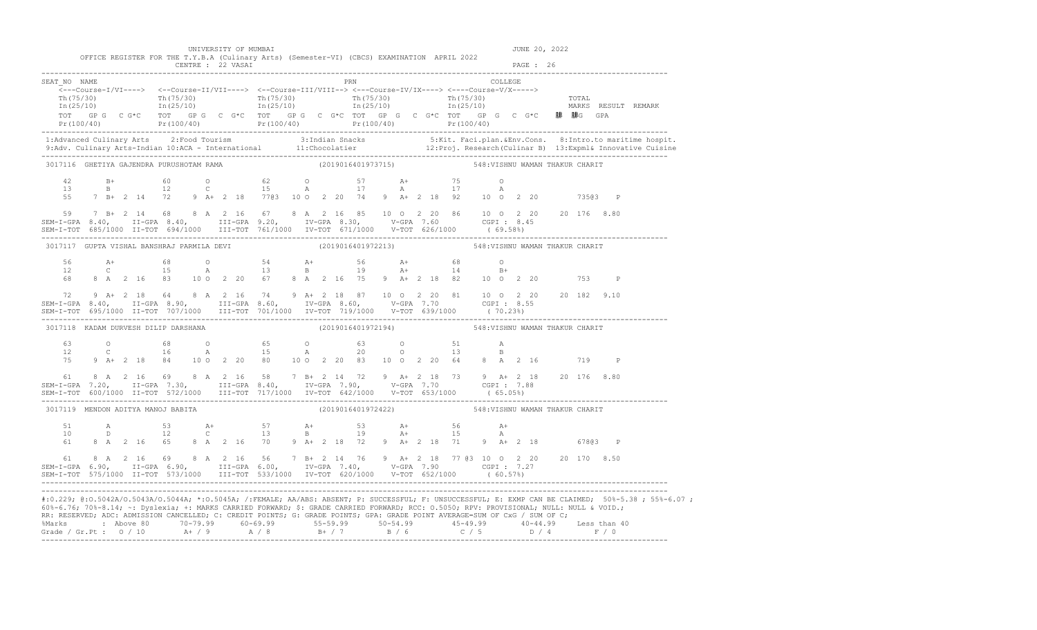UNIVERSITY OF MUMBAI

OFFICE REGISTER FOR THE T.Y.B.A (Culinary Arts) (Semester-VI) (CBCS) EXAMINATION APRIL 2022

CENTRE : 22 VASAI

JUNE 20, 2022

PAGE : 26

```
SEAT_NO NAME                                                          PRN                                      COLLEGE
    <---Course-I/VI----> <--Course-II/VII----> <--Course-III/VIII--> <--Course-IV/IX----> <----Course-V/X----->
    Th(75/30)            Th(75/30)             Th(75/30)             Th(75/30)            Th(75/30)                 TOTAL
    In(25/10)            In(25/10)             In(25/10)             In(25/10)            In(25/10)                 MARKS  RESULT  REMARK
    TOT   GP G  C G*C   TOT   GP G  C G*C   TOT   GP G  C G*C TOT   GP G  C G*C TOT   GP G  C G*C    C  G  GPA
    Pr(100/40)           Pr(100/40)            Pr(100/40)            Pr(100/40)           Pr(100/40)
```

1:Advanced Culinary Arts 2:Food Tourism 3:Indian Snacks 5:Kit. Faci.plan.&Env.Cons. 8:Intro.to maritime hospit.
9:Adv. Culinary Arts-Indian 10:ACA - International 11:Chocolatier 12:Proj. Research(Culinar B) 13:Expml& Innovative Cuisine

```
3017116  GHETIYA GAJENDRA PURUSHOTAM RAMA                     (2019016401973715)          548:VISHNU WAMAN THAKUR CHARIT

    42       B+         60       O          62       O          57       A+         75       O
    13       B          12       C          15       A          17       A          17       A
    55    7 B+  2 14    72    9 A+  2 18    77@3  10 O  2 20    74    9 A+  2 18    92    10 O  2 20       735@3   P

    59    7 B+  2 14    68    8 A   2 16    67    8 A   2 16    85    10 O  2 20    86    10 O  2 20    20 176  8.80
SEM-I-GPA 8.40,   II-GPA 8.40,     III-GPA 9.20,    IV-GPA 8.30,     V-GPA 7.60       CGPI : 8.45
SEM-I-TOT 685/1000 II-TOT 694/1000  III-TOT 761/1000 IV-TOT 671/1000  V-TOT 626/1000    ( 69.58%)

3017117  GUPTA VISHAL BANSHRAJ PARMILA DEVI                   (2019016401972213)          548:VISHNU WAMAN THAKUR CHARIT

    56       A+         68       O          54       A+         56       A+         68       O
    12       C          15       A          13       B          19       A+         14       B+
    68    8 A   2 16    83    10 O  2 20    67    8 A   2 16    75    9 A+  2 18    82    10 O  2 20       753     P

    72    9 A+  2 18    64    8 A   2 16    74    9 A+  2 18    87    10 O  2 20    81    10 O  2 20    20 182  9.10
SEM-I-GPA 8.40,   II-GPA 8.90,     III-GPA 8.60,    IV-GPA 8.60,     V-GPA 7.70       CGPI : 8.55
SEM-I-TOT 695/1000 II-TOT 707/1000  III-TOT 701/1000 IV-TOT 719/1000  V-TOT 639/1000    ( 70.23%)

3017118  KADAM DURVESH DILIP DARSHANA                         (2019016401972194)          548:VISHNU WAMAN THAKUR CHARIT

    63       O          68       O          65       O          63       O          51       A
    12       C          16       A          15       A          20       O          13       B
    75    9 A+  2 18    84    10 O  2 20    80    10 O  2 20    83    10 O  2 20    64    8 A   2 16       719     P

    61    8 A   2 16    69    8 A   2 16    58    7 B+  2 14    72    9 A+  2 18    73    9 A+  2 18    20 176  8.80
SEM-I-GPA 7.20,   II-GPA 7.30,     III-GPA 8.40,    IV-GPA 7.90,     V-GPA 7.70       CGPI : 7.88
SEM-I-TOT 600/1000 II-TOT 572/1000  III-TOT 717/1000 IV-TOT 642/1000  V-TOT 653/1000    ( 65.05%)

3017119  MENDON ADITYA MANOJ BABITA                           (2019016401972422)          548:VISHNU WAMAN THAKUR CHARIT

    51       A          53       A+         57       A+         53       A+         56       A+
    10       D          12       C          13       B          19       A+         15       A
    61    8 A   2 16    65    8 A   2 16    70    9 A+  2 18    72    9 A+  2 18    71    9 A+  2 18       678@3   P

    61    8 A   2 16    69    8 A   2 16    56    7 B+  2 14    76    9 A+  2 18    77 @3 10 O  2 20    20 170  8.50
SEM-I-GPA 6.90,   II-GPA 6.90,     III-GPA 6.00,    IV-GPA 7.40,     V-GPA 7.90       CGPI : 7.27
SEM-I-TOT 575/1000 II-TOT 573/1000  III-TOT 533/1000 IV-TOT 620/1000  V-TOT 652/1000    ( 60.57%)
```

#:0.229; @:O.5042A/O.5043A/O.5044A; *:O.5045A; /:FEMALE; AA/ABS: ABSENT; P: SUCCESSFUL; F: UNSUCCESSFUL; E: EXMP CAN BE CLAIMED; 50%=5.38 ; 55%=6.07 ; 60%=6.76; 70%=8.14; ~: Dyslexia; +: MARKS CARRIED FORWARD; $: GRADE CARRIED FORWARD; RCC: O.5050; RPV: PROVISIONAL; NULL: NULL & VOID.; RR: RESERVED; ADC: ADMISSION CANCELLED; C: CREDIT POINTS; G: GRADE POINTS; GPA: GRADE POINT AVERAGE=SUM OF CxG / SUM OF C;

| %Marks | Above 80 | 70-79.99 | 60-69.99 | 55-59.99 | 50-54.99 | 45-49.99 | 40-44.99 | Less than 40 |
|---|---|---|---|---|---|---|---|---|
| Grade / Gr.Pt | O / 10 | A+ / 9 | A / 8 | B+ / 7 | B / 6 | C / 5 | D / 4 | F / 0 |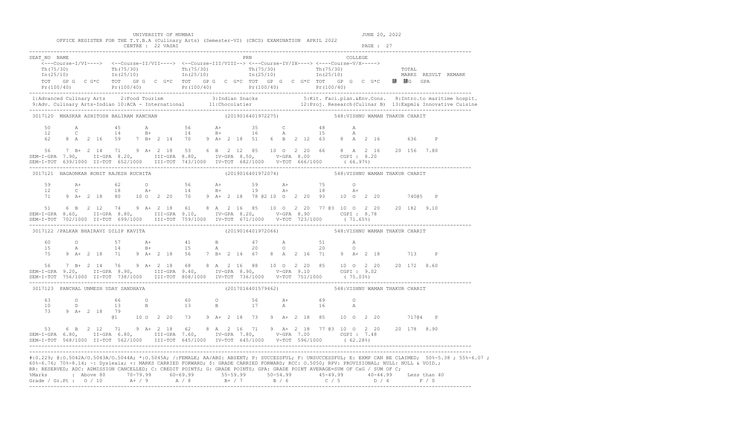UNIVERSITY OF MUMBAI

OFFICE REGISTER FOR THE T.Y.B.A (Culinary Arts) (Semester-VI) (CBCS) EXAMINATION APRIL 2022

CENTRE : 22 VASAI

JUNE 20, 2022

```
SEAT_NO  NAME                                                              PRN                                    COLLEGE
    <---Course-I/VI----> <--Course-II/VII----> <--Course-III/VIII--> <--Course-IV/IX----> <---Course-V/X----->
    Th(75/30)            Th(75/30)             Th(75/30)             Th(75/30)             Th(75/30)                     TOTAL
    In(25/10)            In(25/10)             In(25/10)             In(25/10)             In(25/10)                     MARKS  RESULT  REMARK
    TOT   GP G  C G*C   TOT   GP G  C  G*C   TOT   GP G  C G*C  TOT   GP G  C G*C  TOT   GP G  C  G*C      C  G  GPA
    Pr(100/40)           Pr(100/40)            Pr(100/40)            Pr(100/40)            Pr(100/40)
----------------------------------------------------------------------------------------------------------------------------------
 1:Advanced Culinary Arts    2:Food Tourism              3:Indian Snacks              5:Kit. Faci.plan.&Env.Cons.   8:Intro.to maritime hospit.
 9:Adv. Culinary Arts-Indian 10:ACA - International       11:Chocolatier               12:Proj. Research(Culinar B)  13:Expml& Innovative Cuisine
----------------------------------------------------------------------------------------------------------------------------------
 3017120  MHASKAR ASHITOSH BALIRAM KANCHAN                     (2019016401972275)                548:VISHNU WAMAN THAKUR CHARIT

    50       A          45       A           56       A+          35       C          48       A
    12       C          14       B+          14       B+          16       A          15       A
    62    8  A  2  16   59    7  B+  2  14   70    9  A+  2  18   51    6  B  2  12  63    8  A  2  16       636     P

    56    7  B+  2  14  71    9  A+  2  18   53    6  B  2  12   85   10  O  2  20  66    8  A  2  16    20  156  7.80
 SEM-I-GPA  7.90,   II-GPA  8.20,     III-GPA  8.80,    IV-GPA  8.50,    V-GPA  8.00          CGPI : 8.20
 SEM-I-TOT  639/1000  II-TOT  652/1000   III-TOT  743/1000  IV-TOT  682/1000   V-TOT  666/1000       ( 66.97%)
----------------------------------------------------------------------------------------------------------------------------------
 3017121  NAGAONKAR RONIT RAJESH RUCHITA                       (2019016401972074)                548:VISHNU WAMAN THAKUR CHARIT

    59       A+         62       O           56       A+          59       A+         75       O
    12       C          18       A+          14       B+          19       A+         18       A+
    71    9  A+  2  18  80   10  O  2  20    70    9  A+  2  18   78 @2 10  O  2  20  93   10  O  2  20       740@5   P

    51    6  B  2  12   74    9  A+  2  18   61    8  A  2  16   85   10  O  2  20  77 @3 10  O  2  20    20  182  9.10
 SEM-I-GPA  8.60,   II-GPA  8.80,     III-GPA  9.10,    IV-GPA  8.20,    V-GPA  8.90          CGPI : 8.78
 SEM-I-TOT  702/1000  II-TOT  699/1000   III-TOT  759/1000  IV-TOT  671/1000   V-TOT  723/1000       ( 71.65%)
----------------------------------------------------------------------------------------------------------------------------------
 3017122 /PALKAR BHAIRAVI DILIP KAVITA                         (2019016401972066)                548:VISHNU WAMAN THAKUR CHARIT

    60       O          57       A+          41       B           47       A          51       A
    15       A          14       B+          15       A           20       O          20       O
    75    9  A+  2  18  71    9  A+  2  18   56    7  B+  2  14   67    8  A  2  16  71    9  A+  2  18       713     P

    56    7  B+  2  14  76    9  A+  2  18   68    8  A  2  16   88   10  O  2  20  85   10  O  2  20    20  172  8.60
 SEM-I-GPA  9.20,   II-GPA  8.90,     III-GPA  9.40,    IV-GPA  8.90,    V-GPA  9.10          CGPI : 9.02
 SEM-I-TOT  756/1000  II-TOT  738/1000   III-TOT  808/1000  IV-TOT  736/1000   V-TOT  751/1000       ( 75.03%)
----------------------------------------------------------------------------------------------------------------------------------
 3017123  PANCHAL UNMESH UDAY SANDHAYA                         (2017016401579462)                548:VISHNU WAMAN THAKUR CHARIT

    63       O          66       O           60       O           56       A+         69       O
    10       D          13       B           13       B           17       A          16       A
    73    9  A+  2  18  79
                        @1   10  O  2  20    73    9  A+  2  18   73    9  A+  2  18  85   10  O  2  20       717@4   P

    53    6  B  2  12   71    9  A+  2  18   62    8  A  2  16   71    9  A+  2  18  77 @3 10  O  2  20    20  178  8.90
 SEM-I-GPA  6.80,   II-GPA  6.80,     III-GPA  7.60,    IV-GPA  7.80,    V-GPA  7.00          CGPI : 7.48
 SEM-I-TOT  568/1000  II-TOT  562/1000   III-TOT  645/1000  IV-TOT  645/1000   V-TOT  596/1000       ( 62.28%)
----------------------------------------------------------------------------------------------------------------------------------
```

#:O.229; @:O.5042A/O.5043A/O.5044A; *:O.5045A; /:FEMALE; AA/ABS: ABSENT; P: SUCCESSFUL; F: UNSUCCESSFUL; E: EXMP CAN BE CLAIMED; 50%-5.38 ; 55%-6.07 ; 60%-6.76; 70%-8.14; ~: Dyslexia; +: MARKS CARRIED FORWARD; $: GRADE CARRIED FORWARD; RCC: O.5050; RPV: PROVISIONAL; NULL: NULL & VOID.; RR: RESERVED; ADC: ADMISSION CANCELLED; C: CREDIT POINTS; G: GRADE POINTS; GPA: GRADE POINT AVERAGE=SUM OF CxG / SUM OF C;

| %Marks | : Above 80 | 70-79.99 | 60-69.99 | 55-59.99 | 50-54.99 | 45-49.99 | 40-44.99 | Less than 40 |
|---|---|---|---|---|---|---|---|---|
| Grade / Gr.Pt : | O / 10 | A+ / 9 | A / 8 | B+ / 7 | B / 6 | C / 5 | D / 4 | F / 0 |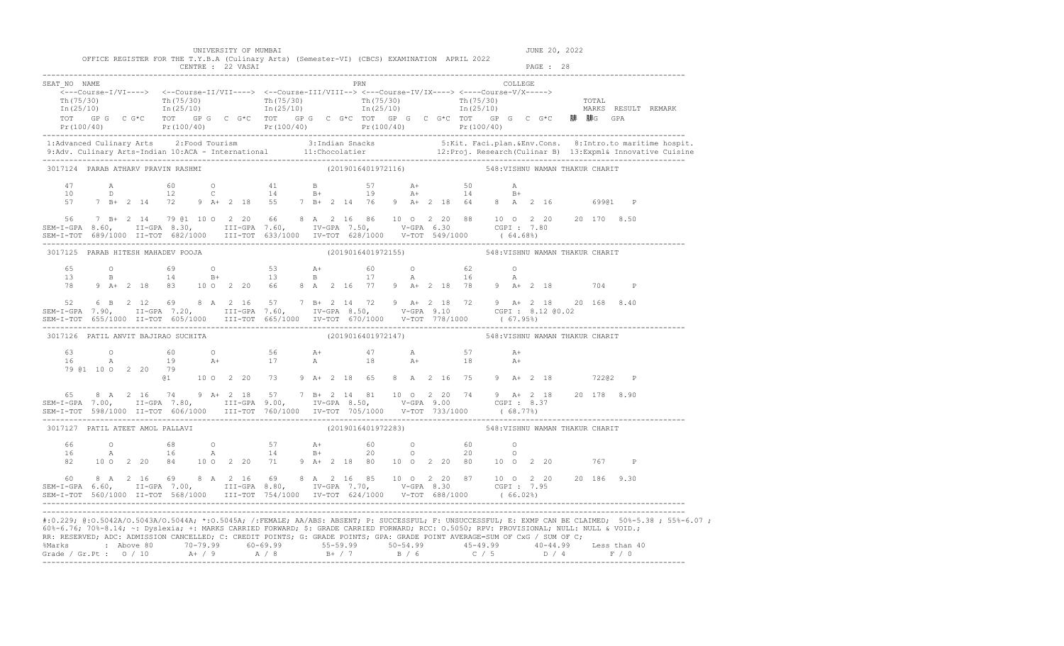UNIVERSITY OF MUMBAI — JUNE 20, 2022

OFFICE REGISTER FOR THE T.Y.B.A (Culinary Arts) (Semester-VI) (CBCS) EXAMINATION APRIL 2022

CENTRE : 22 VASAI — PAGE : 28

```
SEAT_NO  NAME                                              PRN                              COLLEGE
  <---Course-I/VI----> <--Course-II/VII----> <--Course-III/VIII--> <--Course-IV/IX----> <----Course-V/X----->
  Th(75/30)            Th(75/30)             Th(75/30)             Th(75/30)            Th(75/30)              TOTAL
  In(25/10)            In(25/10)             In(25/10)             In(25/10)            In(25/10)              MARKS  RESULT  REMARK
  TOT  GP G  C G*C     TOT  GP G  C G*C      TOT  GP G  C G*C      TOT  GP G  C G*C     TOT  GP G  C G*C       醙 醙G  GPA
  Pr(100/40)           Pr(100/40)            Pr(100/40)            Pr(100/40)           Pr(100/40)
```

1:Advanced Culinary Arts 2:Food Tourism 3:Indian Snacks 5:Kit. Faci.plan.&Env.Cons. 8:Intro.to maritime hospit.
9:Adv. Culinary Arts-Indian 10:ACA - International 11:Chocolatier 12:Proj. Research(Culinar B) 13:Expml& Innovative Cuisine

```
3017124  PARAB ATHARV PRAVIN RASHMI                  (2019016401972116)           548:VISHNU WAMAN THAKUR CHARIT

   47      A         60      O         41      B         57      A+        50      A
   10      D         12      C         14      B+        19      A+        14      B+
   57   7 B+ 2 14    72   9 A+ 2 18    55   7 B+ 2 14    76   9 A+ 2 18    64   8 A  2 16       699@1   P

   56   7 B+ 2 14    79 @1 10 O  2 20  66   8 A  2 16    86  10 O  2 20    88  10 O  2 20    20 170  8.50
SEM-I-GPA 8.60,  II-GPA 8.30,  III-GPA 7.60,  IV-GPA 7.50,  V-GPA 6.30     CGPI : 7.80
SEM-I-TOT 689/1000 II-TOT 682/1000  III-TOT 633/1000  IV-TOT 628/1000  V-TOT 549/1000   ( 64.68%)

3017125  PARAB HITESH MAHADEV POOJA                  (2019016401972155)           548:VISHNU WAMAN THAKUR CHARIT

   65      O         69      O         53      A+        60      O         62      O
   13      B         14      B+        13      B         17      A         16      A
   78   9 A+ 2 18    83  10 O  2 20    66   8 A  2 16    77   9 A+ 2 18    78   9 A+ 2 18       704     P

   52   6 B  2 12    69   8 A  2 16    57   7 B+ 2 14    72   9 A+ 2 18    72   9 A+ 2 18    20 168  8.40
SEM-I-GPA 7.90,  II-GPA 7.20,  III-GPA 7.60,  IV-GPA 8.50,  V-GPA 9.10     CGPI : 8.12 @0.02
SEM-I-TOT 655/1000 II-TOT 605/1000  III-TOT 665/1000  IV-TOT 670/1000  V-TOT 778/1000   ( 67.95%)

3017126  PATIL ANVIT BAJIRAO SUCHITA                 (2019016401972147)           548:VISHNU WAMAN THAKUR CHARIT

   63      O         60      O         56      A+        47      A         57      A+
   16      A         19      A+        17      A         18      A+        18      A+
   79 @1 10 O  2 20  79
                     @1  10 O  2 20    73   9 A+ 2 18    65   8 A  2 16    75   9 A+ 2 18       722@2   P

   65   8 A  2 16    74   9 A+ 2 18    57   7 B+ 2 14    81  10 O  2 20    74   9 A+ 2 18    20 178  8.90
SEM-I-GPA 7.00,  II-GPA 7.80,  III-GPA 9.00,  IV-GPA 8.50,  V-GPA 9.00     CGPI : 8.37
SEM-I-TOT 598/1000 II-TOT 606/1000  III-TOT 760/1000  IV-TOT 705/1000  V-TOT 733/1000   ( 68.77%)

3017127  PATIL ATEET AMOL PALLAVI                    (2019016401972283)           548:VISHNU WAMAN THAKUR CHARIT

   66      O         68      O         57      A+        60      O         60      O
   16      A         16      A         14      B+        20      O         20      O
   82  10 O  2 20    84  10 O  2 20    71   9 A+ 2 18    80  10 O  2 20    80  10 O  2 20       767     P

   60   8 A  2 16    69   8 A  2 16    69   8 A  2 16    85  10 O  2 20    87  10 O  2 20    20 186  9.30
SEM-I-GPA 6.60,  II-GPA 7.00,  III-GPA 8.80,  IV-GPA 7.70,  V-GPA 8.30     CGPI : 7.95
SEM-I-TOT 560/1000 II-TOT 568/1000  III-TOT 754/1000  IV-TOT 624/1000  V-TOT 688/1000   ( 66.02%)
```

#:O.229; @:O.5042A/O.5043A/O.5044A; *:O.5045A; /:FEMALE; AA/ABS: ABSENT; P: SUCCESSFUL; F: UNSUCCESSFUL; E: EXMP CAN BE CLAIMED; 50%-5.38 ; 55%-6.07 ; 60%-6.76; 70%-8.14; ~: Dyslexia; +: MARKS CARRIED FORWARD; $: GRADE CARRIED FORWARD; RCC: O.5050; RPV: PROVISIONAL; NULL: NULL & VOID.;
RR: RESERVED; ADC: ADMISSION CANCELLED; C: CREDIT POINTS; G: GRADE POINTS; GPA: GRADE POINT AVERAGE=SUM OF CxG / SUM OF C;

| %Marks | Above 80 | 70-79.99 | 60-69.99 | 55-59.99 | 50-54.99 | 45-49.99 | 40-44.99 | Less than 40 |
|---|---|---|---|---|---|---|---|---|
| Grade / Gr.Pt | O / 10 | A+ / 9 | A / 8 | B+ / 7 | B / 6 | C / 5 | D / 4 | F / 0 |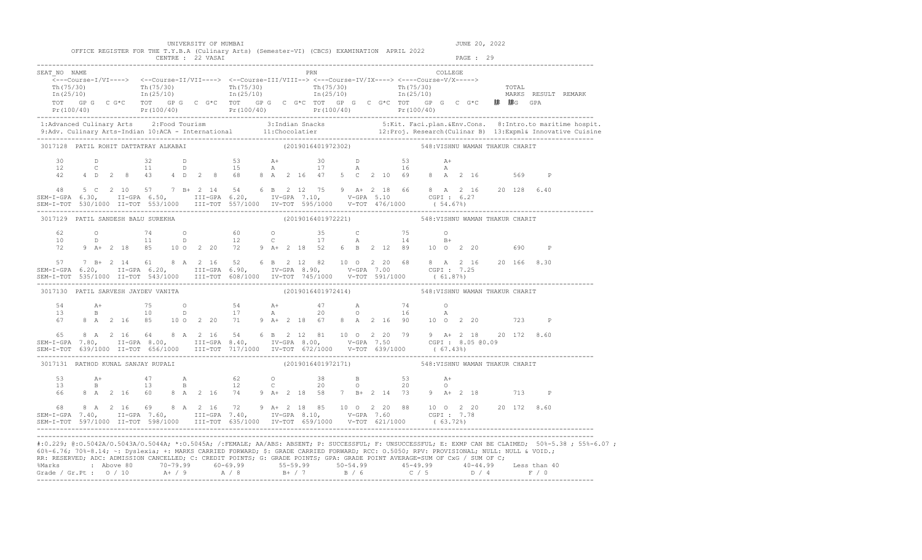UNIVERSITY OF MUMBAI

OFFICE REGISTER FOR THE T.Y.B.A (Culinary Arts) (Semester-VI) (CBCS) EXAMINATION APRIL 2022

CENTRE : 22 VASAI

JUNE 20, 2022

```
SEAT_NO NAME                                                              PRN                               COLLEGE
    <---Course-I/VI----> <--Course-II/VII----> <--Course-III/VIII--> <---Course-IV/IX----> <----Course-V/X----->
    Th(75/30)            Th(75/30)             Th(75/30)             Th(75/30)             Th(75/30)                   TOTAL
    In(25/10)            In(25/10)             In(25/10)             In(25/10)             In(25/10)                   MARKS  RESULT  REMARK
    TOT   GP G  C G*C   TOT   GP G  C G*C   TOT   GP G  C G*C  TOT   GP G  C G*C  TOT   GP G  C G*C   腓  腓G  GPA
    Pr(100/40)           Pr(100/40)            Pr(100/40)            Pr(100/40)            Pr(100/40)
```

1:Advanced Culinary Arts 2:Food Tourism 3:Indian Snacks 5:Kit. Faci.plan.&Env.Cons. 8:Intro.to maritime hospit.
9:Adv. Culinary Arts-Indian 10:ACA - International 11:Chocolatier 12:Proj. Research(Culinar B) 13:Expml& Innovative Cuisine

```
3017128  PATIL ROHIT DATTATRAY ALKABAI                    (2019016401972302)          548:VISHNU WAMAN THAKUR CHARIT

    30       D           32       D           53       A+          30       D           53       A+
    12       C           11       D           15       A           17       A           16       A
    42    4  D  2  8     43    4  D  2  8     68    8  A  2  16    47    5  C  2  10    69    8  A  2  16        569     P

    48    5  C  2  10    57    7  B+ 2  14    54    6  B  2  12    75    9  A+ 2  18    66    8  A  2  16    20  128  6.40
SEM-I-GPA  6.30,    II-GPA  6.50,     III-GPA  6.20,     IV-GPA  7.10,     V-GPA  5.10        CGPI : 6.27
SEM-I-TOT  530/1000  II-TOT  553/1000    III-TOT  557/1000  IV-TOT  595/1000    V-TOT  476/1000      ( 54.67%)

3017129  PATIL SANDESH BALU SUREKHA                       (2019016401972221)          548:VISHNU WAMAN THAKUR CHARIT

    62       O           74       O           60       O           35       C           75       O
    10       D           11       D           12       C           17       A           14       B+
    72    9  A+ 2  18    85   10  O  2  20    72    9  A+ 2  18    52    6  B  2  12    89   10  O  2  20        690     P

    57    7  B+ 2  14    61    8  A  2  16    52    6  B  2  12    82   10  O  2  20    68    8  A  2  16    20  166  8.30
SEM-I-GPA  6.20,    II-GPA  6.20,     III-GPA  6.90,     IV-GPA  8.90,     V-GPA  7.00        CGPI : 7.25
SEM-I-TOT  535/1000  II-TOT  543/1000    III-TOT  608/1000  IV-TOT  745/1000    V-TOT  591/1000      ( 61.87%)

3017130  PATIL SARVESH JAYDEV VANITA                      (2019016401972414)          548:VISHNU WAMAN THAKUR CHARIT

    54       A+          75       O           54       A+          47       A           74       O
    13       B           10       D           17       A           20       O           16       A
    67    8  A  2  16    85   10  O  2  20    71    9  A+ 2  18    67    8  A  2  16    90   10  O  2  20        723     P

    65    8  A  2  16    64    8  A  2  16    54    6  B  2  12    81   10  O  2  20    79    9  A+ 2  18    20  172  8.60
SEM-I-GPA  7.80,    II-GPA  8.00,     III-GPA  8.40,     IV-GPA  8.00,     V-GPA  7.50        CGPI : 8.05 @0.09
SEM-I-TOT  639/1000  II-TOT  656/1000    III-TOT  717/1000  IV-TOT  672/1000    V-TOT  639/1000      ( 67.43%)

3017131  RATHOD KUNAL SANJAY RUPALI                       (2019016401972171)          548:VISHNU WAMAN THAKUR CHARIT

    53       A+          47       A           62       O           38       B           53       A+
    13       B           13       B           12       C           20       O           20       O
    66    8  A  2  16    60    8  A  2  16    74    9  A+ 2  18    58    7  B+ 2  14    73    9  A+ 2  18        713     P

    68    8  A  2  16    69    8  A  2  16    72    9  A+ 2  18    85   10  O  2  20    88   10  O  2  20    20  172  8.60
SEM-I-GPA  7.40,    II-GPA  7.60,     III-GPA  7.40,     IV-GPA  8.10,     V-GPA  7.60        CGPI : 7.78
SEM-I-TOT  597/1000  II-TOT  598/1000    III-TOT  635/1000  IV-TOT  659/1000    V-TOT  621/1000      ( 63.72%)
```

#:0.229; @:O.5042A/O.5043A/O.5044A; *:O.5045A; /:FEMALE; AA/ABS: ABSENT; P: SUCCESSFUL; F: UNSUCCESSFUL; E: EXMP CAN BE CLAIMED; 50%=5.38 ; 55%=6.07 ; 60%=6.76; 70%=8.14; ~: Dyslexia; +: MARKS CARRIED FORWARD; $: GRADE CARRIED FORWARD; RCC: O.5050; RPV: PROVISIONAL; NULL: NULL & VOID.; RR: RESERVED; ADC: ADMISSION CANCELLED; C: CREDIT POINTS; G: GRADE POINTS; GPA: GRADE POINT AVERAGE=SUM OF CxG / SUM OF C;

| %Marks | Above 80 | 70-79.99 | 60-69.99 | 55-59.99 | 50-54.99 | 45-49.99 | 40-44.99 | Less than 40 |
|---|---|---|---|---|---|---|---|---|
| Grade / Gr.Pt : | O / 10 | A+ / 9 | A / 8 | B+ / 7 | B / 6 | C / 5 | D / 4 | F / 0 |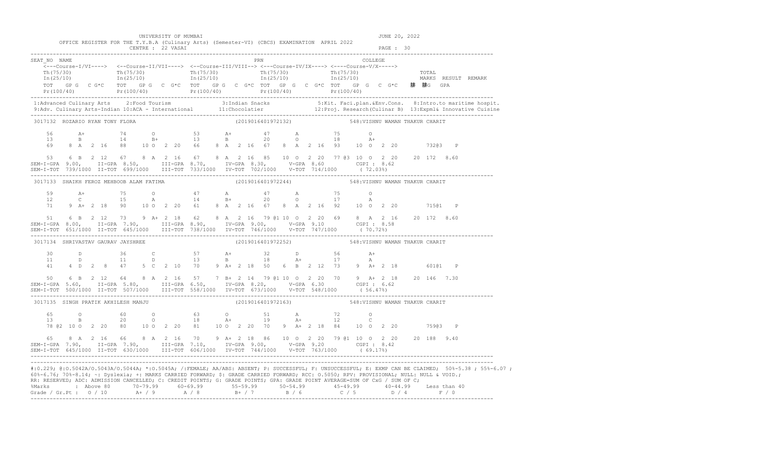UNIVERSITY OF MUMBAI

JUNE 20, 2022

OFFICE REGISTER FOR THE T.Y.B.A (Culinary Arts) (Semester-VI) (CBCS) EXAMINATION APRIL 2022

CENTRE : 22 VASAI

PAGE : 30

```
SEAT_NO  NAME                                                      PRN                                    COLLEGE
    <---Course-I/VI----> <--Course-II/VII----> <--Course-III/VIII--> <--Course-IV/IX----> <----Course-V/X----->
    Th(75/30)           Th(75/30)             Th(75/30)            Th(75/30)            Th(75/30)                    TOTAL
    In(25/10)           In(25/10)             In(25/10)            In(25/10)            In(25/10)                    MARKS  RESULT  REMARK
    TOT   GP G  C G*C   TOT   GP G  C  G*C   TOT   GP G  C G*C  TOT   GP G  C G*C  TOT   GP G  C  G*C      䜡 䜡G  GPA
    Pr(100/40)          Pr(100/40)            Pr(100/40)           Pr(100/40)           Pr(100/40)
```

1:Advanced Culinary Arts  2:Food Tourism  3:Indian Snacks  5:Kit. Faci.plan.&Env.Cons.  8:Intro.to maritime hospit.
9:Adv. Culinary Arts-Indian 10:ACA - International  11:Chocolatier  12:Proj. Research(Culinar B)  13:Expml& Innovative Cuisine

```
3017132  ROZARIO RYAN TONY FLORA                     (2019016401972132)              548:VISHNU WAMAN THAKUR CHARIT

    56       A+         74       O          53       A+          47       A          75       O
    13       B          14       B+         13       B           20       O          18       A+
    69    8 A  2 16     88   10 O  2 20     66    8 A  2 16      67    8 A  2 16     93   10 O  2 20          732@3   P

    53    6 B  2 12     67    8 A  2 16     67    8 A  2 16      85   10 O  2 20     77 @3 10 O  2 20     20 172  8.60
SEM-I-GPA  9.00,  II-GPA  8.50,   III-GPA  8.70,   IV-GPA  8.30,   V-GPA  8.60       CGPI : 8.62
SEM-I-TOT  739/1000  II-TOT  699/1000   III-TOT  733/1000  IV-TOT  702/1000   V-TOT  714/1000     ( 72.03%)

3017133  SHAIKH FEROZ MEHBOOB ALAM FATIMA            (2019016401972244)              548:VISHNU WAMAN THAKUR CHARIT

    59       A+         75       O          47       A           47       A          75       O
    12       C          15       A          14       B+          20       O          17       A
    71    9 A+ 2 18     90   10 O  2 20     61    8 A  2 16      67    8 A  2 16     92   10 O  2 20          715@1   P

    51    6 B  2 12     73    9 A+ 2 18     62    8 A  2 16      79 @1 10 O  2 20    69    8 A  2 16      20 172  8.60
SEM-I-GPA  8.00,  II-GPA  7.90,   III-GPA  8.90,   IV-GPA  9.00,   V-GPA  9.10       CGPI : 8.58
SEM-I-TOT  651/1000  II-TOT  645/1000   III-TOT  738/1000  IV-TOT  746/1000   V-TOT  747/1000     ( 70.72%)

3017134  SHRIVASTAV GAURAV JAYSHREE                  (2019016401972252)              548:VISHNU WAMAN THAKUR CHARIT

    30       D          36       C          57       A+          32       D          56       A+
    11       D          11       D          13       B           18       A+         17       A
    41    4 D  2  8     47    5 C  2 10     70    9 A+ 2 18      50    6 B  2 12     73    9 A+ 2 18          601@1   P

    50    6 B  2 12     64    8 A  2 16     57    7 B+ 2 14      79 @1 10 O  2 20    70    9 A+ 2 18      20 146  7.30
SEM-I-GPA  5.60,  II-GPA  5.80,   III-GPA  6.50,   IV-GPA  8.20,   V-GPA  6.30       CGPI : 6.62
SEM-I-TOT  500/1000  II-TOT  507/1000   III-TOT  558/1000  IV-TOT  673/1000   V-TOT  548/1000     ( 56.47%)

3017135  SINGH PRATIK AKHILESH MANJU                 (2019016401972163)              548:VISHNU WAMAN THAKUR CHARIT

    65       O          60       O          63       O           51       A          72       O
    13       B          20       O          18       A+          19       A+         12       C
    78 @2 10 O  2 20    80   10 O  2 20     81   10 O  2 20      70    9 A+ 2 18     84   10 O  2 20          759@3   P

    65    8 A  2 16     66    8 A  2 16     70    9 A+ 2 18      86   10 O  2 20     79 @1 10 O  2 20     20 188  9.40
SEM-I-GPA  7.90,  II-GPA  7.90,   III-GPA  7.10,   IV-GPA  9.00,   V-GPA  9.20       CGPI : 8.42
SEM-I-TOT  645/1000  II-TOT  630/1000   III-TOT  606/1000  IV-TOT  744/1000   V-TOT  763/1000     ( 69.17%)
```

#:0.229; @:O.5042A/O.5043A/O.5044A; *:O.5045A; /:FEMALE; AA/ABS: ABSENT; P: SUCCESSFUL; F: UNSUCCESSFUL; E: EXMP CAN BE CLAIMED; 50%=5.38 ; 55%=6.07 ; 60%=6.76; 70%=8.14; ~: Dyslexia; +: MARKS CARRIED FORWARD; $: GRADE CARRIED FORWARD; RCC: O.5050; RPV: PROVISIONAL; NULL: NULL & VOID.; RR: RESERVED; ADC: ADMISSION CANCELLED; C: CREDIT POINTS; G: GRADE POINTS; GPA: GRADE POINT AVERAGE=SUM OF CxG / SUM OF C;

| %Marks | Above 80 | 70-79.99 | 60-69.99 | 55-59.99 | 50-54.99 | 45-49.99 | 40-44.99 | Less than 40 |
|---|---|---|---|---|---|---|---|---|
| Grade / Gr.Pt : | O / 10 | A+ / 9 | A / 8 | B+ / 7 | B / 6 | C / 5 | D / 4 | F / 0 |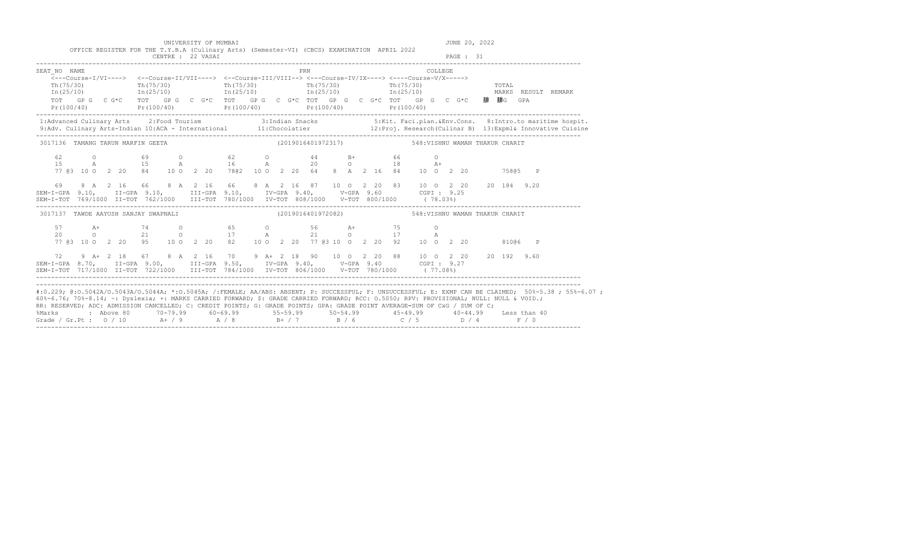UNIVERSITY OF MUMBAI

JUNE 20, 2022

OFFICE REGISTER FOR THE T.Y.B.A (Culinary Arts) (Semester-VI) (CBCS) EXAMINATION APRIL 2022

CENTRE : 22 VASAI

```
SEAT_NO  NAME                                                      PRN                                COLLEGE
    <---Course-I/VI----> <--Course-II/VII----> <--Course-III/VIII--> <---Course-IV/IX----> <----Course-V/X----->
    Th(75/30)            Th(75/30)             Th(75/30)             Th(75/30)             Th(75/30)                TOTAL
    In(25/10)            In(25/10)             In(25/10)             In(25/10)             In(25/10)                MARKS  RESULT  REMARK
    TOT   GP G  C G*C    TOT   GP G  C G*C     TOT   GP G  C G*C     TOT   GP G  C G*C     TOT   GP G  C G*C     䏁 䏁G  GPA
    Pr(100/40)           Pr(100/40)            Pr(100/40)            Pr(100/40)            Pr(100/40)
----------------------------------------------------------------------------------------------------------------------------------
 1:Advanced Culinary Arts    2:Food Tourism              3:Indian Snacks             5:Kit. Faci.plan.&Env.Cons.   8:Intro.to maritime hospit.
 9:Adv. Culinary Arts-Indian 10:ACA - International      11:Chocolatier              12:Proj. Research(Culinar B)  13:Expml& Innovative Cuisine
----------------------------------------------------------------------------------------------------------------------------------
 3017136  TAMANG TARUN MARFIN GEETA                     (2019016401972317)              548:VISHNU WAMAN THAKUR CHARIT

     62       O          69       O          62       O          44       B+         66       O
     15       A          15       A          16       A          20       O          18       A+
     77 @3  10 O   2 20   84   10 O   2 20   78@2  10 O   2 20   64   8  A   2 16   84   10  O   2 20        758@5   P

     69   8  A   2 16   66   8  A   2 16   66   8  A   2 16   87   10  O   2 20   83   10  O   2 20    20  184  9.20
SEM-I-GPA  9.10,    II-GPA  9.10,     III-GPA  9.10,     IV-GPA  9.40,     V-GPA  9.60        CGPI : 9.25
SEM-I-TOT  769/1000  II-TOT  762/1000    III-TOT  780/1000   IV-TOT  808/1000    V-TOT  800/1000     ( 78.03%)
----------------------------------------------------------------------------------------------------------------------------------
 3017137  TAWDE AAYUSH SANJAY SWAPNALI                  (2019016401972082)              548:VISHNU WAMAN THAKUR CHARIT

     57       A+         74       O          65       O          56       A+         75       O
     20       O          21       O          17       A          21       O          17       A
     77 @3  10 O   2 20   95   10 O   2 20   82   10 O   2 20   77 @3 10  O   2 20   92   10  O   2 20        810@6   P

     72   9  A+  2 18   67   8  A   2 16   70   9  A+  2 18   90   10  O   2 20   88   10  O   2 20    20  192  9.60
SEM-I-GPA  8.70,    II-GPA  9.00,     III-GPA  9.50,     IV-GPA  9.40,     V-GPA  9.40        CGPI : 9.27
SEM-I-TOT  717/1000  II-TOT  722/1000    III-TOT  784/1000   IV-TOT  806/1000    V-TOT  780/1000     ( 77.08%)
----------------------------------------------------------------------------------------------------------------------------------
```

#:O.229; @:O.5042A/O.5043A/O.5044A; *:O.5045A; /:FEMALE; AA/ABS: ABSENT; P: SUCCESSFUL; F: UNSUCCESSFUL; E: EXMP CAN BE CLAIMED; 50%-5.38 ; 55%-6.07 ; 60%-6.76; 70%-8.14; ~: Dyslexia; +: MARKS CARRIED FORWARD; $: GRADE CARRIED FORWARD; RCC: O.5050; RPV: PROVISIONAL; NULL: NULL & VOID.; RR: RESERVED; ADC: ADMISSION CANCELLED; C: CREDIT POINTS; G: GRADE POINTS; GPA: GRADE POINT AVERAGE=SUM OF CxG / SUM OF C;

| %Marks | : Above 80 | 70-79.99 | 60-69.99 | 55-59.99 | 50-54.99 | 45-49.99 | 40-44.99 | Less than 40 |
|---|---|---|---|---|---|---|---|---|
| Grade / Gr.Pt : | O / 10 | A+ / 9 | A / 8 | B+ / 7 | B / 6 | C / 5 | D / 4 | F / 0 |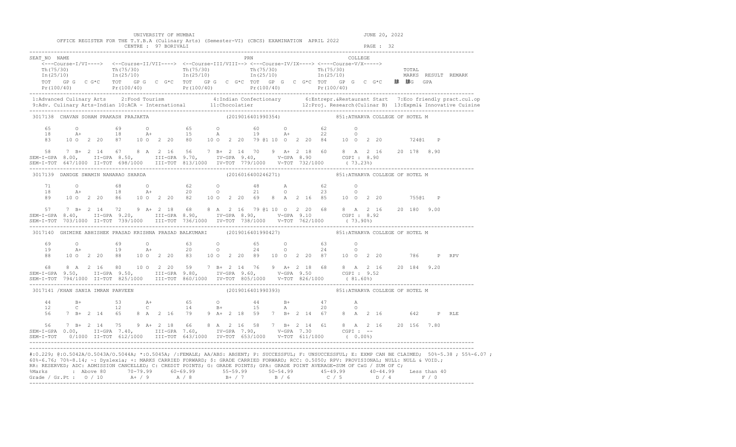UNIVERSITY OF MUMBAI

JUNE 20, 2022

OFFICE REGISTER FOR THE T.Y.B.A (Culinary Arts) (Semester-VI) (CBCS) EXAMINATION APRIL 2022

CENTRE : 97 BORIVALI

```
SEAT_NO  NAME                                                    PRN                                    COLLEGE
    <---Course-I/VI----> <--Course-II/VII----> <--Course-III/VIII--> <---Course-IV/IX----> <----Course-V/X----->
    Th(75/30)            Th(75/30)             Th(75/30)             Th(75/30)             Th(75/30)                  TOTAL
    In(25/10)            In(25/10)             In(25/10)             In(25/10)             In(25/10)                  MARKS  RESULT  REMARK
    TOT   GP G  C G*C    TOT   GP G  C  G*C    TOT   GP G  C  G*C TOT   GP  G  C  G*C TOT   GP  G  C  G*C    䥫  䥫G  GPA
    Pr(100/40)           Pr(100/40)            Pr(100/40)            Pr(100/40)            Pr(100/40)
```

1:Advanced Culinary Arts  2:Food Tourism  4:Indian Confectionary  6:Entrepr.&Restaurant Start  7:Eco friendly pract.cul.op
9:Adv. Culinary Arts-Indian 10:ACA - International  11:Chocolatier  12:Proj. Research(Culinar B)  13:Expml& Innovative Cuisine

```
3017138  CHAVAN SOHAM PRAKASH PRAJAKTA                         (2019016401990354)              851:ATHARVA COLLEGE OF HOTEL M

    65       O          69       O          65       O          60       O          62       O
    18       A+         18       A+         15       A          19       A+         22       O
    83    10 O  2 20    87    10 O  2 20    80    10 O  2 20    79 @1 10 O  2 20    84    10 O  2 20        724@1   P

    58    7 B+  2 14    67    8 A  2 16     56    7 B+  2 14    70    9 A+  2 18    60    8 A  2 16     20 178  8.90
SEM-I-GPA 8.00,   II-GPA 8.50,     III-GPA 9.70,   IV-GPA 9.40,    V-GPA 8.90        CGPI : 8.90
SEM-I-TOT 647/1000 II-TOT 698/1000   III-TOT 813/1000  IV-TOT 779/1000  V-TOT 732/1000     ( 73.23%)

3017139  DANDGE SWAMIN NANARAO SHARDA                          (2016016400246271)              851:ATHARVA COLLEGE OF HOTEL M

    71       O          68       O          62       O          48       A          62       O
    18       A+         18       A+         20       O          21       O          23       O
    89    10 O  2 20    86    10 O  2 20    82    10 O  2 20    69    8  A  2 16    85    10 O  2 20        755@1   P

    57    7 B+  2 14    72    9 A+  2 18    68    8 A  2 16     79 @1 10 O  2 20    68    8 A  2 16     20 180  9.00
SEM-I-GPA 8.40,   II-GPA 9.20,     III-GPA 8.90,   IV-GPA 8.90,    V-GPA 9.10        CGPI : 8.92
SEM-I-TOT 703/1000 II-TOT 739/1000   III-TOT 736/1000  IV-TOT 738/1000  V-TOT 762/1000     ( 73.90%)

3017140  GHIMIRE ABHISHEK PRASAD KRISHNA PRASAD BALKUMARI     (2019016401990427)              851:ATHARVA COLLEGE OF HOTEL M

    69       O          69       O          63       O          65       O          63       O
    19       A+         19       A+         20       O          24       O          24       O
    88    10 O  2 20    88    10 O  2 20    83    10 O  2 20    89    10 O  2 20    87    10 O  2 20        786     P  RPV

    68    8 A  2 16     80    10 O  2 20    59    7 B+  2 14    76    9 A+  2 18    68    8 A  2 16     20 184  9.20
SEM-I-GPA 9.50,   II-GPA 9.50,     III-GPA 9.80,   IV-GPA 9.60,    V-GPA 9.50        CGPI : 9.52
SEM-I-TOT 794/1000 II-TOT 825/1000   III-TOT 860/1000  IV-TOT 805/1000  V-TOT 826/1000     ( 81.60%)

3017141 /KHAN SANIA IMRAN PARVEEN                              (2019016401990393)              851:ATHARVA COLLEGE OF HOTEL M

    44       B+         53       A+         65       O          44       B+         47       A
    12       C          12       C          14       B+         15       A          20       O
    56    7 B+  2 14    65    8 A  2 16     79    9 A+  2 18    59    7 B+  2 14    67    8 A  2 16        642     P  RLE

    56    7 B+  2 14    75    9 A+  2 18    66    8 A  2 16     58    7 B+  2 14    61    8 A  2 16     20 156  7.80
SEM-I-GPA 0.00,   II-GPA 7.40,     III-GPA 7.60,   IV-GPA 7.90,    V-GPA 7.30        CGPI : --
SEM-I-TOT   0/1000 II-TOT 612/1000   III-TOT 643/1000  IV-TOT 653/1000  V-TOT 611/1000     ( 0.00%)
```

#:O.229; @:O.5042A/O.5043A/O.5044A; *:O.5045A; /:FEMALE; AA/ABS: ABSENT; P: SUCCESSFUL; F: UNSUCCESSFUL; E: EXMP CAN BE CLAIMED; 50%=5.38 ; 55%=6.07 ;
60%=6.76; 70%=8.14; ~: Dyslexia; +: MARKS CARRIED FORWARD; $: GRADE CARRIED FORWARD; RCC: O.5050; RPV: PROVISIONAL; NULL: NULL & VOID.;
RR: RESERVED; ADC: ADMISSION CANCELLED; C: CREDIT POINTS; G: GRADE POINTS; GPA: GRADE POINT AVERAGE=SUM OF CxG / SUM OF C;

| %Marks | : Above 80 | 70-79.99 | 60-69.99 | 55-59.99 | 50-54.99 | 45-49.99 | 40-44.99 | Less than 40 |
|---|---|---|---|---|---|---|---|---|
| Grade / Gr.Pt : | O / 10 | A+ / 9 | A / 8 | B+ / 7 | B / 6 | C / 5 | D / 4 | F / 0 |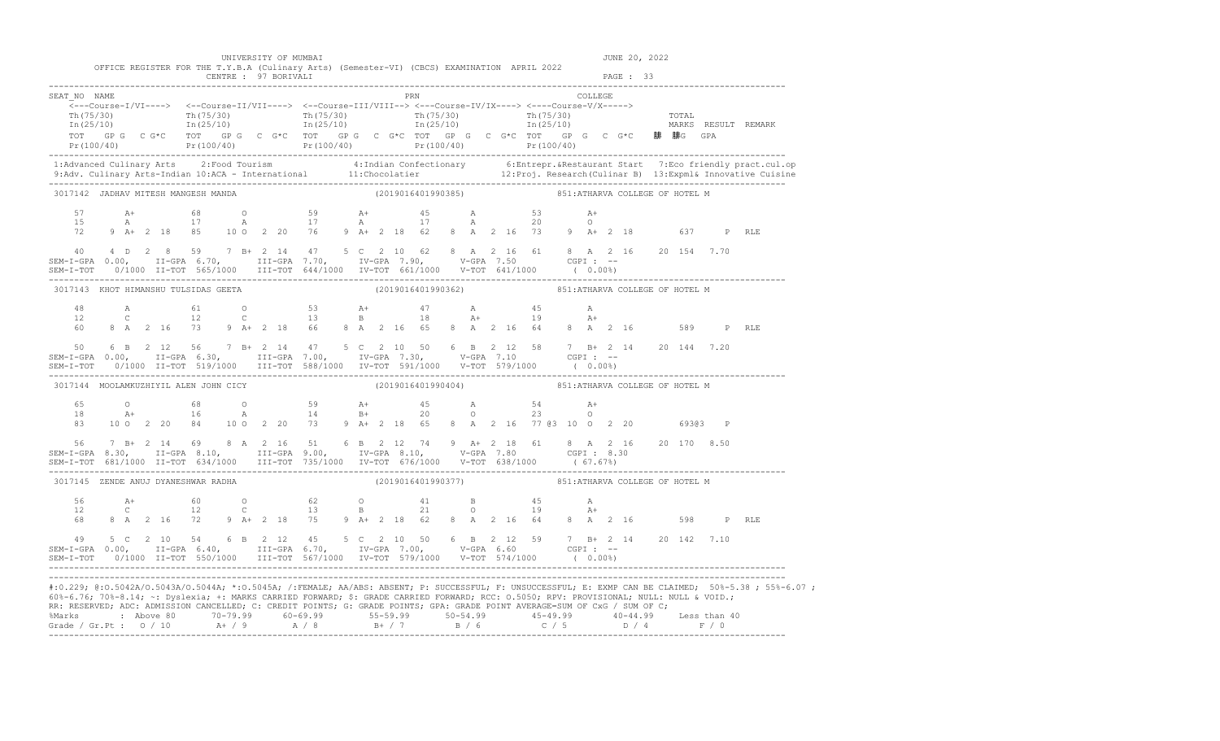UNIVERSITY OF MUMBAI

OFFICE REGISTER FOR THE T.Y.B.A (Culinary Arts) (Semester-VI) (CBCS) EXAMINATION APRIL 2022

CENTRE : 97 BORIVALI

JUNE 20, 2022

```
SEAT_NO NAME                                                      PRN                                  COLLEGE
    <---Course-I/VI----> <--Course-II/VII----> <--Course-III/VIII--> <---Course-IV/IX----> <----Course-V/X----->
    Th(75/30)            Th(75/30)             Th(75/30)             Th(75/30)             Th(75/30)                TOTAL
    In(25/10)            In(25/10)             In(25/10)             In(25/10)             In(25/10)                MARKS  RESULT  REMARK
    TOT   GP G  C G*C   TOT   GP G  C G*C    TOT   GP G  C G*C    TOT  GP  G  C G*C    TOT   GP G  C G*C      䄵 䄵G  GPA
    Pr(100/40)           Pr(100/40)            Pr(100/40)            Pr(100/40)            Pr(100/40)
```

1:Advanced Culinary Arts 2:Food Tourism 4:Indian Confectionary 6:Entrepr.&Restaurant Start 7:Eco friendly pract.cul.op
9:Adv. Culinary Arts-Indian 10:ACA - International 11:Chocolatier 12:Proj. Research(Culinar B) 13:Expml& Innovative Cuisine

```
3017142  JADHAV MITESH MANGESH MANDA                     (2019016401990385)              851:ATHARVA COLLEGE OF HOTEL M

    57       A+          68       O           59       A+          45       A           53       A+
    15       A           17       A           17       A           17       A           20       O
    72    9 A+  2 18     85   10 O  2 20     76    9 A+  2 18     62    8  A  2 16     73    9 A+  2 18          637     P  RLE

    40    4 D   2  8     59    7 B+ 2 14     47    5 C   2 10     62    8  A  2 16     61    8 A   2 16      20 154  7.70
SEM-I-GPA  0.00,   II-GPA 6.70,     III-GPA 7.70,     IV-GPA 7.90,     V-GPA 7.50         CGPI : --
SEM-I-TOT    0/1000 II-TOT 565/1000   III-TOT 644/1000  IV-TOT 661/1000   V-TOT 641/1000       ( 0.00%)

3017143  KHOT HIMANSHU TULSIDAS GEETA                    (2019016401990362)              851:ATHARVA COLLEGE OF HOTEL M

    48       A           61       O           53       A+          47       A           45       A
    12       C           12       C           13       B           18       A+          19       A+
    60    8 A   2 16     73    9 A+ 2 18     66    8 A   2 16     65    8  A  2 16     64    8 A   2 16          589     P  RLE

    50    6 B   2 12     56    7 B+ 2 14     47    5 C   2 10     50    6  B  2 12     58    7 B+  2 14      20 144  7.20
SEM-I-GPA  0.00,   II-GPA 6.30,     III-GPA 7.00,     IV-GPA 7.30,     V-GPA 7.10         CGPI : --
SEM-I-TOT    0/1000 II-TOT 519/1000   III-TOT 588/1000  IV-TOT 591/1000   V-TOT 579/1000       ( 0.00%)

3017144  MOOLAMKUZHIYIL ALEN JOHN CICY                   (2019016401990404)              851:ATHARVA COLLEGE OF HOTEL M

    65       O           68       O           59       A+          45       A           54       A+
    18       A+          16       A           14       B+          20       O           23       O
    83   10 O   2 20     84   10 O  2 20     73    9 A+  2 18     65    8  A  2 16     77 @3 10 O  2 20          693@3   P

    56    7 B+  2 14     69    8 A  2 16     51    6 B   2 12     74    9 A+  2 18     61    8 A   2 16      20 170  8.50
SEM-I-GPA  8.30,   II-GPA 8.10,     III-GPA 9.00,     IV-GPA 8.10,     V-GPA 7.80         CGPI : 8.30
SEM-I-TOT  681/1000 II-TOT 634/1000   III-TOT 735/1000  IV-TOT 676/1000   V-TOT 638/1000       ( 67.67%)

3017145  ZENDE ANUJ DYANESHWAR RADHA                     (2019016401990377)              851:ATHARVA COLLEGE OF HOTEL M

    56       A+          60       O           62       O           41       B           45       A
    12       C           12       C           13       B           21       O           19       A+
    68    8 A   2 16     72    9 A+ 2 18     75    9 A+  2 18     62    8  A  2 16     64    8 A   2 16          598     P  RLE

    49    5 C   2 10     54    6 B  2 12     45    5 C   2 10     50    6  B  2 12     59    7 B+  2 14      20 142  7.10
SEM-I-GPA  0.00,   II-GPA 6.40,     III-GPA 6.70,     IV-GPA 7.00,     V-GPA 6.60         CGPI : --
SEM-I-TOT    0/1000 II-TOT 550/1000   III-TOT 567/1000  IV-TOT 579/1000   V-TOT 574/1000       ( 0.00%)
```

#:0.229; @:O.5042A/O.5043A/O.5044A; *:O.5045A; /:FEMALE; AA/ABS: ABSENT; P: SUCCESSFUL; F: UNSUCCESSFUL; E: EXMP CAN BE CLAIMED; 50%=5.38 ; 55%=6.07 ; 60%=6.76; 70%=8.14; ~: Dyslexia; +: MARKS CARRIED FORWARD; $: GRADE CARRIED FORWARD; RCC: O.5050; RPV: PROVISIONAL; NULL: NULL & VOID.; RR: RESERVED; ADC: ADMISSION CANCELLED; C: CREDIT POINTS; G: GRADE POINTS; GPA: GRADE POINT AVERAGE=SUM OF CxG / SUM OF C;

| %Marks | Above 80 | 70-79.99 | 60-69.99 | 55-59.99 | 50-54.99 | 45-49.99 | 40-44.99 | Less than 40 |
|---|---|---|---|---|---|---|---|---|
| Grade / Gr.Pt : | O / 10 | A+ / 9 | A / 8 | B+ / 7 | B / 6 | C / 5 | D / 4 | F / 0 |